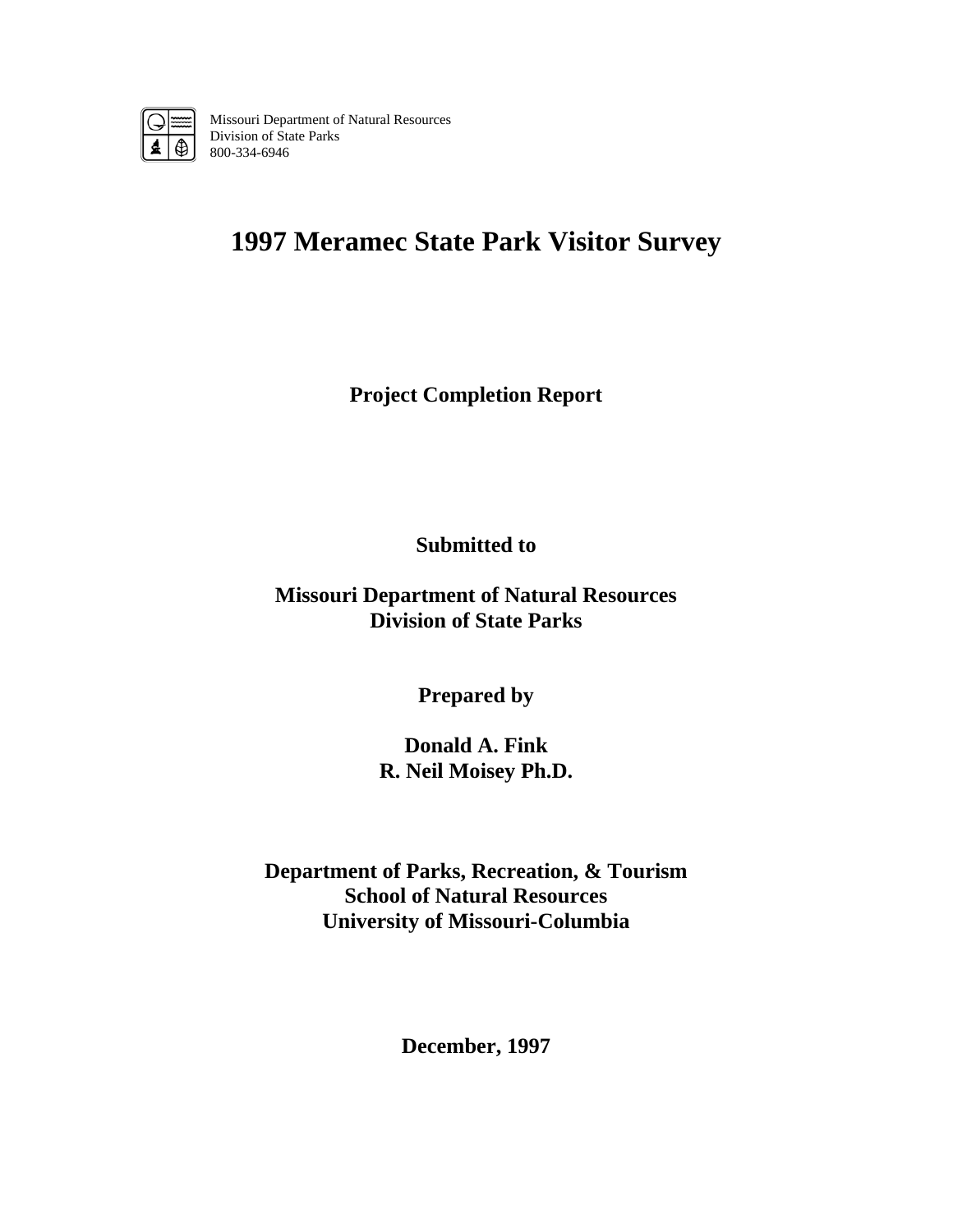Missouri Department of Natural Resources
Division of State Parks
800-334-6946

# 1997 Meramec State Park Visitor Survey

**Project Completion Report**

**Submitted to**

**Missouri Department of Natural Resources**
**Division of State Parks**

**Prepared by**

**Donald A. Fink**
**R. Neil Moisey Ph.D.**

**Department of Parks, Recreation, & Tourism**
**School of Natural Resources**
**University of Missouri-Columbia**

**December, 1997**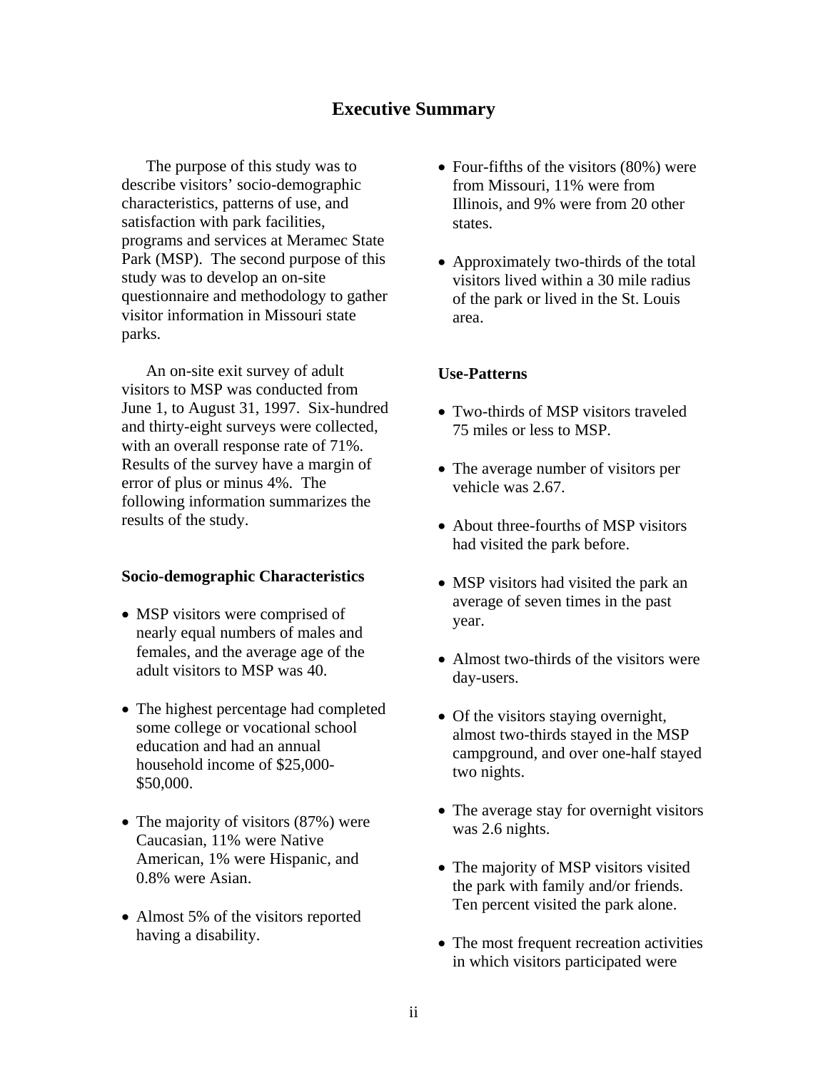## Executive Summary

The purpose of this study was to describe visitors' socio-demographic characteristics, patterns of use, and satisfaction with park facilities, programs and services at Meramec State Park (MSP). The second purpose of this study was to develop an on-site questionnaire and methodology to gather visitor information in Missouri state parks.

An on-site exit survey of adult visitors to MSP was conducted from June 1, to August 31, 1997. Six-hundred and thirty-eight surveys were collected, with an overall response rate of 71%. Results of the survey have a margin of error of plus or minus 4%. The following information summarizes the results of the study.

### Socio-demographic Characteristics

- MSP visitors were comprised of nearly equal numbers of males and females, and the average age of the adult visitors to MSP was 40.
- The highest percentage had completed some college or vocational school education and had an annual household income of $25,000-$50,000.
- The majority of visitors (87%) were Caucasian, 11% were Native American, 1% were Hispanic, and 0.8% were Asian.
- Almost 5% of the visitors reported having a disability.
- Four-fifths of the visitors (80%) were from Missouri, 11% were from Illinois, and 9% were from 20 other states.
- Approximately two-thirds of the total visitors lived within a 30 mile radius of the park or lived in the St. Louis area.

### Use-Patterns

- Two-thirds of MSP visitors traveled 75 miles or less to MSP.
- The average number of visitors per vehicle was 2.67.
- About three-fourths of MSP visitors had visited the park before.
- MSP visitors had visited the park an average of seven times in the past year.
- Almost two-thirds of the visitors were day-users.
- Of the visitors staying overnight, almost two-thirds stayed in the MSP campground, and over one-half stayed two nights.
- The average stay for overnight visitors was 2.6 nights.
- The majority of MSP visitors visited the park with family and/or friends. Ten percent visited the park alone.
- The most frequent recreation activities in which visitors participated were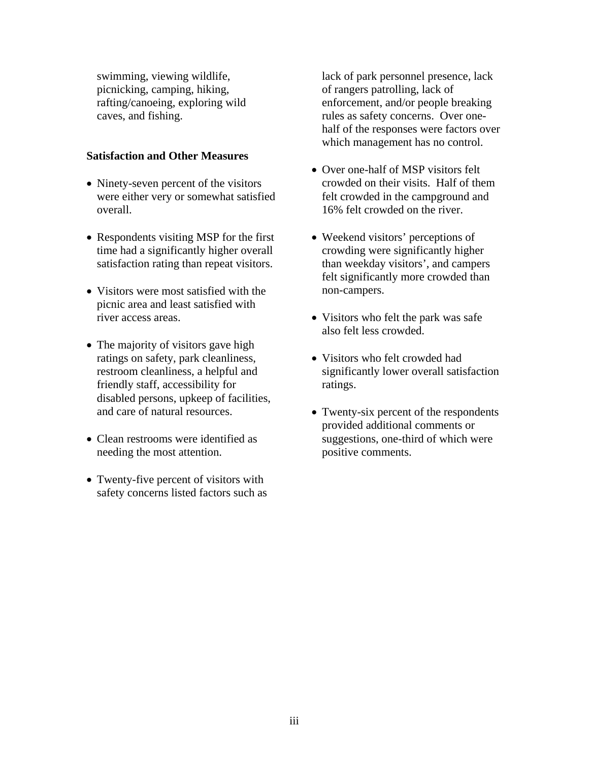swimming, viewing wildlife, picnicking, camping, hiking, rafting/canoeing, exploring wild caves, and fishing.

**Satisfaction and Other Measures**

- Ninety-seven percent of the visitors were either very or somewhat satisfied overall.
- Respondents visiting MSP for the first time had a significantly higher overall satisfaction rating than repeat visitors.
- Visitors were most satisfied with the picnic area and least satisfied with river access areas.
- The majority of visitors gave high ratings on safety, park cleanliness, restroom cleanliness, a helpful and friendly staff, accessibility for disabled persons, upkeep of facilities, and care of natural resources.
- Clean restrooms were identified as needing the most attention.
- Twenty-five percent of visitors with safety concerns listed factors such as lack of park personnel presence, lack of rangers patrolling, lack of enforcement, and/or people breaking rules as safety concerns. Over one-half of the responses were factors over which management has no control.
- Over one-half of MSP visitors felt crowded on their visits. Half of them felt crowded in the campground and 16% felt crowded on the river.
- Weekend visitors' perceptions of crowding were significantly higher than weekday visitors', and campers felt significantly more crowded than non-campers.
- Visitors who felt the park was safe also felt less crowded.
- Visitors who felt crowded had significantly lower overall satisfaction ratings.
- Twenty-six percent of the respondents provided additional comments or suggestions, one-third of which were positive comments.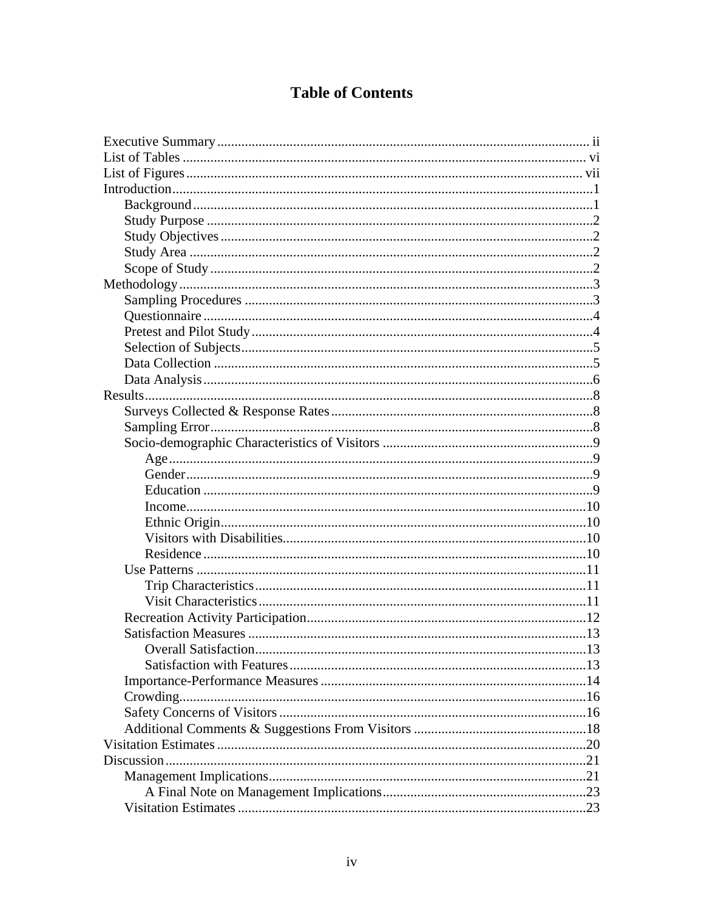# Table of Contents

Executive Summary ........................................................ ii
List of Tables ........................................................ vi
List of Figures ........................................................ vii
Introduction ........................................................ 1
- Background ........................................................ 1
- Study Purpose ........................................................ 2
- Study Objectives ........................................................ 2
- Study Area ........................................................ 2
- Scope of Study ........................................................ 2

Methodology ........................................................ 3
- Sampling Procedures ........................................................ 3
- Questionnaire ........................................................ 4
- Pretest and Pilot Study ........................................................ 4
- Selection of Subjects ........................................................ 5
- Data Collection ........................................................ 5
- Data Analysis ........................................................ 6

Results ........................................................ 8
- Surveys Collected & Response Rates ........................................................ 8
- Sampling Error ........................................................ 8
- Socio-demographic Characteristics of Visitors ........................................................ 9
  - Age ........................................................ 9
  - Gender ........................................................ 9
  - Education ........................................................ 9
  - Income ........................................................ 10
  - Ethnic Origin ........................................................ 10
  - Visitors with Disabilities ........................................................ 10
  - Residence ........................................................ 10
- Use Patterns ........................................................ 11
  - Trip Characteristics ........................................................ 11
  - Visit Characteristics ........................................................ 11
- Recreation Activity Participation ........................................................ 12
- Satisfaction Measures ........................................................ 13
  - Overall Satisfaction ........................................................ 13
  - Satisfaction with Features ........................................................ 13
- Importance-Performance Measures ........................................................ 14
- Crowding ........................................................ 16
- Safety Concerns of Visitors ........................................................ 16
- Additional Comments & Suggestions From Visitors ........................................................ 18

Visitation Estimates ........................................................ 20
Discussion ........................................................ 21
- Management Implications ........................................................ 21
  - A Final Note on Management Implications ........................................................ 23
- Visitation Estimates ........................................................ 23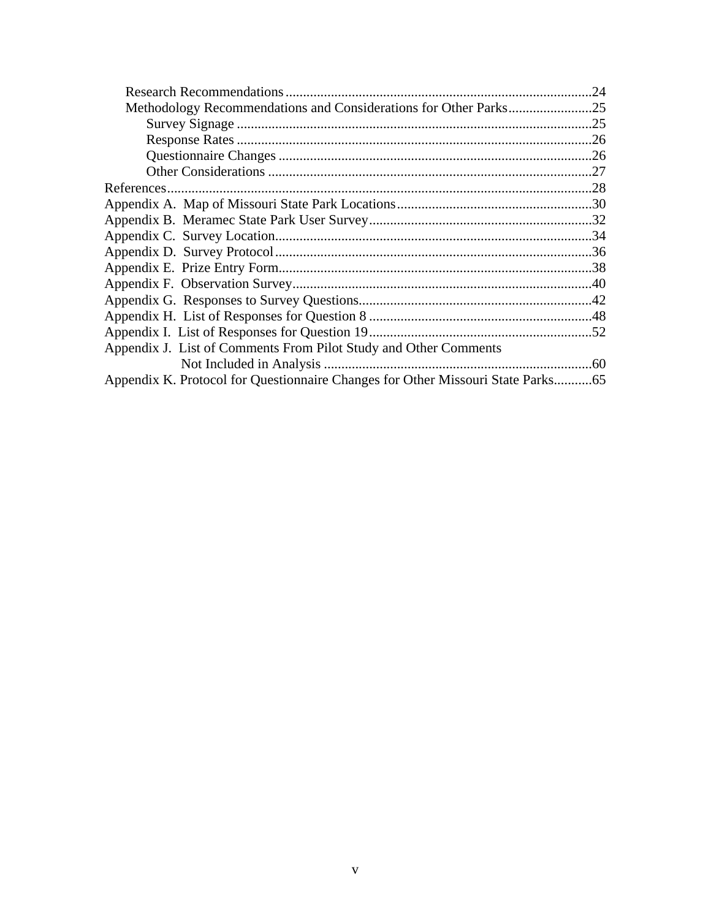- Research Recommendations ........................................................................................ 24
- Methodology Recommendations and Considerations for Other Parks ........................ 25
  - Survey Signage ...................................................................................................... 25
  - Response Rates ...................................................................................................... 26
  - Questionnaire Changes .......................................................................................... 26
  - Other Considerations ............................................................................................. 27

References ......................................................................................................................... 28
Appendix A. Map of Missouri State Park Locations ........................................................ 30
Appendix B. Meramec State Park User Survey ................................................................ 32
Appendix C. Survey Location ........................................................................................... 34
Appendix D. Survey Protocol ........................................................................................... 36
Appendix E. Prize Entry Form .......................................................................................... 38
Appendix F. Observation Survey ...................................................................................... 40
Appendix G. Responses to Survey Questions ................................................................... 42
Appendix H. List of Responses for Question 8 ................................................................ 48
Appendix I. List of Responses for Question 19 ................................................................ 52
Appendix J. List of Comments From Pilot Study and Other Comments Not Included in Analysis ............................................................................. 60
Appendix K. Protocol for Questionnaire Changes for Other Missouri State Parks ........... 65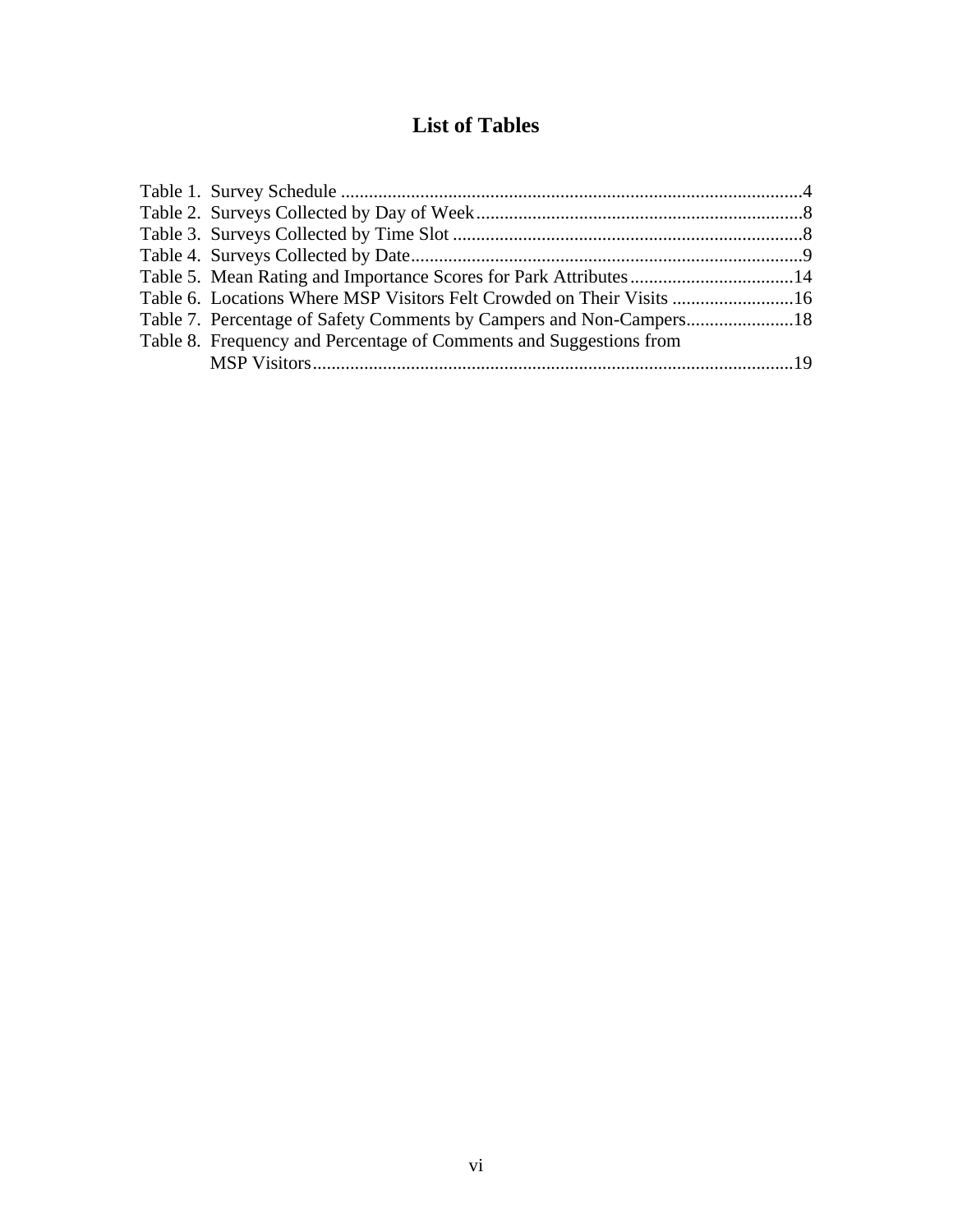# List of Tables

Table 1. Survey Schedule ..................................................................................................4
Table 2. Surveys Collected by Day of Week.....................................................................8
Table 3. Surveys Collected by Time Slot ..........................................................................8
Table 4. Surveys Collected by Date...................................................................................9
Table 5. Mean Rating and Importance Scores for Park Attributes...................................14
Table 6. Locations Where MSP Visitors Felt Crowded on Their Visits ..........................16
Table 7. Percentage of Safety Comments by Campers and Non-Campers.......................18
Table 8. Frequency and Percentage of Comments and Suggestions from MSP Visitors......................................................................................................19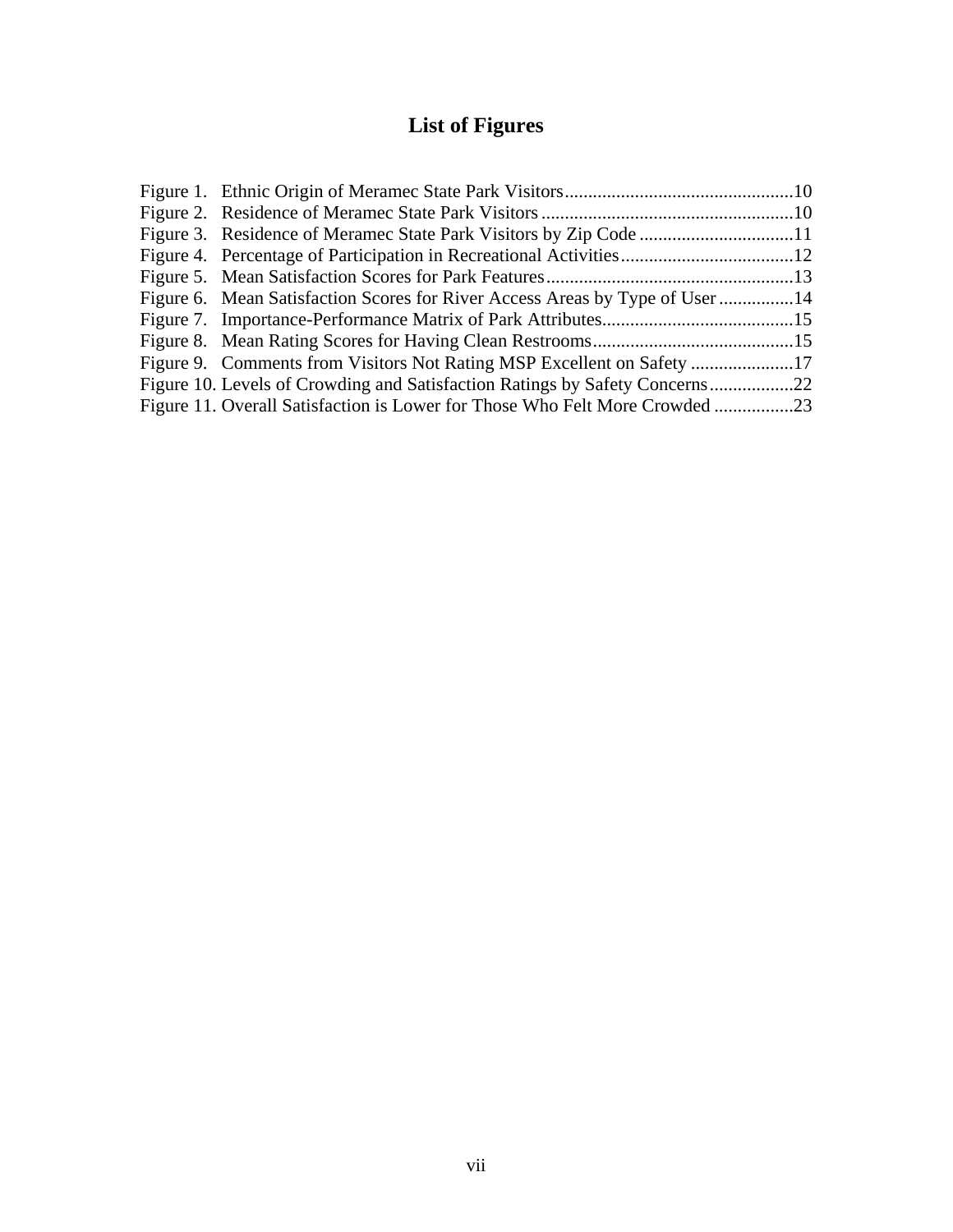# List of Figures

Figure 1. Ethnic Origin of Meramec State Park Visitors .................................................10
Figure 2. Residence of Meramec State Park Visitors ......................................................10
Figure 3. Residence of Meramec State Park Visitors by Zip Code .................................11
Figure 4. Percentage of Participation in Recreational Activities .....................................12
Figure 5. Mean Satisfaction Scores for Park Features .....................................................13
Figure 6. Mean Satisfaction Scores for River Access Areas by Type of User ................14
Figure 7. Importance-Performance Matrix of Park Attributes.........................................15
Figure 8. Mean Rating Scores for Having Clean Restrooms...........................................15
Figure 9. Comments from Visitors Not Rating MSP Excellent on Safety ......................17
Figure 10. Levels of Crowding and Satisfaction Ratings by Safety Concerns..................22
Figure 11. Overall Satisfaction is Lower for Those Who Felt More Crowded .................23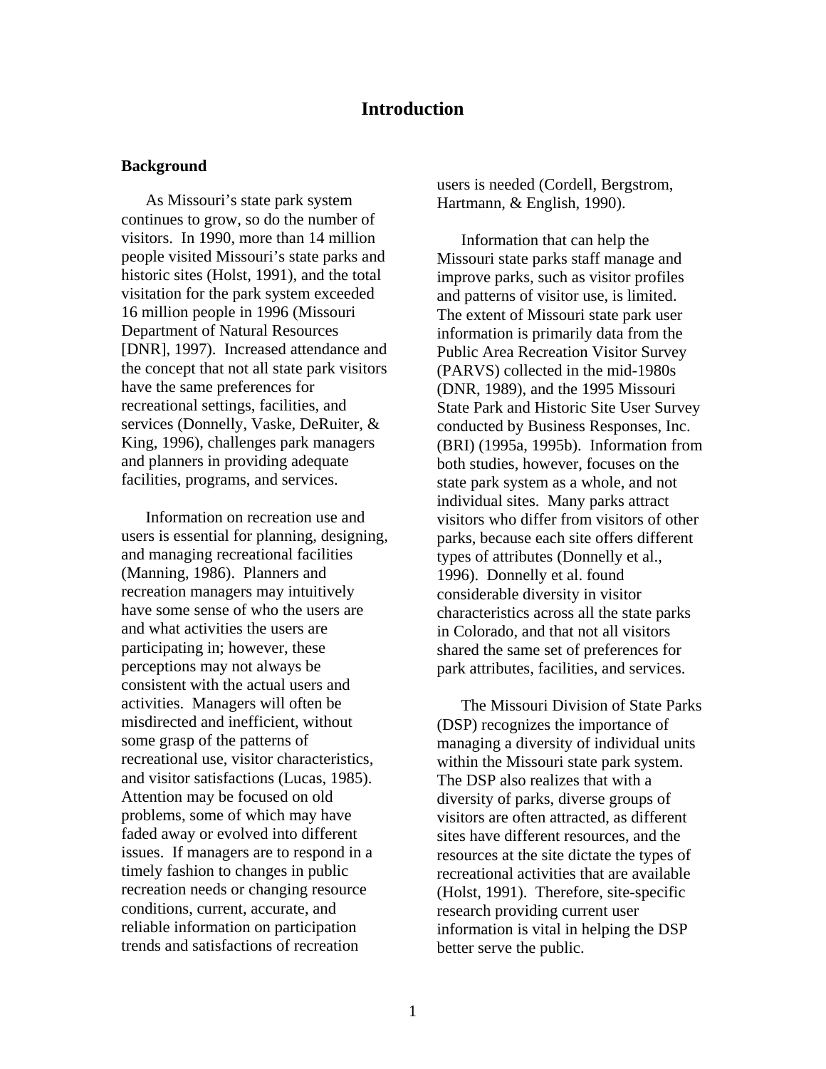# Introduction

## Background

As Missouri's state park system continues to grow, so do the number of visitors. In 1990, more than 14 million people visited Missouri's state parks and historic sites (Holst, 1991), and the total visitation for the park system exceeded 16 million people in 1996 (Missouri Department of Natural Resources [DNR], 1997). Increased attendance and the concept that not all state park visitors have the same preferences for recreational settings, facilities, and services (Donnelly, Vaske, DeRuiter, & King, 1996), challenges park managers and planners in providing adequate facilities, programs, and services.

Information on recreation use and users is essential for planning, designing, and managing recreational facilities (Manning, 1986). Planners and recreation managers may intuitively have some sense of who the users are and what activities the users are participating in; however, these perceptions may not always be consistent with the actual users and activities. Managers will often be misdirected and inefficient, without some grasp of the patterns of recreational use, visitor characteristics, and visitor satisfactions (Lucas, 1985). Attention may be focused on old problems, some of which may have faded away or evolved into different issues. If managers are to respond in a timely fashion to changes in public recreation needs or changing resource conditions, current, accurate, and reliable information on participation trends and satisfactions of recreation users is needed (Cordell, Bergstrom, Hartmann, & English, 1990).

Information that can help the Missouri state parks staff manage and improve parks, such as visitor profiles and patterns of visitor use, is limited. The extent of Missouri state park user information is primarily data from the Public Area Recreation Visitor Survey (PARVS) collected in the mid-1980s (DNR, 1989), and the 1995 Missouri State Park and Historic Site User Survey conducted by Business Responses, Inc. (BRI) (1995a, 1995b). Information from both studies, however, focuses on the state park system as a whole, and not individual sites. Many parks attract visitors who differ from visitors of other parks, because each site offers different types of attributes (Donnelly et al., 1996). Donnelly et al. found considerable diversity in visitor characteristics across all the state parks in Colorado, and that not all visitors shared the same set of preferences for park attributes, facilities, and services.

The Missouri Division of State Parks (DSP) recognizes the importance of managing a diversity of individual units within the Missouri state park system. The DSP also realizes that with a diversity of parks, diverse groups of visitors are often attracted, as different sites have different resources, and the resources at the site dictate the types of recreational activities that are available (Holst, 1991). Therefore, site-specific research providing current user information is vital in helping the DSP better serve the public.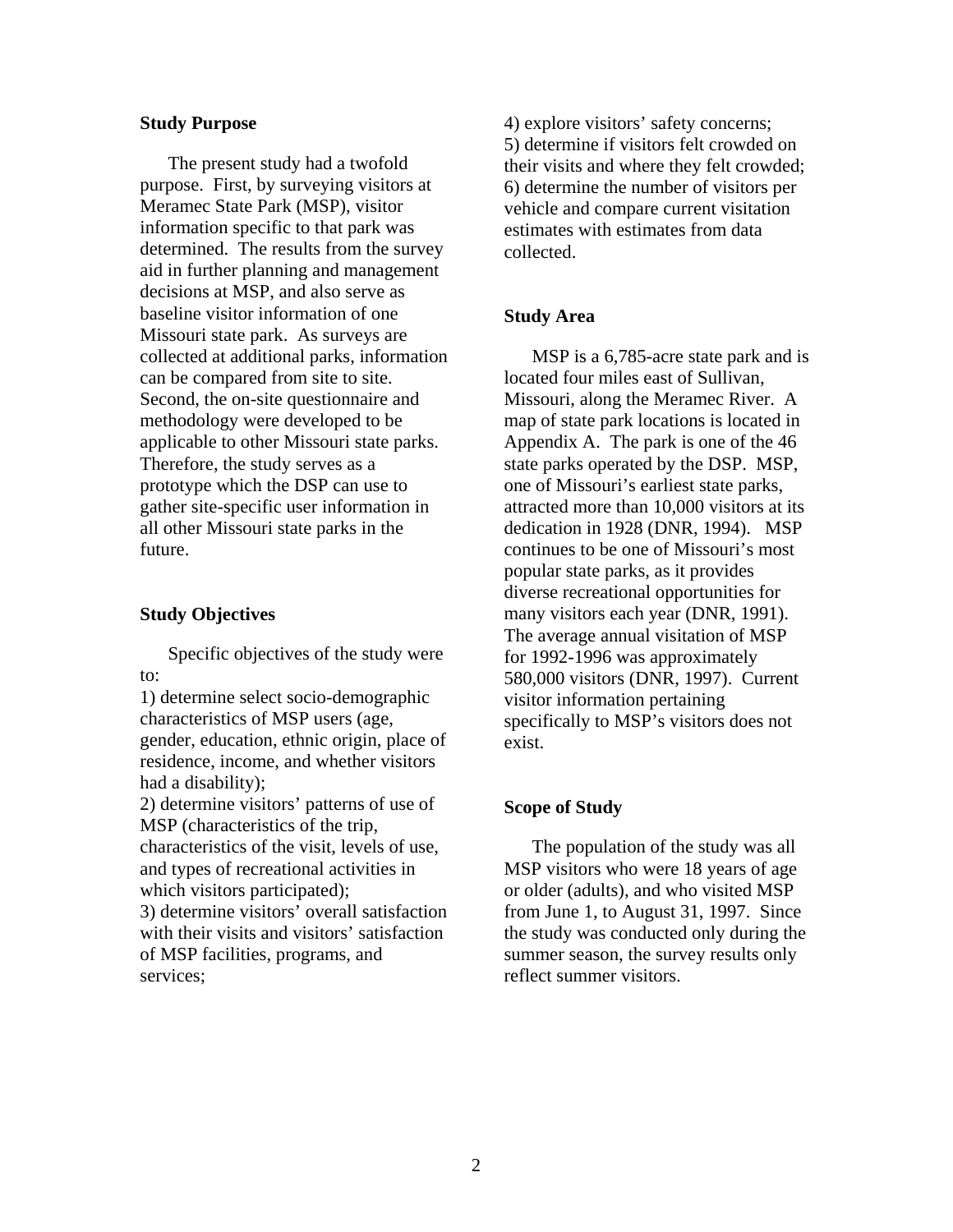## Study Purpose

The present study had a twofold purpose. First, by surveying visitors at Meramec State Park (MSP), visitor information specific to that park was determined. The results from the survey aid in further planning and management decisions at MSP, and also serve as baseline visitor information of one Missouri state park. As surveys are collected at additional parks, information can be compared from site to site. Second, the on-site questionnaire and methodology were developed to be applicable to other Missouri state parks. Therefore, the study serves as a prototype which the DSP can use to gather site-specific user information in all other Missouri state parks in the future.

## Study Objectives

Specific objectives of the study were to:

1) determine select socio-demographic characteristics of MSP users (age, gender, education, ethnic origin, place of residence, income, and whether visitors had a disability);
2) determine visitors' patterns of use of MSP (characteristics of the trip, characteristics of the visit, levels of use, and types of recreational activities in which visitors participated);
3) determine visitors' overall satisfaction with their visits and visitors' satisfaction of MSP facilities, programs, and services;
4) explore visitors' safety concerns;
5) determine if visitors felt crowded on their visits and where they felt crowded;
6) determine the number of visitors per vehicle and compare current visitation estimates with estimates from data collected.

## Study Area

MSP is a 6,785-acre state park and is located four miles east of Sullivan, Missouri, along the Meramec River. A map of state park locations is located in Appendix A. The park is one of the 46 state parks operated by the DSP. MSP, one of Missouri's earliest state parks, attracted more than 10,000 visitors at its dedication in 1928 (DNR, 1994). MSP continues to be one of Missouri's most popular state parks, as it provides diverse recreational opportunities for many visitors each year (DNR, 1991). The average annual visitation of MSP for 1992-1996 was approximately 580,000 visitors (DNR, 1997). Current visitor information pertaining specifically to MSP's visitors does not exist.

## Scope of Study

The population of the study was all MSP visitors who were 18 years of age or older (adults), and who visited MSP from June 1, to August 31, 1997. Since the study was conducted only during the summer season, the survey results only reflect summer visitors.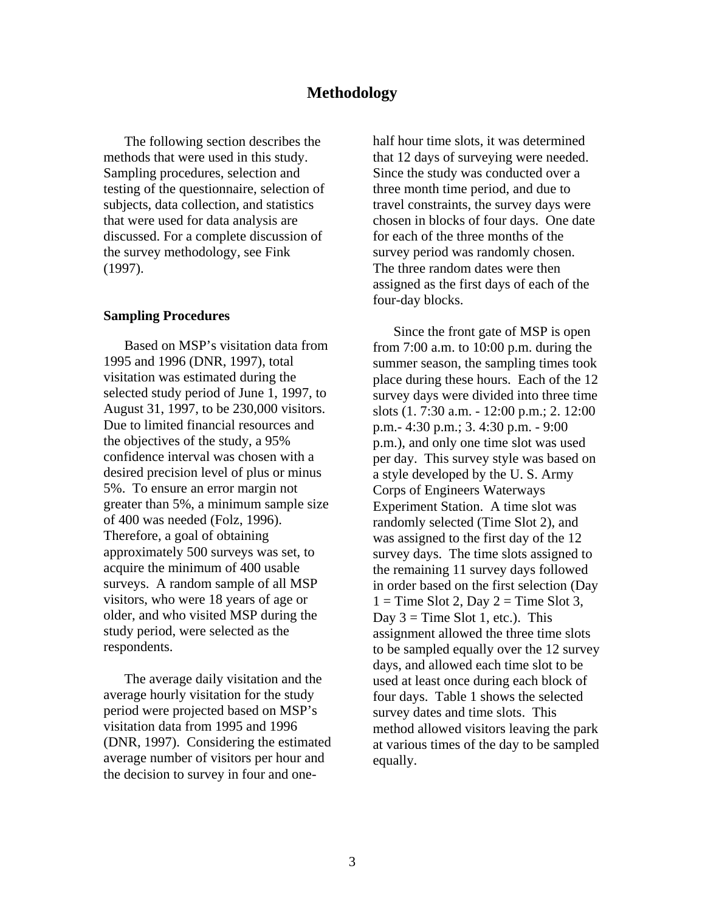# Methodology

The following section describes the methods that were used in this study. Sampling procedures, selection and testing of the questionnaire, selection of subjects, data collection, and statistics that were used for data analysis are discussed. For a complete discussion of the survey methodology, see Fink (1997).

### Sampling Procedures

Based on MSP's visitation data from 1995 and 1996 (DNR, 1997), total visitation was estimated during the selected study period of June 1, 1997, to August 31, 1997, to be 230,000 visitors. Due to limited financial resources and the objectives of the study, a 95% confidence interval was chosen with a desired precision level of plus or minus 5%. To ensure an error margin not greater than 5%, a minimum sample size of 400 was needed (Folz, 1996). Therefore, a goal of obtaining approximately 500 surveys was set, to acquire the minimum of 400 usable surveys. A random sample of all MSP visitors, who were 18 years of age or older, and who visited MSP during the study period, were selected as the respondents.

The average daily visitation and the average hourly visitation for the study period were projected based on MSP's visitation data from 1995 and 1996 (DNR, 1997). Considering the estimated average number of visitors per hour and the decision to survey in four and one-half hour time slots, it was determined that 12 days of surveying were needed. Since the study was conducted over a three month time period, and due to travel constraints, the survey days were chosen in blocks of four days. One date for each of the three months of the survey period was randomly chosen. The three random dates were then assigned as the first days of each of the four-day blocks.

Since the front gate of MSP is open from 7:00 a.m. to 10:00 p.m. during the summer season, the sampling times took place during these hours. Each of the 12 survey days were divided into three time slots (1. 7:30 a.m. - 12:00 p.m.; 2. 12:00 p.m.- 4:30 p.m.; 3. 4:30 p.m. - 9:00 p.m.), and only one time slot was used per day. This survey style was based on a style developed by the U. S. Army Corps of Engineers Waterways Experiment Station. A time slot was randomly selected (Time Slot 2), and was assigned to the first day of the 12 survey days. The time slots assigned to the remaining 11 survey days followed in order based on the first selection (Day 1 = Time Slot 2, Day 2 = Time Slot 3, Day 3 = Time Slot 1, etc.). This assignment allowed the three time slots to be sampled equally over the 12 survey days, and allowed each time slot to be used at least once during each block of four days. Table 1 shows the selected survey dates and time slots. This method allowed visitors leaving the park at various times of the day to be sampled equally.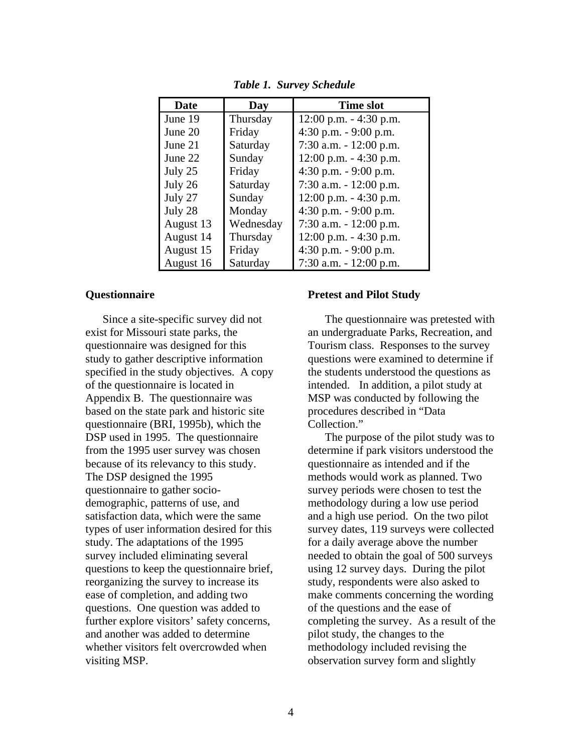***Table 1. Survey Schedule***

| Date | Day | Time slot |
|---|---|---|
| June 19 | Thursday | 12:00 p.m. - 4:30 p.m. |
| June 20 | Friday | 4:30 p.m. - 9:00 p.m. |
| June 21 | Saturday | 7:30 a.m. - 12:00 p.m. |
| June 22 | Sunday | 12:00 p.m. - 4:30 p.m. |
| July 25 | Friday | 4:30 p.m. - 9:00 p.m. |
| July 26 | Saturday | 7:30 a.m. - 12:00 p.m. |
| July 27 | Sunday | 12:00 p.m. - 4:30 p.m. |
| July 28 | Monday | 4:30 p.m. - 9:00 p.m. |
| August 13 | Wednesday | 7:30 a.m. - 12:00 p.m. |
| August 14 | Thursday | 12:00 p.m. - 4:30 p.m. |
| August 15 | Friday | 4:30 p.m. - 9:00 p.m. |
| August 16 | Saturday | 7:30 a.m. - 12:00 p.m. |

**Questionnaire**

Since a site-specific survey did not exist for Missouri state parks, the questionnaire was designed for this study to gather descriptive information specified in the study objectives. A copy of the questionnaire is located in Appendix B. The questionnaire was based on the state park and historic site questionnaire (BRI, 1995b), which the DSP used in 1995. The questionnaire from the 1995 user survey was chosen because of its relevancy to this study. The DSP designed the 1995 questionnaire to gather socio-demographic, patterns of use, and satisfaction data, which were the same types of user information desired for this study. The adaptations of the 1995 survey included eliminating several questions to keep the questionnaire brief, reorganizing the survey to increase its ease of completion, and adding two questions. One question was added to further explore visitors' safety concerns, and another was added to determine whether visitors felt overcrowded when visiting MSP.

**Pretest and Pilot Study**

The questionnaire was pretested with an undergraduate Parks, Recreation, and Tourism class. Responses to the survey questions were examined to determine if the students understood the questions as intended. In addition, a pilot study at MSP was conducted by following the procedures described in "Data Collection."

The purpose of the pilot study was to determine if park visitors understood the questionnaire as intended and if the methods would work as planned. Two survey periods were chosen to test the methodology during a low use period and a high use period. On the two pilot survey dates, 119 surveys were collected for a daily average above the number needed to obtain the goal of 500 surveys using 12 survey days. During the pilot study, respondents were also asked to make comments concerning the wording of the questions and the ease of completing the survey. As a result of the pilot study, the changes to the methodology included revising the observation survey form and slightly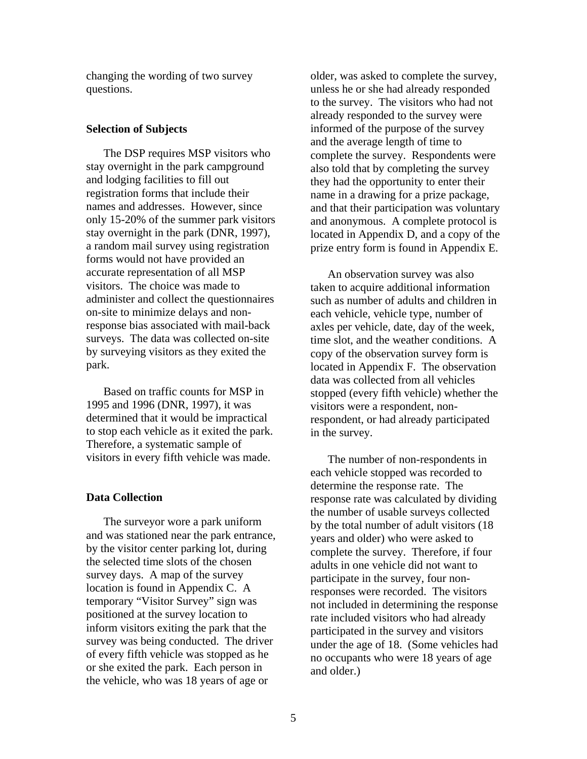changing the wording of two survey questions.

### Selection of Subjects

The DSP requires MSP visitors who stay overnight in the park campground and lodging facilities to fill out registration forms that include their names and addresses. However, since only 15-20% of the summer park visitors stay overnight in the park (DNR, 1997), a random mail survey using registration forms would not have provided an accurate representation of all MSP visitors. The choice was made to administer and collect the questionnaires on-site to minimize delays and non-response bias associated with mail-back surveys. The data was collected on-site by surveying visitors as they exited the park.

Based on traffic counts for MSP in 1995 and 1996 (DNR, 1997), it was determined that it would be impractical to stop each vehicle as it exited the park. Therefore, a systematic sample of visitors in every fifth vehicle was made.

### Data Collection

The surveyor wore a park uniform and was stationed near the park entrance, by the visitor center parking lot, during the selected time slots of the chosen survey days. A map of the survey location is found in Appendix C. A temporary "Visitor Survey" sign was positioned at the survey location to inform visitors exiting the park that the survey was being conducted. The driver of every fifth vehicle was stopped as he or she exited the park. Each person in the vehicle, who was 18 years of age or older, was asked to complete the survey, unless he or she had already responded to the survey. The visitors who had not already responded to the survey were informed of the purpose of the survey and the average length of time to complete the survey. Respondents were also told that by completing the survey they had the opportunity to enter their name in a drawing for a prize package, and that their participation was voluntary and anonymous. A complete protocol is located in Appendix D, and a copy of the prize entry form is found in Appendix E.

An observation survey was also taken to acquire additional information such as number of adults and children in each vehicle, vehicle type, number of axles per vehicle, date, day of the week, time slot, and the weather conditions. A copy of the observation survey form is located in Appendix F. The observation data was collected from all vehicles stopped (every fifth vehicle) whether the visitors were a respondent, non-respondent, or had already participated in the survey.

The number of non-respondents in each vehicle stopped was recorded to determine the response rate. The response rate was calculated by dividing the number of usable surveys collected by the total number of adult visitors (18 years and older) who were asked to complete the survey. Therefore, if four adults in one vehicle did not want to participate in the survey, four non-responses were recorded. The visitors not included in determining the response rate included visitors who had already participated in the survey and visitors under the age of 18. (Some vehicles had no occupants who were 18 years of age and older.)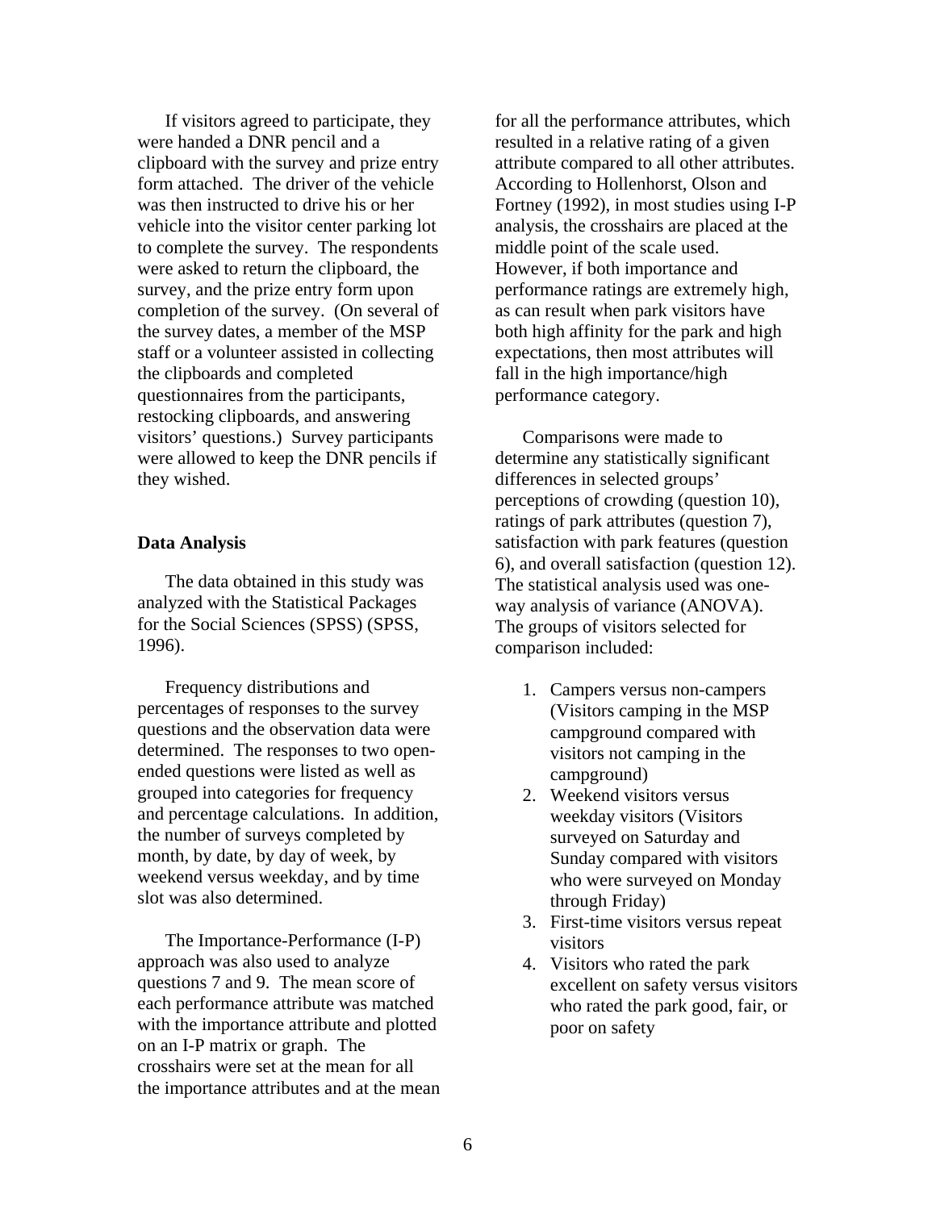If visitors agreed to participate, they were handed a DNR pencil and a clipboard with the survey and prize entry form attached. The driver of the vehicle was then instructed to drive his or her vehicle into the visitor center parking lot to complete the survey. The respondents were asked to return the clipboard, the survey, and the prize entry form upon completion of the survey. (On several of the survey dates, a member of the MSP staff or a volunteer assisted in collecting the clipboards and completed questionnaires from the participants, restocking clipboards, and answering visitors' questions.) Survey participants were allowed to keep the DNR pencils if they wished.

**Data Analysis**

The data obtained in this study was analyzed with the Statistical Packages for the Social Sciences (SPSS) (SPSS, 1996).

Frequency distributions and percentages of responses to the survey questions and the observation data were determined. The responses to two open-ended questions were listed as well as grouped into categories for frequency and percentage calculations. In addition, the number of surveys completed by month, by date, by day of week, by weekend versus weekday, and by time slot was also determined.

The Importance-Performance (I-P) approach was also used to analyze questions 7 and 9. The mean score of each performance attribute was matched with the importance attribute and plotted on an I-P matrix or graph. The crosshairs were set at the mean for all the importance attributes and at the mean for all the performance attributes, which resulted in a relative rating of a given attribute compared to all other attributes. According to Hollenhorst, Olson and Fortney (1992), in most studies using I-P analysis, the crosshairs are placed at the middle point of the scale used. However, if both importance and performance ratings are extremely high, as can result when park visitors have both high affinity for the park and high expectations, then most attributes will fall in the high importance/high performance category.

Comparisons were made to determine any statistically significant differences in selected groups' perceptions of crowding (question 10), ratings of park attributes (question 7), satisfaction with park features (question 6), and overall satisfaction (question 12). The statistical analysis used was one-way analysis of variance (ANOVA). The groups of visitors selected for comparison included:

1. Campers versus non-campers (Visitors camping in the MSP campground compared with visitors not camping in the campground)
2. Weekend visitors versus weekday visitors (Visitors surveyed on Saturday and Sunday compared with visitors who were surveyed on Monday through Friday)
3. First-time visitors versus repeat visitors
4. Visitors who rated the park excellent on safety versus visitors who rated the park good, fair, or poor on safety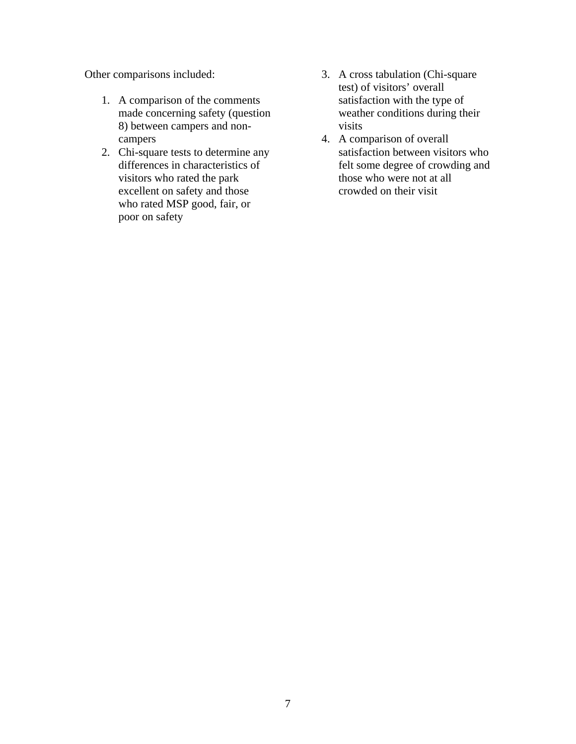Other comparisons included:

1. A comparison of the comments made concerning safety (question 8) between campers and non-campers
2. Chi-square tests to determine any differences in characteristics of visitors who rated the park excellent on safety and those who rated MSP good, fair, or poor on safety
3. A cross tabulation (Chi-square test) of visitors' overall satisfaction with the type of weather conditions during their visits
4. A comparison of overall satisfaction between visitors who felt some degree of crowding and those who were not at all crowded on their visit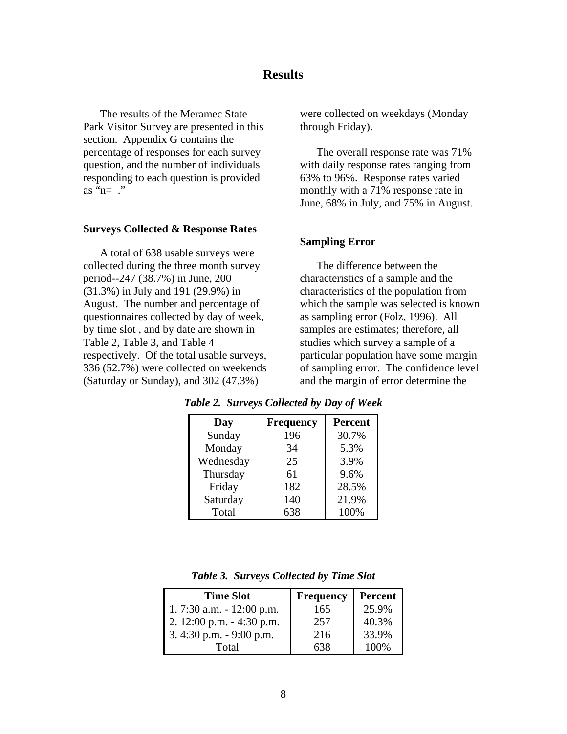## Results

The results of the Meramec State Park Visitor Survey are presented in this section. Appendix G contains the percentage of responses for each survey question, and the number of individuals responding to each question is provided as "n= ."

### Surveys Collected & Response Rates

A total of 638 usable surveys were collected during the three month survey period--247 (38.7%) in June, 200 (31.3%) in July and 191 (29.9%) in August. The number and percentage of questionnaires collected by day of week, by time slot , and by date are shown in Table 2, Table 3, and Table 4 respectively. Of the total usable surveys, 336 (52.7%) were collected on weekends (Saturday or Sunday), and 302 (47.3%) were collected on weekdays (Monday through Friday).

The overall response rate was 71% with daily response rates ranging from 63% to 96%. Response rates varied monthly with a 71% response rate in June, 68% in July, and 75% in August.

### Sampling Error

The difference between the characteristics of a sample and the characteristics of the population from which the sample was selected is known as sampling error (Folz, 1996). All samples are estimates; therefore, all studies which survey a sample of a particular population have some margin of sampling error. The confidence level and the margin of error determine the

***Table 2. Surveys Collected by Day of Week***

| Day | Frequency | Percent |
|---|---|---|
| Sunday | 196 | 30.7% |
| Monday | 34 | 5.3% |
| Wednesday | 25 | 3.9% |
| Thursday | 61 | 9.6% |
| Friday | 182 | 28.5% |
| Saturday | 140 | 21.9% |
| Total | 638 | 100% |

***Table 3. Surveys Collected by Time Slot***

| Time Slot | Frequency | Percent |
|---|---|---|
| 1. 7:30 a.m. - 12:00 p.m. | 165 | 25.9% |
| 2. 12:00 p.m. - 4:30 p.m. | 257 | 40.3% |
| 3. 4:30 p.m. - 9:00 p.m. | 216 | 33.9% |
| Total | 638 | 100% |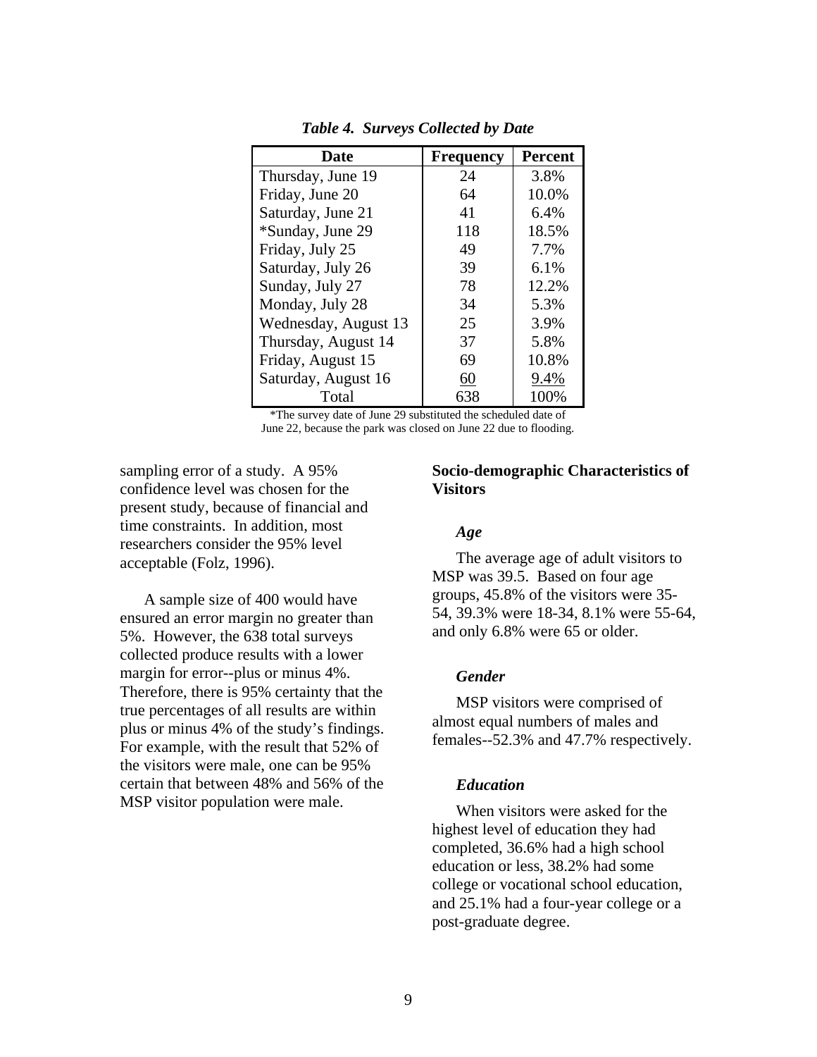*Table 4. Surveys Collected by Date*

| Date | Frequency | Percent |
|---|---|---|
| Thursday, June 19 | 24 | 3.8% |
| Friday, June 20 | 64 | 10.0% |
| Saturday, June 21 | 41 | 6.4% |
| *Sunday, June 29 | 118 | 18.5% |
| Friday, July 25 | 49 | 7.7% |
| Saturday, July 26 | 39 | 6.1% |
| Sunday, July 27 | 78 | 12.2% |
| Monday, July 28 | 34 | 5.3% |
| Wednesday, August 13 | 25 | 3.9% |
| Thursday, August 14 | 37 | 5.8% |
| Friday, August 15 | 69 | 10.8% |
| Saturday, August 16 | 60 | 9.4% |
| Total | 638 | 100% |

*The survey date of June 29 substituted the scheduled date of June 22, because the park was closed on June 22 due to flooding.

sampling error of a study. A 95% confidence level was chosen for the present study, because of financial and time constraints. In addition, most researchers consider the 95% level acceptable (Folz, 1996).

A sample size of 400 would have ensured an error margin no greater than 5%. However, the 638 total surveys collected produce results with a lower margin for error--plus or minus 4%. Therefore, there is 95% certainty that the true percentages of all results are within plus or minus 4% of the study's findings. For example, with the result that 52% of the visitors were male, one can be 95% certain that between 48% and 56% of the MSP visitor population were male.

## Socio-demographic Characteristics of Visitors

### *Age*

The average age of adult visitors to MSP was 39.5. Based on four age groups, 45.8% of the visitors were 35-54, 39.3% were 18-34, 8.1% were 55-64, and only 6.8% were 65 or older.

### *Gender*

MSP visitors were comprised of almost equal numbers of males and females--52.3% and 47.7% respectively.

### *Education*

When visitors were asked for the highest level of education they had completed, 36.6% had a high school education or less, 38.2% had some college or vocational school education, and 25.1% had a four-year college or a post-graduate degree.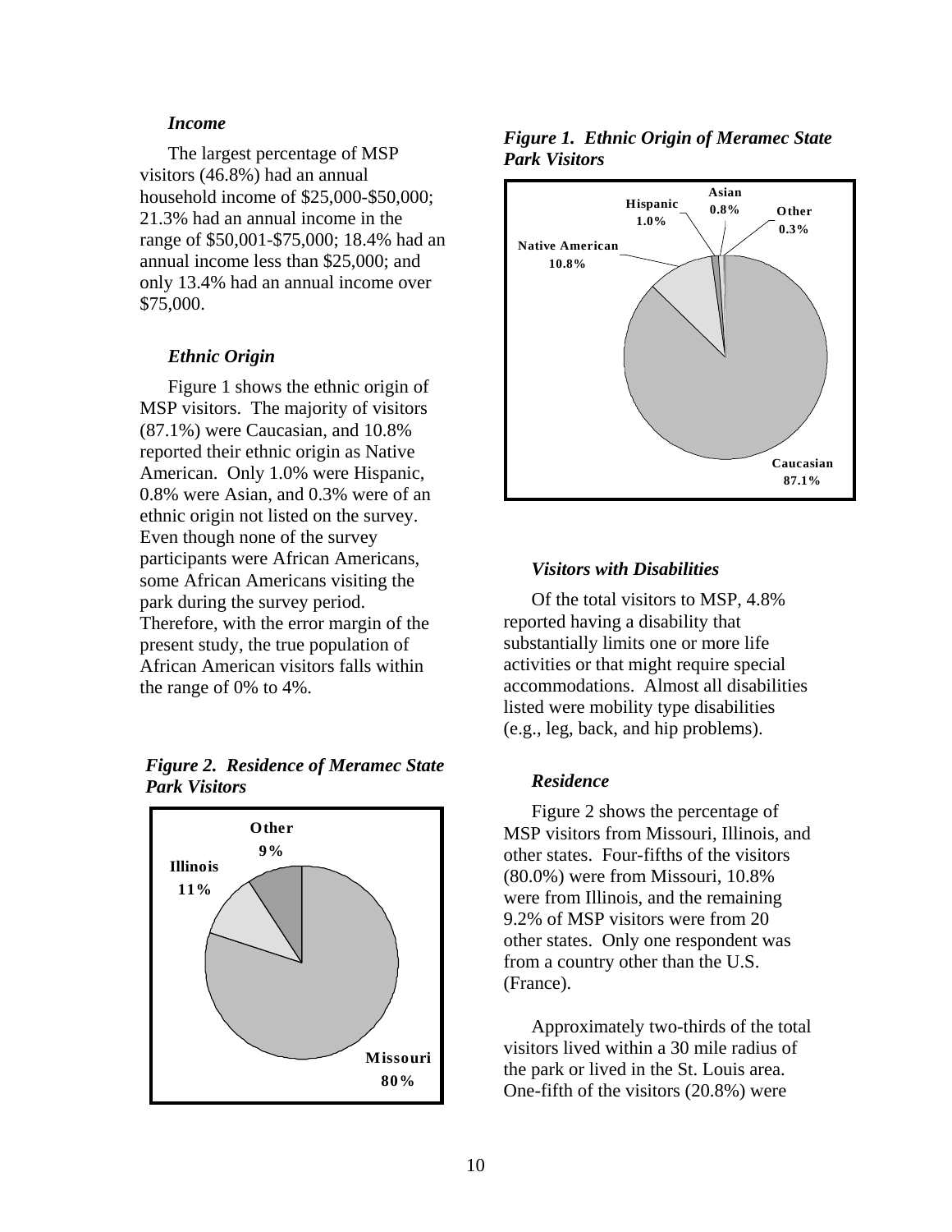### *Income*

The largest percentage of MSP visitors (46.8%) had an annual household income of \$25,000-\$50,000; 21.3% had an annual income in the range of \$50,001-\$75,000; 18.4% had an annual income less than \$25,000; and only 13.4% had an annual income over \$75,000.

### *Ethnic Origin*

Figure 1 shows the ethnic origin of MSP visitors. The majority of visitors (87.1%) were Caucasian, and 10.8% reported their ethnic origin as Native American. Only 1.0% were Hispanic, 0.8% were Asian, and 0.3% were of an ethnic origin not listed on the survey. Even though none of the survey participants were African Americans, some African Americans visiting the park during the survey period. Therefore, with the error margin of the present study, the true population of African American visitors falls within the range of 0% to 4%.

***Figure 1. Ethnic Origin of Meramec State Park Visitors***

| Ethnic Origin | Percent |
|---|---|
| Caucasian | 87.1% |
| Native American | 10.8% |
| Hispanic | 1.0% |
| Asian | 0.8% |
| Other | 0.3% |

### *Visitors with Disabilities*

Of the total visitors to MSP, 4.8% reported having a disability that substantially limits one or more life activities or that might require special accommodations. Almost all disabilities listed were mobility type disabilities (e.g., leg, back, and hip problems).

### *Residence*

Figure 2 shows the percentage of MSP visitors from Missouri, Illinois, and other states. Four-fifths of the visitors (80.0%) were from Missouri, 10.8% were from Illinois, and the remaining 9.2% of MSP visitors were from 20 other states. Only one respondent was from a country other than the U.S. (France).

***Figure 2. Residence of Meramec State Park Visitors***

| Residence | Percent |
|---|---|
| Missouri | 80% |
| Illinois | 11% |
| Other | 9% |

Approximately two-thirds of the total visitors lived within a 30 mile radius of the park or lived in the St. Louis area. One-fifth of the visitors (20.8%) were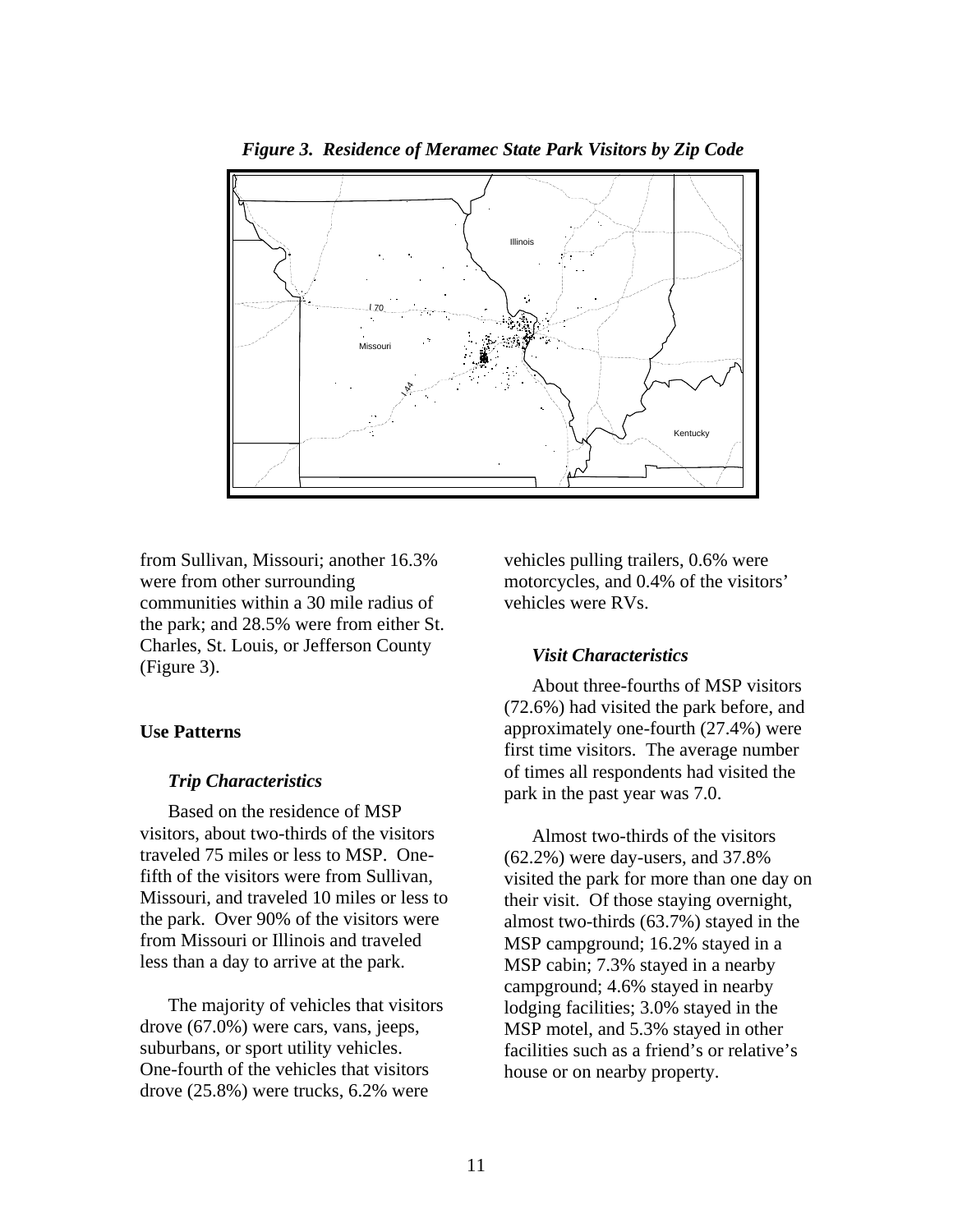*Figure 3. Residence of Meramec State Park Visitors by Zip Code*

from Sullivan, Missouri; another 16.3% were from other surrounding communities within a 30 mile radius of the park; and 28.5% were from either St. Charles, St. Louis, or Jefferson County (Figure 3).

### Use Patterns

#### *Trip Characteristics*

Based on the residence of MSP visitors, about two-thirds of the visitors traveled 75 miles or less to MSP. One-fifth of the visitors were from Sullivan, Missouri, and traveled 10 miles or less to the park. Over 90% of the visitors were from Missouri or Illinois and traveled less than a day to arrive at the park.

The majority of vehicles that visitors drove (67.0%) were cars, vans, jeeps, suburbans, or sport utility vehicles. One-fourth of the vehicles that visitors drove (25.8%) were trucks, 6.2% were vehicles pulling trailers, 0.6% were motorcycles, and 0.4% of the visitors' vehicles were RVs.

#### *Visit Characteristics*

About three-fourths of MSP visitors (72.6%) had visited the park before, and approximately one-fourth (27.4%) were first time visitors. The average number of times all respondents had visited the park in the past year was 7.0.

Almost two-thirds of the visitors (62.2%) were day-users, and 37.8% visited the park for more than one day on their visit. Of those staying overnight, almost two-thirds (63.7%) stayed in the MSP campground; 16.2% stayed in a MSP cabin; 7.3% stayed in a nearby campground; 4.6% stayed in nearby lodging facilities; 3.0% stayed in the MSP motel, and 5.3% stayed in other facilities such as a friend's or relative's house or on nearby property.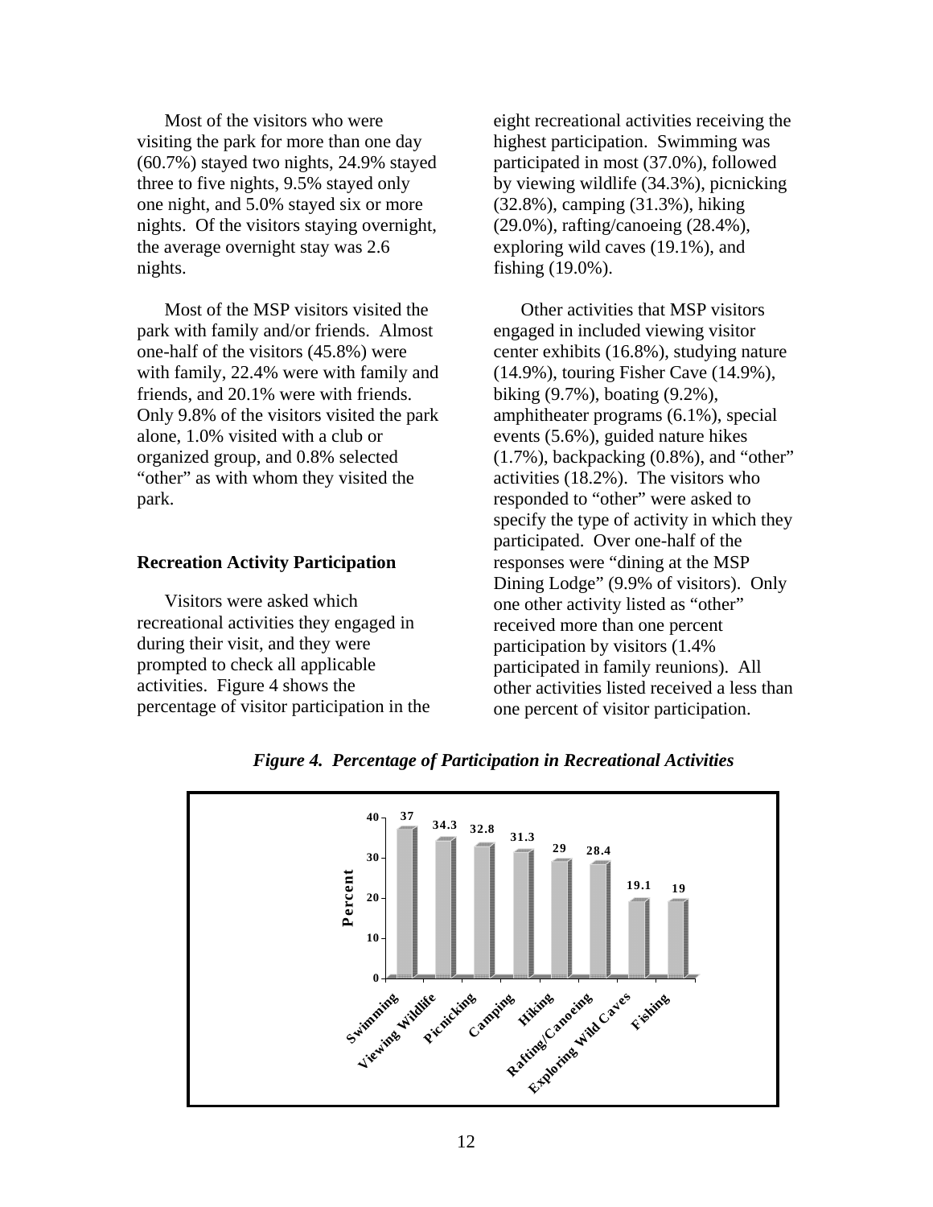Most of the visitors who were visiting the park for more than one day (60.7%) stayed two nights, 24.9% stayed three to five nights, 9.5% stayed only one night, and 5.0% stayed six or more nights. Of the visitors staying overnight, the average overnight stay was 2.6 nights.

Most of the MSP visitors visited the park with family and/or friends. Almost one-half of the visitors (45.8%) were with family, 22.4% were with family and friends, and 20.1% were with friends. Only 9.8% of the visitors visited the park alone, 1.0% visited with a club or organized group, and 0.8% selected "other" as with whom they visited the park.

## Recreation Activity Participation

Visitors were asked which recreational activities they engaged in during their visit, and they were prompted to check all applicable activities. Figure 4 shows the percentage of visitor participation in the eight recreational activities receiving the highest participation. Swimming was participated in most (37.0%), followed by viewing wildlife (34.3%), picnicking (32.8%), camping (31.3%), hiking (29.0%), rafting/canoeing (28.4%), exploring wild caves (19.1%), and fishing (19.0%).

Other activities that MSP visitors engaged in included viewing visitor center exhibits (16.8%), studying nature (14.9%), touring Fisher Cave (14.9%), biking (9.7%), boating (9.2%), amphitheater programs (6.1%), special events (5.6%), guided nature hikes (1.7%), backpacking (0.8%), and "other" activities (18.2%). The visitors who responded to "other" were asked to specify the type of activity in which they participated. Over one-half of the responses were "dining at the MSP Dining Lodge" (9.9% of visitors). Only one other activity listed as "other" received more than one percent participation by visitors (1.4% participated in family reunions). All other activities listed received a less than one percent of visitor participation.

*Figure 4. Percentage of Participation in Recreational Activities*

| Activity | Percent |
|---|---|
| Swimming | 37 |
| Viewing Wildlife | 34.3 |
| Picnicking | 32.8 |
| Camping | 31.3 |
| Hiking | 29 |
| Rafting/Canoeing | 28.4 |
| Exploring Wild Caves | 19.1 |
| Fishing | 19 |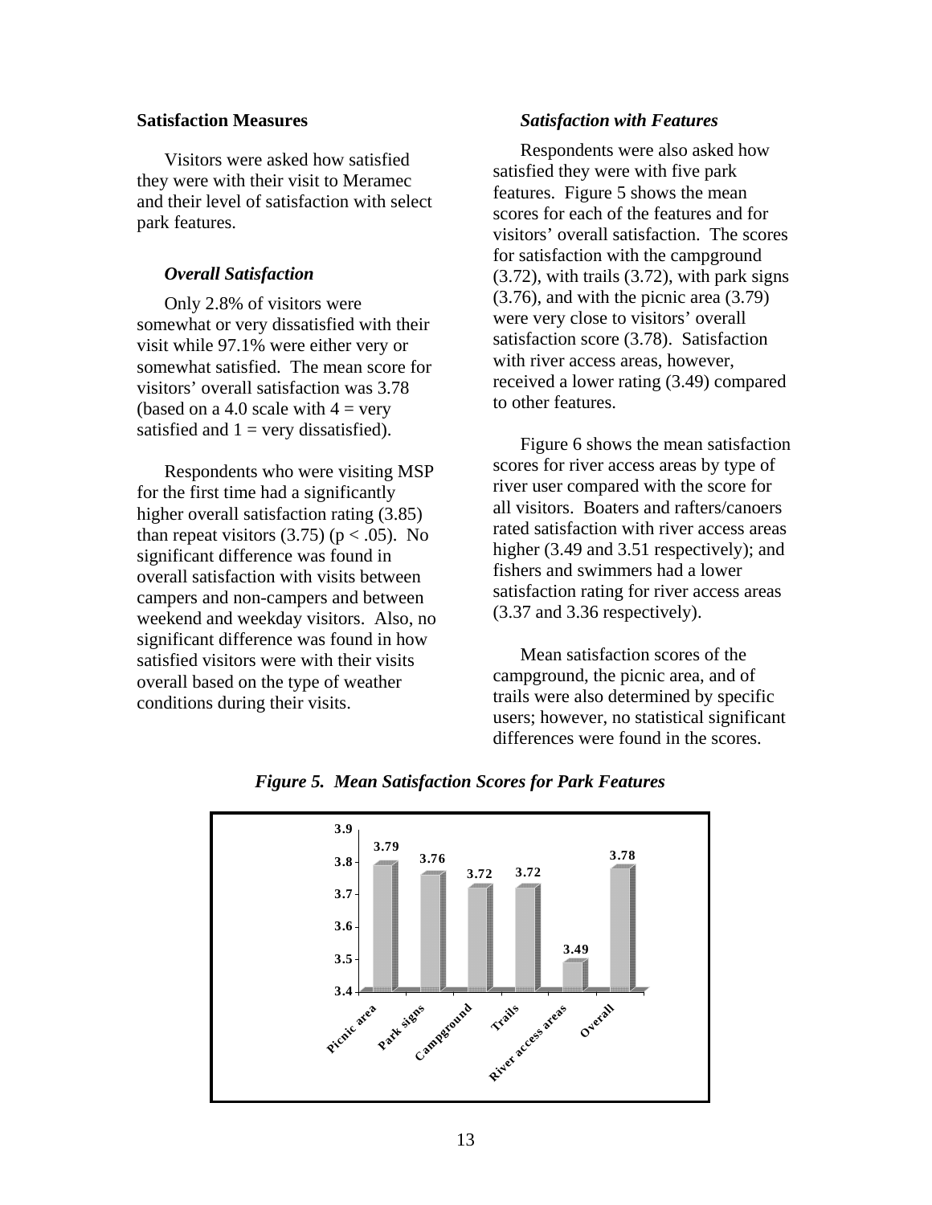## Satisfaction Measures

Visitors were asked how satisfied they were with their visit to Meramec and their level of satisfaction with select park features.

### *Overall Satisfaction*

Only 2.8% of visitors were somewhat or very dissatisfied with their visit while 97.1% were either very or somewhat satisfied. The mean score for visitors' overall satisfaction was 3.78 (based on a 4.0 scale with 4 = very satisfied and 1 = very dissatisfied).

Respondents who were visiting MSP for the first time had a significantly higher overall satisfaction rating (3.85) than repeat visitors (3.75) ($p < .05$). No significant difference was found in overall satisfaction with visits between campers and non-campers and between weekend and weekday visitors. Also, no significant difference was found in how satisfied visitors were with their visits overall based on the type of weather conditions during their visits.

### *Satisfaction with Features*

Respondents were also asked how satisfied they were with five park features. Figure 5 shows the mean scores for each of the features and for visitors' overall satisfaction. The scores for satisfaction with the campground (3.72), with trails (3.72), with park signs (3.76), and with the picnic area (3.79) were very close to visitors' overall satisfaction score (3.78). Satisfaction with river access areas, however, received a lower rating (3.49) compared to other features.

Figure 6 shows the mean satisfaction scores for river access areas by type of river user compared with the score for all visitors. Boaters and rafters/canoers rated satisfaction with river access areas higher (3.49 and 3.51 respectively); and fishers and swimmers had a lower satisfaction rating for river access areas (3.37 and 3.36 respectively).

Mean satisfaction scores of the campground, the picnic area, and of trails were also determined by specific users; however, no statistical significant differences were found in the scores.

***Figure 5. Mean Satisfaction Scores for Park Features***

| Feature | Mean Score |
|---|---|
| Picnic area | 3.79 |
| Park signs | 3.76 |
| Campground | 3.72 |
| Trails | 3.72 |
| River access areas | 3.49 |
| Overall | 3.78 |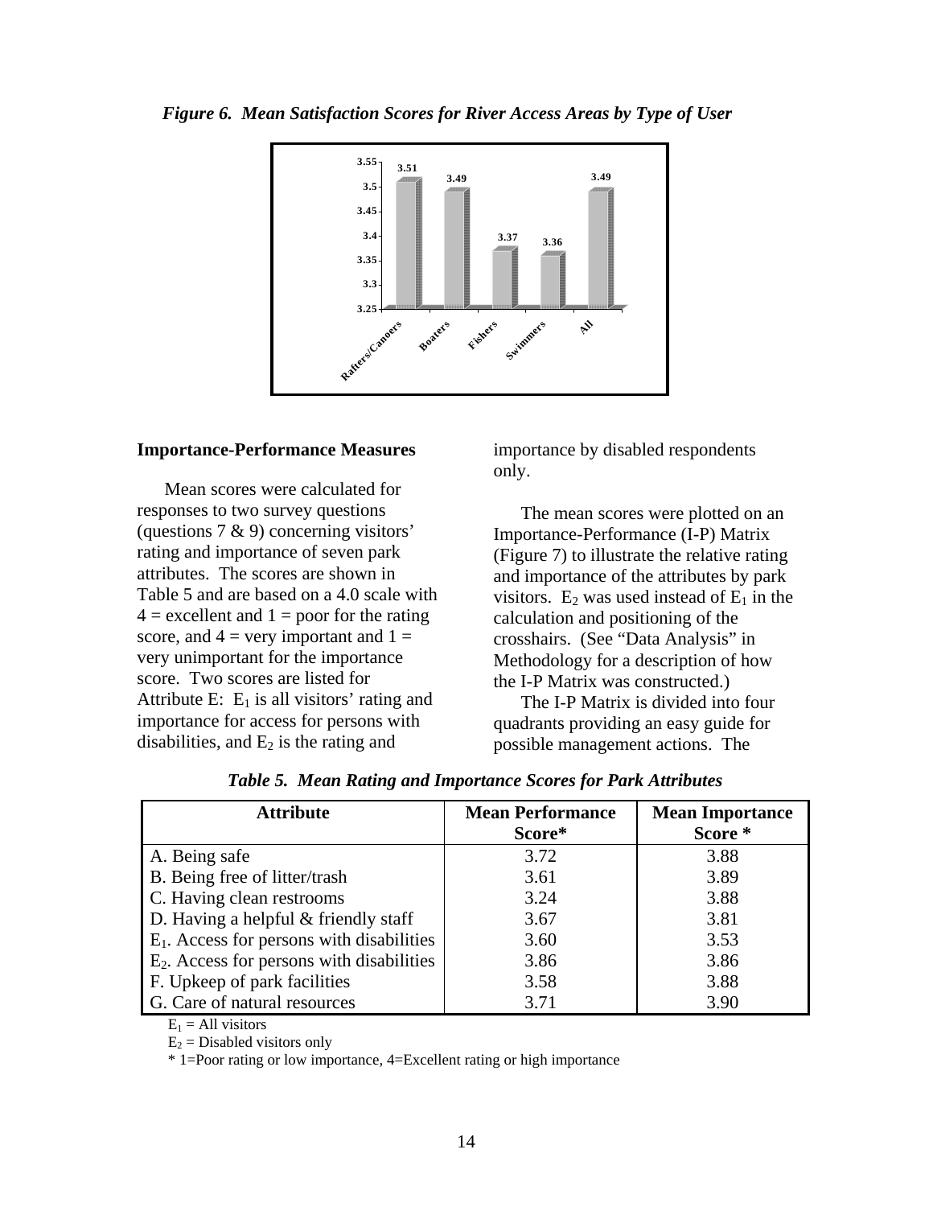*Figure 6. Mean Satisfaction Scores for River Access Areas by Type of User*

| User | Mean Satisfaction Score |
|---|---|
| Rafters/Canoers | 3.51 |
| Boaters | 3.49 |
| Fishers | 3.37 |
| Swimmers | 3.36 |
| All | 3.49 |

## Importance-Performance Measures

Mean scores were calculated for responses to two survey questions (questions 7 & 9) concerning visitors' rating and importance of seven park attributes. The scores are shown in Table 5 and are based on a 4.0 scale with 4 = excellent and 1 = poor for the rating score, and 4 = very important and 1 = very unimportant for the importance score. Two scores are listed for Attribute E: $E_1$ is all visitors' rating and importance for access for persons with disabilities, and $E_2$ is the rating and importance by disabled respondents only.

The mean scores were plotted on an Importance-Performance (I-P) Matrix (Figure 7) to illustrate the relative rating and importance of the attributes by park visitors. $E_2$ was used instead of $E_1$ in the calculation and positioning of the crosshairs. (See "Data Analysis" in Methodology for a description of how the I-P Matrix was constructed.)

The I-P Matrix is divided into four quadrants providing an easy guide for possible management actions. The

*Table 5. Mean Rating and Importance Scores for Park Attributes*

| Attribute | Mean Performance Score* | Mean Importance Score * |
|---|---|---|
| A. Being safe | 3.72 | 3.88 |
| B. Being free of litter/trash | 3.61 | 3.89 |
| C. Having clean restrooms | 3.24 | 3.88 |
| D. Having a helpful & friendly staff | 3.67 | 3.81 |
| $E_1$. Access for persons with disabilities | 3.60 | 3.53 |
| $E_2$. Access for persons with disabilities | 3.86 | 3.86 |
| F. Upkeep of park facilities | 3.58 | 3.88 |
| G. Care of natural resources | 3.71 | 3.90 |

$E_1$ = All visitors

$E_2$ = Disabled visitors only

* 1=Poor rating or low importance, 4=Excellent rating or high importance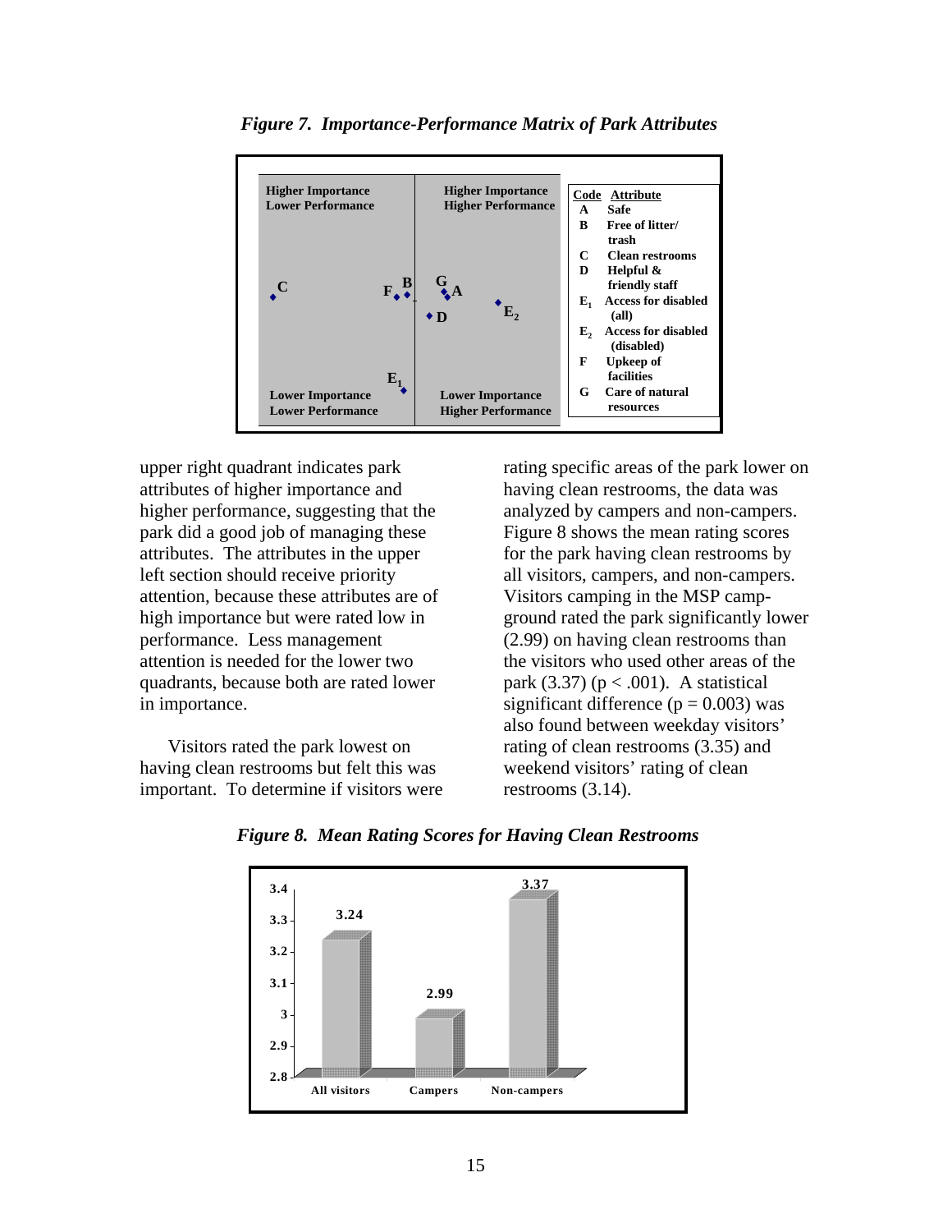*Figure 7. Importance-Performance Matrix of Park Attributes*

| Code | Attribute |
|---|---|
| A | Safe |
| B | Free of litter/ trash |
| C | Clean restrooms |
| D | Helpful & friendly staff |
| $E_1$ | Access for disabled (all) |
| $E_2$ | Access for disabled (disabled) |
| F | Upkeep of facilities |
| G | Care of natural resources |

upper right quadrant indicates park attributes of higher importance and higher performance, suggesting that the park did a good job of managing these attributes. The attributes in the upper left section should receive priority attention, because these attributes are of high importance but were rated low in performance. Less management attention is needed for the lower two quadrants, because both are rated lower in importance.

Visitors rated the park lowest on having clean restrooms but felt this was important. To determine if visitors were rating specific areas of the park lower on having clean restrooms, the data was analyzed by campers and non-campers. Figure 8 shows the mean rating scores for the park having clean restrooms by all visitors, campers, and non-campers. Visitors camping in the MSP campground rated the park significantly lower (2.99) on having clean restrooms than the visitors who used other areas of the park (3.37) ($p < .001$). A statistical significant difference ($p = 0.003$) was also found between weekday visitors' rating of clean restrooms (3.35) and weekend visitors' rating of clean restrooms (3.14).

*Figure 8. Mean Rating Scores for Having Clean Restrooms*

| Group | Mean |
|---|---|
| All visitors | 3.24 |
| Campers | 2.99 |
| Non-campers | 3.37 |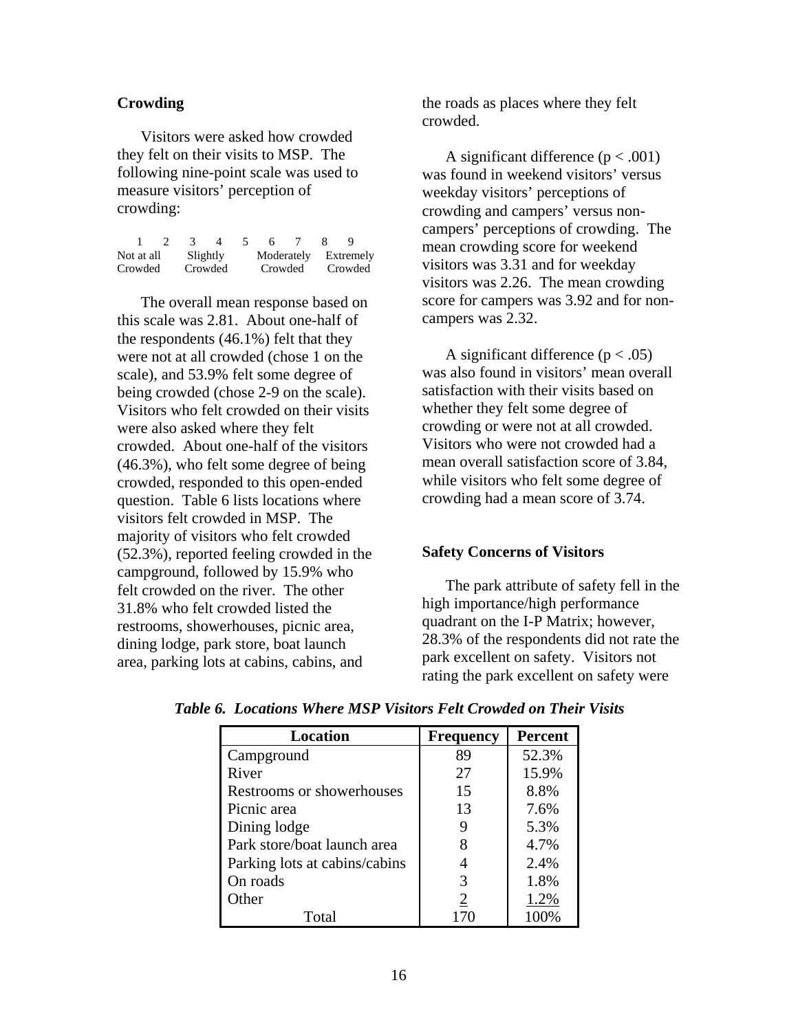## Crowding

Visitors were asked how crowded they felt on their visits to MSP. The following nine-point scale was used to measure visitors' perception of crowding:

| 1 | 2 | 3 | 4 | 5 | 6 | 7 | 8 | 9 |
|---|---|---|---|---|---|---|---|---|
| Not at all Crowded | | Slightly Crowded | | | Moderately Crowded | | Extremely Crowded | |

The overall mean response based on this scale was 2.81. About one-half of the respondents (46.1%) felt that they were not at all crowded (chose 1 on the scale), and 53.9% felt some degree of being crowded (chose 2-9 on the scale). Visitors who felt crowded on their visits were also asked where they felt crowded. About one-half of the visitors (46.3%), who felt some degree of being crowded, responded to this open-ended question. Table 6 lists locations where visitors felt crowded in MSP. The majority of visitors who felt crowded (52.3%), reported feeling crowded in the campground, followed by 15.9% who felt crowded on the river. The other 31.8% who felt crowded listed the restrooms, showerhouses, picnic area, dining lodge, park store, boat launch area, parking lots at cabins, cabins, and the roads as places where they felt crowded.

A significant difference ($p < .001$) was found in weekend visitors' versus weekday visitors' perceptions of crowding and campers' versus non-campers' perceptions of crowding. The mean crowding score for weekend visitors was 3.31 and for weekday visitors was 2.26. The mean crowding score for campers was 3.92 and for non-campers was 2.32.

A significant difference ($p < .05$) was also found in visitors' mean overall satisfaction with their visits based on whether they felt some degree of crowding or were not at all crowded. Visitors who were not crowded had a mean overall satisfaction score of 3.84, while visitors who felt some degree of crowding had a mean score of 3.74.

## Safety Concerns of Visitors

The park attribute of safety fell in the high importance/high performance quadrant on the I-P Matrix; however, 28.3% of the respondents did not rate the park excellent on safety. Visitors not rating the park excellent on safety were

***Table 6. Locations Where MSP Visitors Felt Crowded on Their Visits***

| Location | Frequency | Percent |
|---|---|---|
| Campground | 89 | 52.3% |
| River | 27 | 15.9% |
| Restrooms or showerhouses | 15 | 8.8% |
| Picnic area | 13 | 7.6% |
| Dining lodge | 9 | 5.3% |
| Park store/boat launch area | 8 | 4.7% |
| Parking lots at cabins/cabins | 4 | 2.4% |
| On roads | 3 | 1.8% |
| Other | 2 | 1.2% |
| Total | 170 | 100% |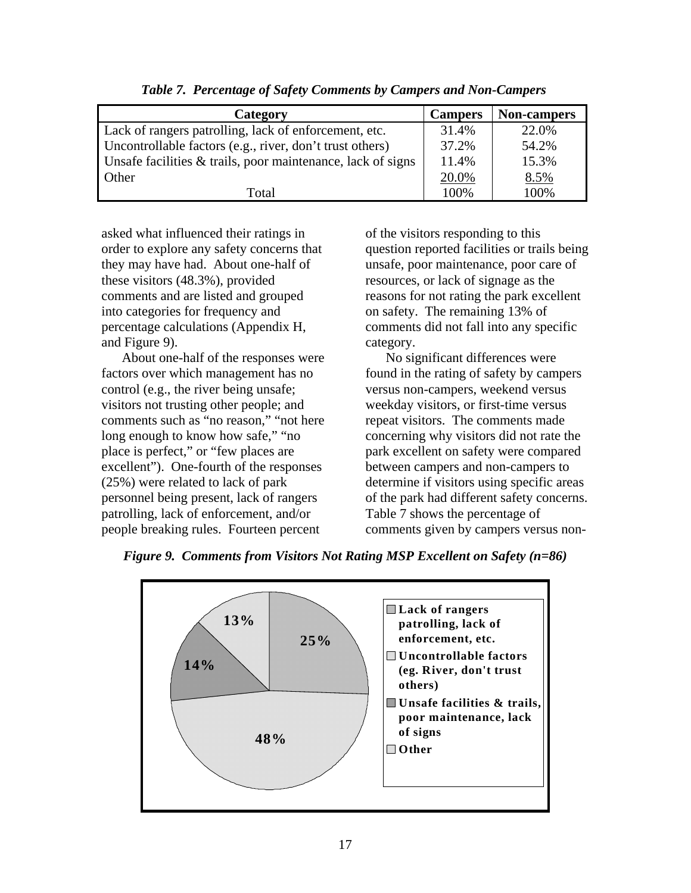*Table 7. Percentage of Safety Comments by Campers and Non-Campers*

| Category | Campers | Non-campers |
|---|---|---|
| Lack of rangers patrolling, lack of enforcement, etc. | 31.4% | 22.0% |
| Uncontrollable factors (e.g., river, don't trust others) | 37.2% | 54.2% |
| Unsafe facilities & trails, poor maintenance, lack of signs | 11.4% | 15.3% |
| Other | 20.0% | 8.5% |
| Total | 100% | 100% |

asked what influenced their ratings in order to explore any safety concerns that they may have had. About one-half of these visitors (48.3%), provided comments and are listed and grouped into categories for frequency and percentage calculations (Appendix H, and Figure 9).

About one-half of the responses were factors over which management has no control (e.g., the river being unsafe; visitors not trusting other people; and comments such as "no reason," "not here long enough to know how safe," "no place is perfect," or "few places are excellent"). One-fourth of the responses (25%) were related to lack of park personnel being present, lack of rangers patrolling, lack of enforcement, and/or people breaking rules. Fourteen percent of the visitors responding to this question reported facilities or trails being unsafe, poor maintenance, poor care of resources, or lack of signage as the reasons for not rating the park excellent on safety. The remaining 13% of comments did not fall into any specific category.

No significant differences were found in the rating of safety by campers versus non-campers, weekend versus weekday visitors, or first-time versus repeat visitors. The comments made concerning why visitors did not rate the park excellent on safety were compared between campers and non-campers to determine if visitors using specific areas of the park had different safety concerns. Table 7 shows the percentage of comments given by campers versus non-

*Figure 9. Comments from Visitors Not Rating MSP Excellent on Safety (n=86)*

| Category | Percentage |
|---|---|
| Lack of rangers patrolling, lack of enforcement, etc. | 25% |
| Uncontrollable factors (eg. River, don't trust others) | 48% |
| Unsafe facilities & trails, poor maintenance, lack of signs | 14% |
| Other | 13% |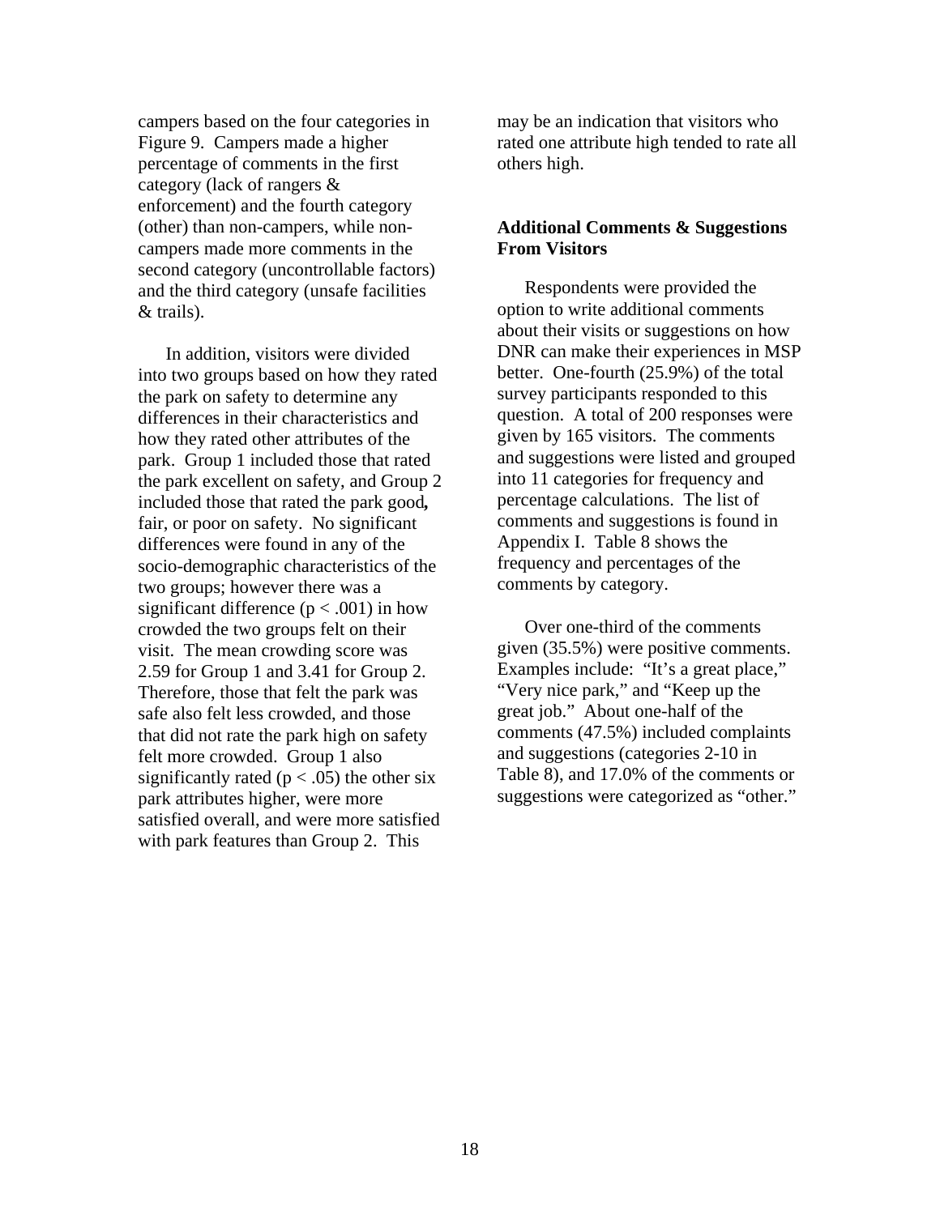campers based on the four categories in Figure 9. Campers made a higher percentage of comments in the first category (lack of rangers & enforcement) and the fourth category (other) than non-campers, while non-campers made more comments in the second category (uncontrollable factors) and the third category (unsafe facilities & trails).

In addition, visitors were divided into two groups based on how they rated the park on safety to determine any differences in their characteristics and how they rated other attributes of the park. Group 1 included those that rated the park excellent on safety, and Group 2 included those that rated the park good**,** fair, or poor on safety. No significant differences were found in any of the socio-demographic characteristics of the two groups; however there was a significant difference ($p < .001$) in how crowded the two groups felt on their visit. The mean crowding score was 2.59 for Group 1 and 3.41 for Group 2. Therefore, those that felt the park was safe also felt less crowded, and those that did not rate the park high on safety felt more crowded. Group 1 also significantly rated ($p < .05$) the other six park attributes higher, were more satisfied overall, and were more satisfied with park features than Group 2. This may be an indication that visitors who rated one attribute high tended to rate all others high.

**Additional Comments & Suggestions From Visitors**

Respondents were provided the option to write additional comments about their visits or suggestions on how DNR can make their experiences in MSP better. One-fourth (25.9%) of the total survey participants responded to this question. A total of 200 responses were given by 165 visitors. The comments and suggestions were listed and grouped into 11 categories for frequency and percentage calculations. The list of comments and suggestions is found in Appendix I. Table 8 shows the frequency and percentages of the comments by category.

Over one-third of the comments given (35.5%) were positive comments. Examples include: "It's a great place," "Very nice park," and "Keep up the great job." About one-half of the comments (47.5%) included complaints and suggestions (categories 2-10 in Table 8), and 17.0% of the comments or suggestions were categorized as "other."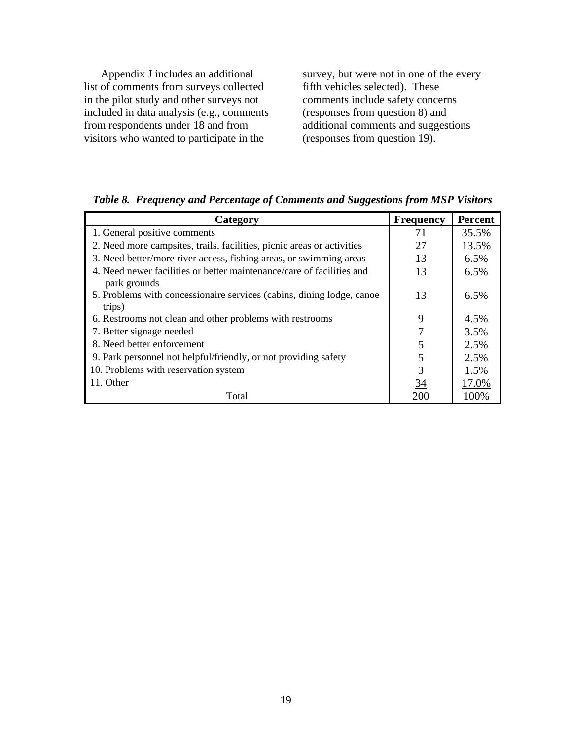Appendix J includes an additional list of comments from surveys collected in the pilot study and other surveys not included in data analysis (e.g., comments from respondents under 18 and from visitors who wanted to participate in the survey, but were not in one of the every fifth vehicles selected). These comments include safety concerns (responses from question 8) and additional comments and suggestions (responses from question 19).

***Table 8. Frequency and Percentage of Comments and Suggestions from MSP Visitors***

| Category | Frequency | Percent |
|---|---|---|
| 1. General positive comments | 71 | 35.5% |
| 2. Need more campsites, trails, facilities, picnic areas or activities | 27 | 13.5% |
| 3. Need better/more river access, fishing areas, or swimming areas | 13 | 6.5% |
| 4. Need newer facilities or better maintenance/care of facilities and park grounds | 13 | 6.5% |
| 5. Problems with concessionaire services (cabins, dining lodge, canoe trips) | 13 | 6.5% |
| 6. Restrooms not clean and other problems with restrooms | 9 | 4.5% |
| 7. Better signage needed | 7 | 3.5% |
| 8. Need better enforcement | 5 | 2.5% |
| 9. Park personnel not helpful/friendly, or not providing safety | 5 | 2.5% |
| 10. Problems with reservation system | 3 | 1.5% |
| 11. Other | 34 | 17.0% |
| Total | 200 | 100% |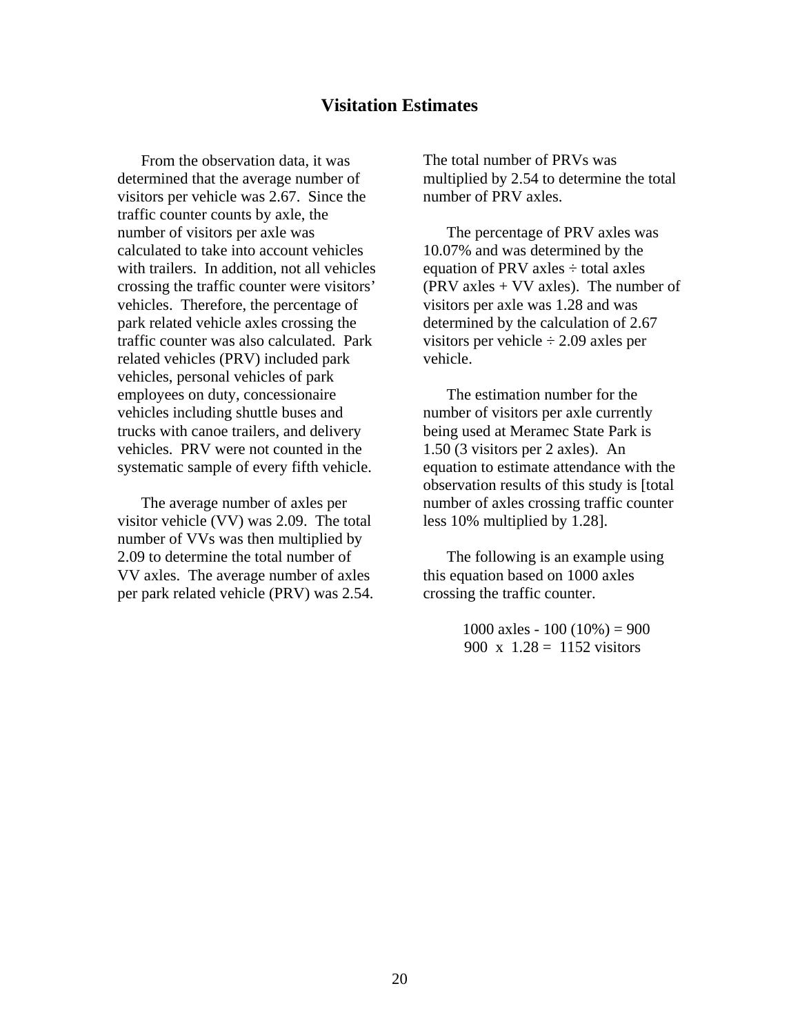## Visitation Estimates

From the observation data, it was determined that the average number of visitors per vehicle was 2.67. Since the traffic counter counts by axle, the number of visitors per axle was calculated to take into account vehicles with trailers. In addition, not all vehicles crossing the traffic counter were visitors' vehicles. Therefore, the percentage of park related vehicle axles crossing the traffic counter was also calculated. Park related vehicles (PRV) included park vehicles, personal vehicles of park employees on duty, concessionaire vehicles including shuttle buses and trucks with canoe trailers, and delivery vehicles. PRV were not counted in the systematic sample of every fifth vehicle.

The average number of axles per visitor vehicle (VV) was 2.09. The total number of VVs was then multiplied by 2.09 to determine the total number of VV axles. The average number of axles per park related vehicle (PRV) was 2.54. The total number of PRVs was multiplied by 2.54 to determine the total number of PRV axles.

The percentage of PRV axles was 10.07% and was determined by the equation of PRV axles ÷ total axles (PRV axles + VV axles). The number of visitors per axle was 1.28 and was determined by the calculation of 2.67 visitors per vehicle ÷ 2.09 axles per vehicle.

The estimation number for the number of visitors per axle currently being used at Meramec State Park is 1.50 (3 visitors per 2 axles). An equation to estimate attendance with the observation results of this study is [total number of axles crossing traffic counter less 10% multiplied by 1.28].

The following is an example using this equation based on 1000 axles crossing the traffic counter.

1000 axles - 100 (10%) = 900
900 x 1.28 = 1152 visitors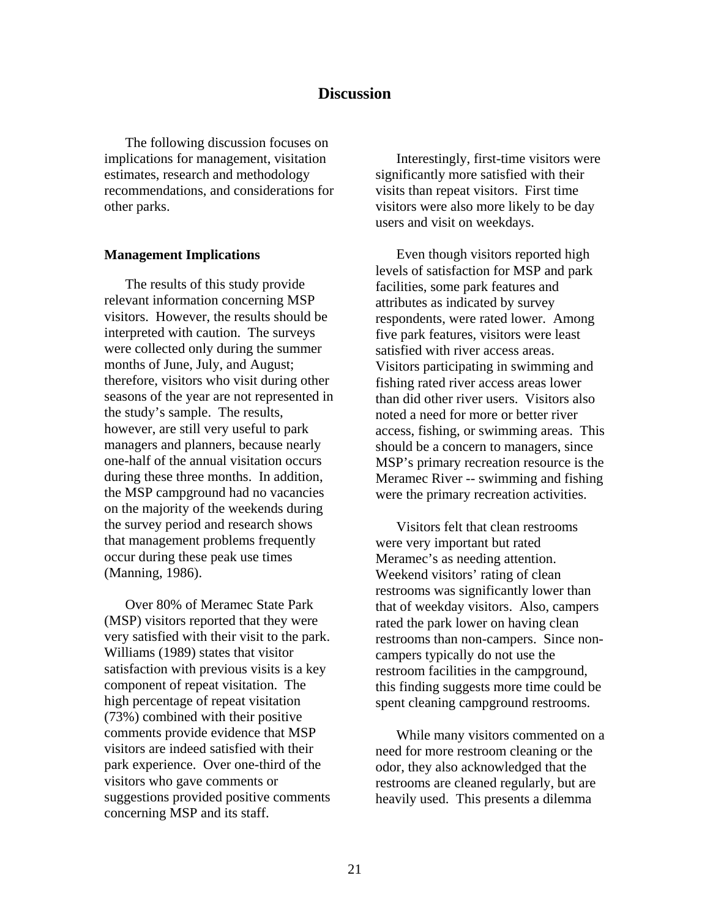# Discussion

The following discussion focuses on implications for management, visitation estimates, research and methodology recommendations, and considerations for other parks.

### Management Implications

The results of this study provide relevant information concerning MSP visitors. However, the results should be interpreted with caution. The surveys were collected only during the summer months of June, July, and August; therefore, visitors who visit during other seasons of the year are not represented in the study's sample. The results, however, are still very useful to park managers and planners, because nearly one-half of the annual visitation occurs during these three months. In addition, the MSP campground had no vacancies on the majority of the weekends during the survey period and research shows that management problems frequently occur during these peak use times (Manning, 1986).

Over 80% of Meramec State Park (MSP) visitors reported that they were very satisfied with their visit to the park. Williams (1989) states that visitor satisfaction with previous visits is a key component of repeat visitation. The high percentage of repeat visitation (73%) combined with their positive comments provide evidence that MSP visitors are indeed satisfied with their park experience. Over one-third of the visitors who gave comments or suggestions provided positive comments concerning MSP and its staff.

Interestingly, first-time visitors were significantly more satisfied with their visits than repeat visitors. First time visitors were also more likely to be day users and visit on weekdays.

Even though visitors reported high levels of satisfaction for MSP and park facilities, some park features and attributes as indicated by survey respondents, were rated lower. Among five park features, visitors were least satisfied with river access areas. Visitors participating in swimming and fishing rated river access areas lower than did other river users. Visitors also noted a need for more or better river access, fishing, or swimming areas. This should be a concern to managers, since MSP's primary recreation resource is the Meramec River -- swimming and fishing were the primary recreation activities.

Visitors felt that clean restrooms were very important but rated Meramec's as needing attention. Weekend visitors' rating of clean restrooms was significantly lower than that of weekday visitors. Also, campers rated the park lower on having clean restrooms than non-campers. Since non-campers typically do not use the restroom facilities in the campground, this finding suggests more time could be spent cleaning campground restrooms.

While many visitors commented on a need for more restroom cleaning or the odor, they also acknowledged that the restrooms are cleaned regularly, but are heavily used. This presents a dilemma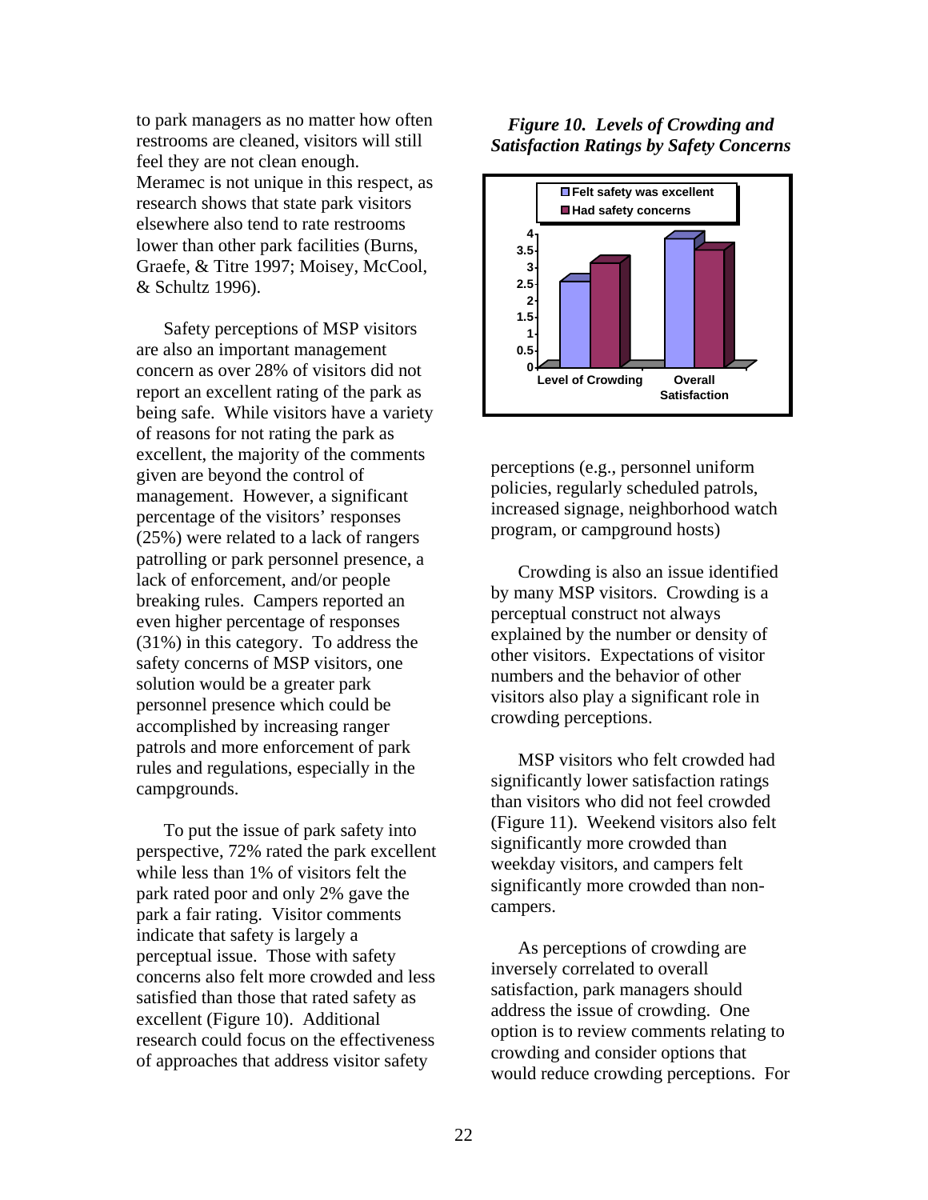to park managers as no matter how often restrooms are cleaned, visitors will still feel they are not clean enough. Meramec is not unique in this respect, as research shows that state park visitors elsewhere also tend to rate restrooms lower than other park facilities (Burns, Graefe, & Titre 1997; Moisey, McCool, & Schultz 1996).

Safety perceptions of MSP visitors are also an important management concern as over 28% of visitors did not report an excellent rating of the park as being safe. While visitors have a variety of reasons for not rating the park as excellent, the majority of the comments given are beyond the control of management. However, a significant percentage of the visitors' responses (25%) were related to a lack of rangers patrolling or park personnel presence, a lack of enforcement, and/or people breaking rules. Campers reported an even higher percentage of responses (31%) in this category. To address the safety concerns of MSP visitors, one solution would be a greater park personnel presence which could be accomplished by increasing ranger patrols and more enforcement of park rules and regulations, especially in the campgrounds.

To put the issue of park safety into perspective, 72% rated the park excellent while less than 1% of visitors felt the park rated poor and only 2% gave the park a fair rating. Visitor comments indicate that safety is largely a perceptual issue. Those with safety concerns also felt more crowded and less satisfied than those that rated safety as excellent (Figure 10). Additional research could focus on the effectiveness of approaches that address visitor safety perceptions (e.g., personnel uniform policies, regularly scheduled patrols, increased signage, neighborhood watch program, or campground hosts)

***Figure 10. Levels of Crowding and Satisfaction Ratings by Safety Concerns***

Crowding is also an issue identified by many MSP visitors. Crowding is a perceptual construct not always explained by the number or density of other visitors. Expectations of visitor numbers and the behavior of other visitors also play a significant role in crowding perceptions.

MSP visitors who felt crowded had significantly lower satisfaction ratings than visitors who did not feel crowded (Figure 11). Weekend visitors also felt significantly more crowded than weekday visitors, and campers felt significantly more crowded than non-campers.

As perceptions of crowding are inversely correlated to overall satisfaction, park managers should address the issue of crowding. One option is to review comments relating to crowding and consider options that would reduce crowding perceptions. For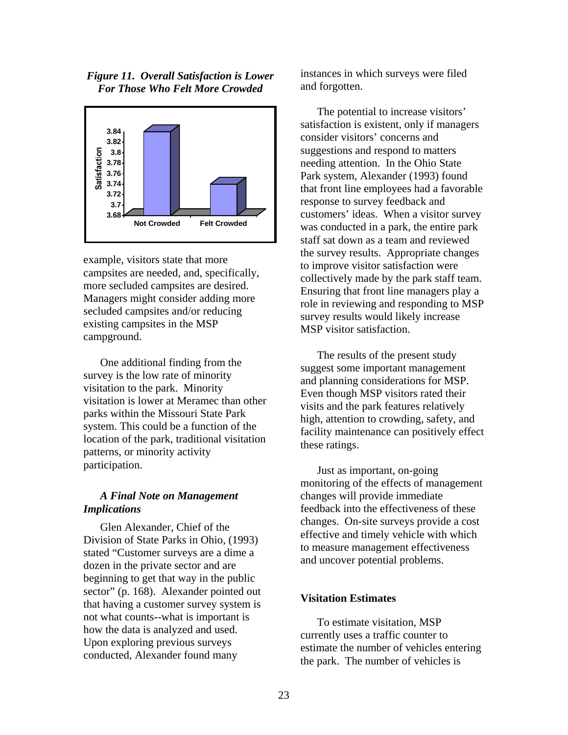*Figure 11. Overall Satisfaction is Lower For Those Who Felt More Crowded*

example, visitors state that more campsites are needed, and, specifically, more secluded campsites are desired. Managers might consider adding more secluded campsites and/or reducing existing campsites in the MSP campground.

One additional finding from the survey is the low rate of minority visitation to the park. Minority visitation is lower at Meramec than other parks within the Missouri State Park system. This could be a function of the location of the park, traditional visitation patterns, or minority activity participation.

***A Final Note on Management Implications***

Glen Alexander, Chief of the Division of State Parks in Ohio, (1993) stated "Customer surveys are a dime a dozen in the private sector and are beginning to get that way in the public sector" (p. 168). Alexander pointed out that having a customer survey system is not what counts--what is important is how the data is analyzed and used. Upon exploring previous surveys conducted, Alexander found many instances in which surveys were filed and forgotten.

The potential to increase visitors' satisfaction is existent, only if managers consider visitors' concerns and suggestions and respond to matters needing attention. In the Ohio State Park system, Alexander (1993) found that front line employees had a favorable response to survey feedback and customers' ideas. When a visitor survey was conducted in a park, the entire park staff sat down as a team and reviewed the survey results. Appropriate changes to improve visitor satisfaction were collectively made by the park staff team. Ensuring that front line managers play a role in reviewing and responding to MSP survey results would likely increase MSP visitor satisfaction.

The results of the present study suggest some important management and planning considerations for MSP. Even though MSP visitors rated their visits and the park features relatively high, attention to crowding, safety, and facility maintenance can positively effect these ratings.

Just as important, on-going monitoring of the effects of management changes will provide immediate feedback into the effectiveness of these changes. On-site surveys provide a cost effective and timely vehicle with which to measure management effectiveness and uncover potential problems.

**Visitation Estimates**

To estimate visitation, MSP currently uses a traffic counter to estimate the number of vehicles entering the park. The number of vehicles is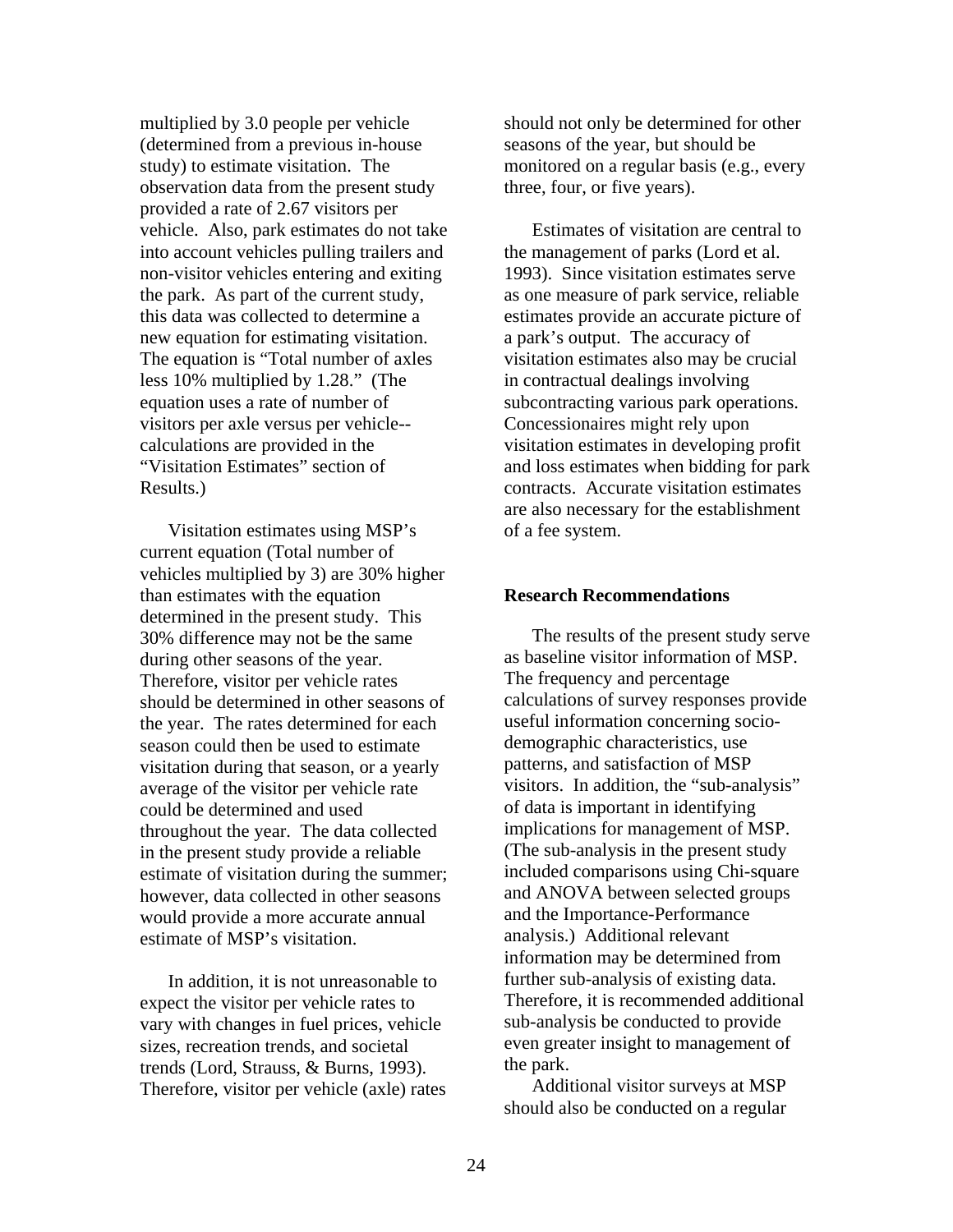multiplied by 3.0 people per vehicle (determined from a previous in-house study) to estimate visitation. The observation data from the present study provided a rate of 2.67 visitors per vehicle. Also, park estimates do not take into account vehicles pulling trailers and non-visitor vehicles entering and exiting the park. As part of the current study, this data was collected to determine a new equation for estimating visitation. The equation is "Total number of axles less 10% multiplied by 1.28." (The equation uses a rate of number of visitors per axle versus per vehicle--calculations are provided in the "Visitation Estimates" section of Results.)

Visitation estimates using MSP's current equation (Total number of vehicles multiplied by 3) are 30% higher than estimates with the equation determined in the present study. This 30% difference may not be the same during other seasons of the year. Therefore, visitor per vehicle rates should be determined in other seasons of the year. The rates determined for each season could then be used to estimate visitation during that season, or a yearly average of the visitor per vehicle rate could be determined and used throughout the year. The data collected in the present study provide a reliable estimate of visitation during the summer; however, data collected in other seasons would provide a more accurate annual estimate of MSP's visitation.

In addition, it is not unreasonable to expect the visitor per vehicle rates to vary with changes in fuel prices, vehicle sizes, recreation trends, and societal trends (Lord, Strauss, & Burns, 1993). Therefore, visitor per vehicle (axle) rates should not only be determined for other seasons of the year, but should be monitored on a regular basis (e.g., every three, four, or five years).

Estimates of visitation are central to the management of parks (Lord et al. 1993). Since visitation estimates serve as one measure of park service, reliable estimates provide an accurate picture of a park's output. The accuracy of visitation estimates also may be crucial in contractual dealings involving subcontracting various park operations. Concessionaires might rely upon visitation estimates in developing profit and loss estimates when bidding for park contracts. Accurate visitation estimates are also necessary for the establishment of a fee system.

**Research Recommendations**

The results of the present study serve as baseline visitor information of MSP. The frequency and percentage calculations of survey responses provide useful information concerning socio-demographic characteristics, use patterns, and satisfaction of MSP visitors. In addition, the "sub-analysis" of data is important in identifying implications for management of MSP. (The sub-analysis in the present study included comparisons using Chi-square and ANOVA between selected groups and the Importance-Performance analysis.) Additional relevant information may be determined from further sub-analysis of existing data. Therefore, it is recommended additional sub-analysis be conducted to provide even greater insight to management of the park.

Additional visitor surveys at MSP should also be conducted on a regular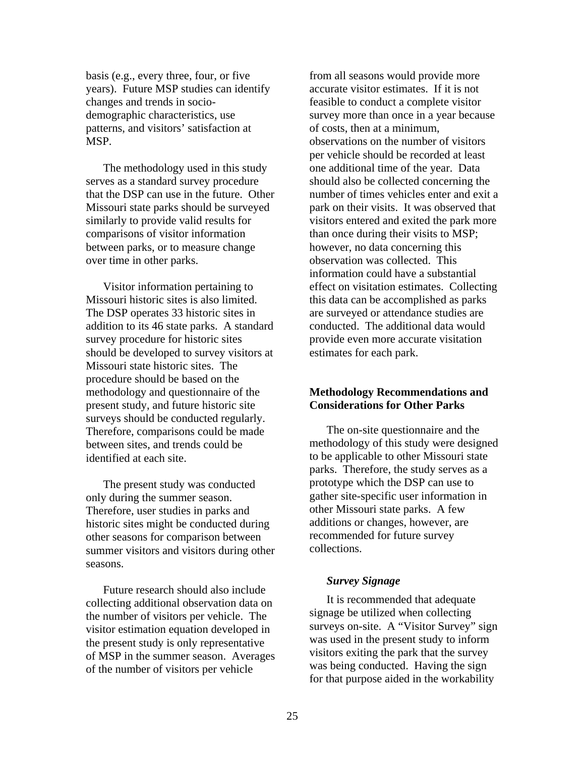basis (e.g., every three, four, or five years). Future MSP studies can identify changes and trends in socio-demographic characteristics, use patterns, and visitors' satisfaction at MSP.

The methodology used in this study serves as a standard survey procedure that the DSP can use in the future. Other Missouri state parks should be surveyed similarly to provide valid results for comparisons of visitor information between parks, or to measure change over time in other parks.

Visitor information pertaining to Missouri historic sites is also limited. The DSP operates 33 historic sites in addition to its 46 state parks. A standard survey procedure for historic sites should be developed to survey visitors at Missouri state historic sites. The procedure should be based on the methodology and questionnaire of the present study, and future historic site surveys should be conducted regularly. Therefore, comparisons could be made between sites, and trends could be identified at each site.

The present study was conducted only during the summer season. Therefore, user studies in parks and historic sites might be conducted during other seasons for comparison between summer visitors and visitors during other seasons.

Future research should also include collecting additional observation data on the number of visitors per vehicle. The visitor estimation equation developed in the present study is only representative of MSP in the summer season. Averages of the number of visitors per vehicle from all seasons would provide more accurate visitor estimates. If it is not feasible to conduct a complete visitor survey more than once in a year because of costs, then at a minimum, observations on the number of visitors per vehicle should be recorded at least one additional time of the year. Data should also be collected concerning the number of times vehicles enter and exit a park on their visits. It was observed that visitors entered and exited the park more than once during their visits to MSP; however, no data concerning this observation was collected. This information could have a substantial effect on visitation estimates. Collecting this data can be accomplished as parks are surveyed or attendance studies are conducted. The additional data would provide even more accurate visitation estimates for each park.

## Methodology Recommendations and Considerations for Other Parks

The on-site questionnaire and the methodology of this study were designed to be applicable to other Missouri state parks. Therefore, the study serves as a prototype which the DSP can use to gather site-specific user information in other Missouri state parks. A few additions or changes, however, are recommended for future survey collections.

### *Survey Signage*

It is recommended that adequate signage be utilized when collecting surveys on-site. A "Visitor Survey" sign was used in the present study to inform visitors exiting the park that the survey was being conducted. Having the sign for that purpose aided in the workability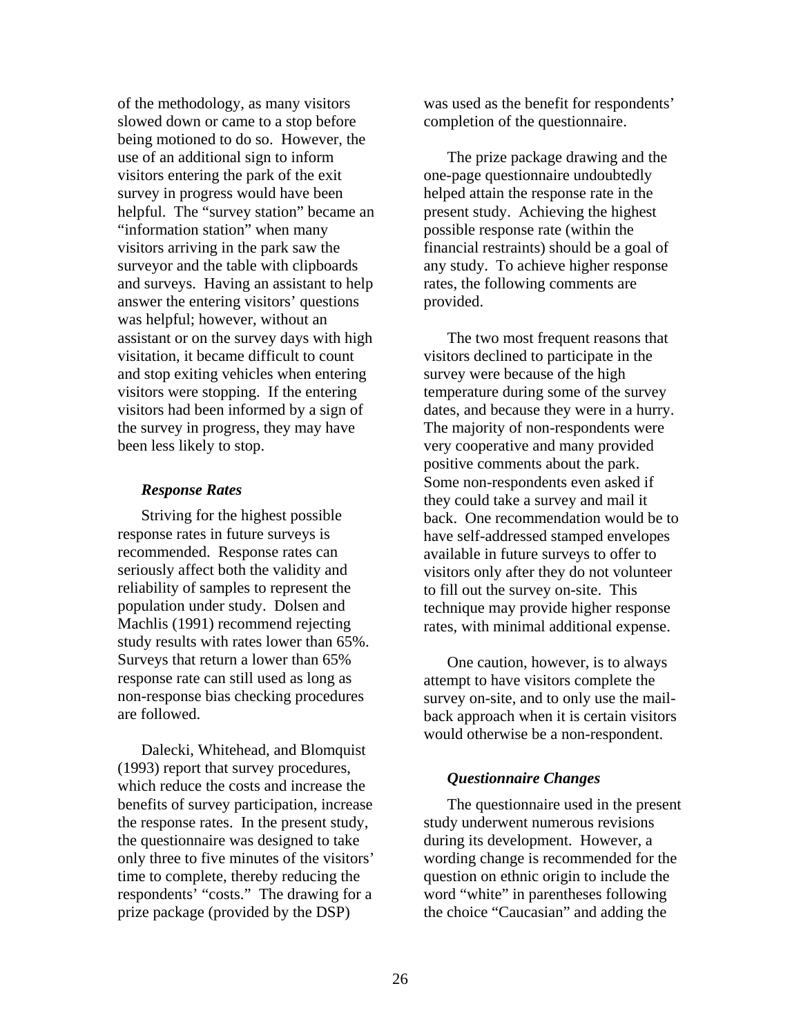of the methodology, as many visitors slowed down or came to a stop before being motioned to do so. However, the use of an additional sign to inform visitors entering the park of the exit survey in progress would have been helpful. The "survey station" became an "information station" when many visitors arriving in the park saw the surveyor and the table with clipboards and surveys. Having an assistant to help answer the entering visitors' questions was helpful; however, without an assistant or on the survey days with high visitation, it became difficult to count and stop exiting vehicles when entering visitors were stopping. If the entering visitors had been informed by a sign of the survey in progress, they may have been less likely to stop.

### *Response Rates*

Striving for the highest possible response rates in future surveys is recommended. Response rates can seriously affect both the validity and reliability of samples to represent the population under study. Dolsen and Machlis (1991) recommend rejecting study results with rates lower than 65%. Surveys that return a lower than 65% response rate can still used as long as non-response bias checking procedures are followed.

Dalecki, Whitehead, and Blomquist (1993) report that survey procedures, which reduce the costs and increase the benefits of survey participation, increase the response rates. In the present study, the questionnaire was designed to take only three to five minutes of the visitors' time to complete, thereby reducing the respondents' "costs." The drawing for a prize package (provided by the DSP) was used as the benefit for respondents' completion of the questionnaire.

The prize package drawing and the one-page questionnaire undoubtedly helped attain the response rate in the present study. Achieving the highest possible response rate (within the financial restraints) should be a goal of any study. To achieve higher response rates, the following comments are provided.

The two most frequent reasons that visitors declined to participate in the survey were because of the high temperature during some of the survey dates, and because they were in a hurry. The majority of non-respondents were very cooperative and many provided positive comments about the park. Some non-respondents even asked if they could take a survey and mail it back. One recommendation would be to have self-addressed stamped envelopes available in future surveys to offer to visitors only after they do not volunteer to fill out the survey on-site. This technique may provide higher response rates, with minimal additional expense.

One caution, however, is to always attempt to have visitors complete the survey on-site, and to only use the mail-back approach when it is certain visitors would otherwise be a non-respondent.

### *Questionnaire Changes*

The questionnaire used in the present study underwent numerous revisions during its development. However, a wording change is recommended for the question on ethnic origin to include the word "white" in parentheses following the choice "Caucasian" and adding the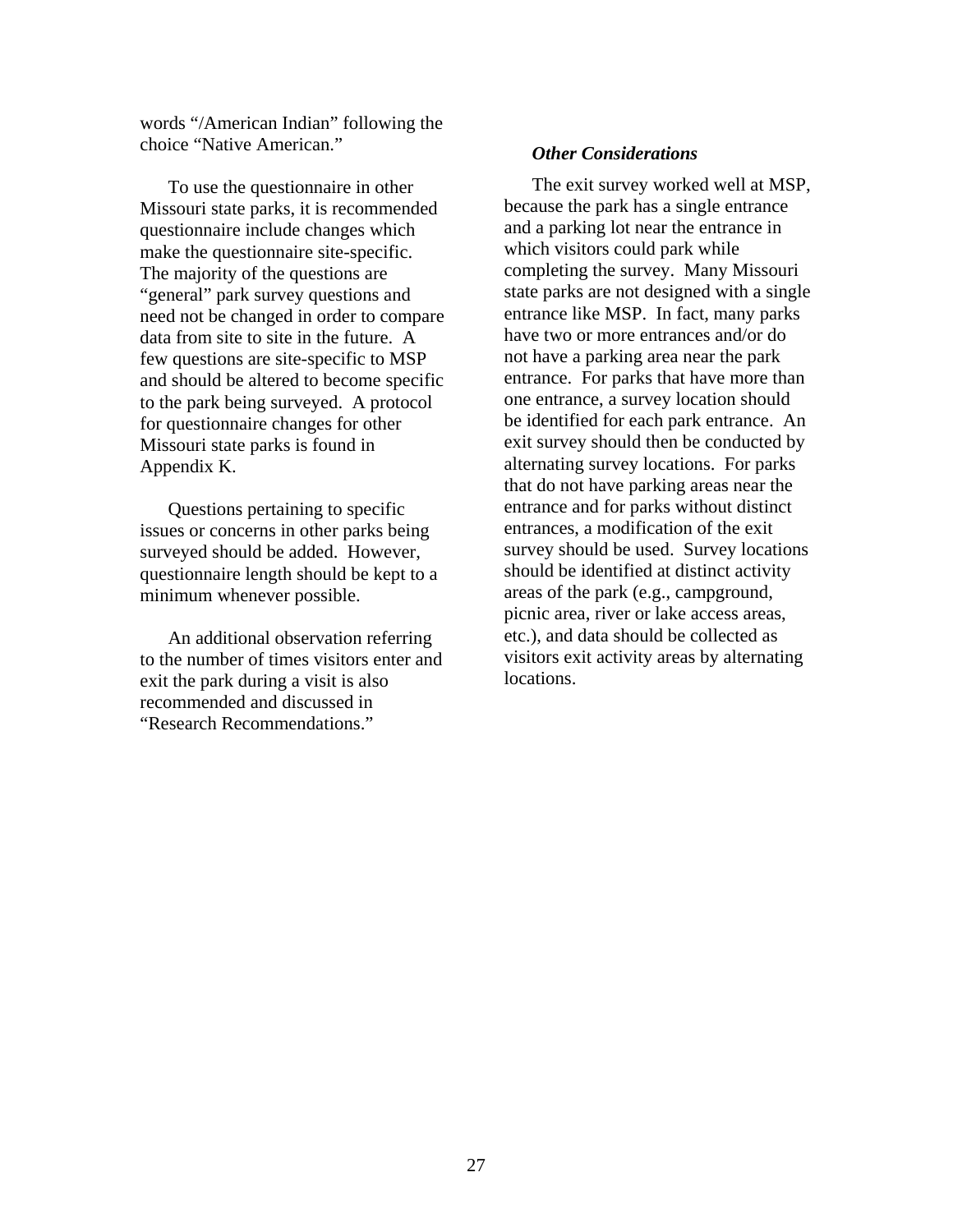words "/American Indian" following the choice "Native American."

To use the questionnaire in other Missouri state parks, it is recommended questionnaire include changes which make the questionnaire site-specific. The majority of the questions are "general" park survey questions and need not be changed in order to compare data from site to site in the future. A few questions are site-specific to MSP and should be altered to become specific to the park being surveyed. A protocol for questionnaire changes for other Missouri state parks is found in Appendix K.

Questions pertaining to specific issues or concerns in other parks being surveyed should be added. However, questionnaire length should be kept to a minimum whenever possible.

An additional observation referring to the number of times visitors enter and exit the park during a visit is also recommended and discussed in "Research Recommendations."

### *Other Considerations*

The exit survey worked well at MSP, because the park has a single entrance and a parking lot near the entrance in which visitors could park while completing the survey. Many Missouri state parks are not designed with a single entrance like MSP. In fact, many parks have two or more entrances and/or do not have a parking area near the park entrance. For parks that have more than one entrance, a survey location should be identified for each park entrance. An exit survey should then be conducted by alternating survey locations. For parks that do not have parking areas near the entrance and for parks without distinct entrances, a modification of the exit survey should be used. Survey locations should be identified at distinct activity areas of the park (e.g., campground, picnic area, river or lake access areas, etc.), and data should be collected as visitors exit activity areas by alternating locations.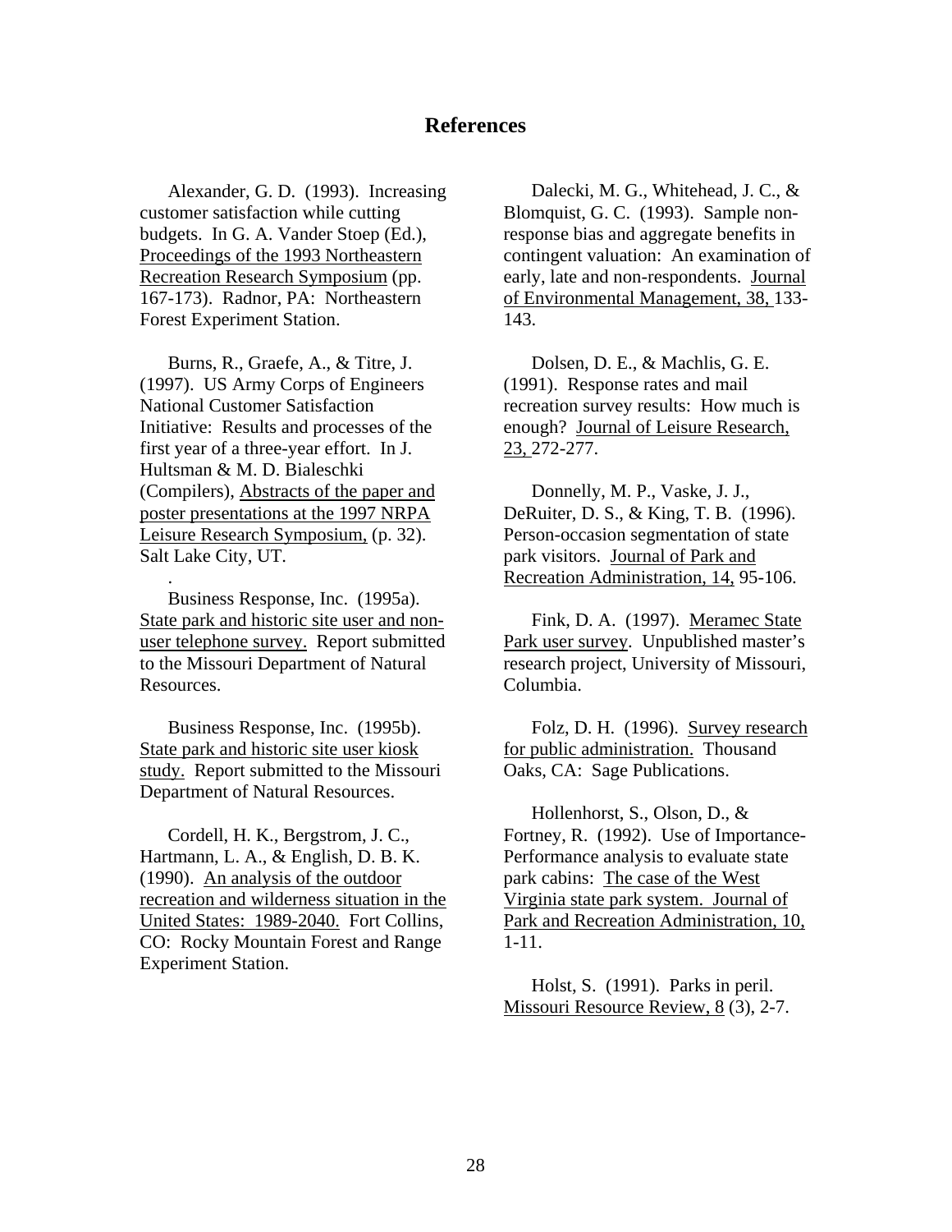## References

Alexander, G. D. (1993). Increasing customer satisfaction while cutting budgets. In G. A. Vander Stoep (Ed.), Proceedings of the 1993 Northeastern Recreation Research Symposium (pp. 167-173). Radnor, PA: Northeastern Forest Experiment Station.

Burns, R., Graefe, A., & Titre, J. (1997). US Army Corps of Engineers National Customer Satisfaction Initiative: Results and processes of the first year of a three-year effort. In J. Hultsman & M. D. Bialeschki (Compilers), Abstracts of the paper and poster presentations at the 1997 NRPA Leisure Research Symposium, (p. 32). Salt Lake City, UT.

Business Response, Inc. (1995a). State park and historic site user and non-user telephone survey. Report submitted to the Missouri Department of Natural Resources.

Business Response, Inc. (1995b). State park and historic site user kiosk study. Report submitted to the Missouri Department of Natural Resources.

Cordell, H. K., Bergstrom, J. C., Hartmann, L. A., & English, D. B. K. (1990). An analysis of the outdoor recreation and wilderness situation in the United States: 1989-2040. Fort Collins, CO: Rocky Mountain Forest and Range Experiment Station.

Dalecki, M. G., Whitehead, J. C., & Blomquist, G. C. (1993). Sample non-response bias and aggregate benefits in contingent valuation: An examination of early, late and non-respondents. Journal of Environmental Management, 38, 133-143.

Dolsen, D. E., & Machlis, G. E. (1991). Response rates and mail recreation survey results: How much is enough? Journal of Leisure Research, 23, 272-277.

Donnelly, M. P., Vaske, J. J., DeRuiter, D. S., & King, T. B. (1996). Person-occasion segmentation of state park visitors. Journal of Park and Recreation Administration, 14, 95-106.

Fink, D. A. (1997). Meramec State Park user survey. Unpublished master's research project, University of Missouri, Columbia.

Folz, D. H. (1996). Survey research for public administration. Thousand Oaks, CA: Sage Publications.

Hollenhorst, S., Olson, D., & Fortney, R. (1992). Use of Importance-Performance analysis to evaluate state park cabins: The case of the West Virginia state park system. Journal of Park and Recreation Administration, 10, 1-11.

Holst, S. (1991). Parks in peril. Missouri Resource Review, 8 (3), 2-7.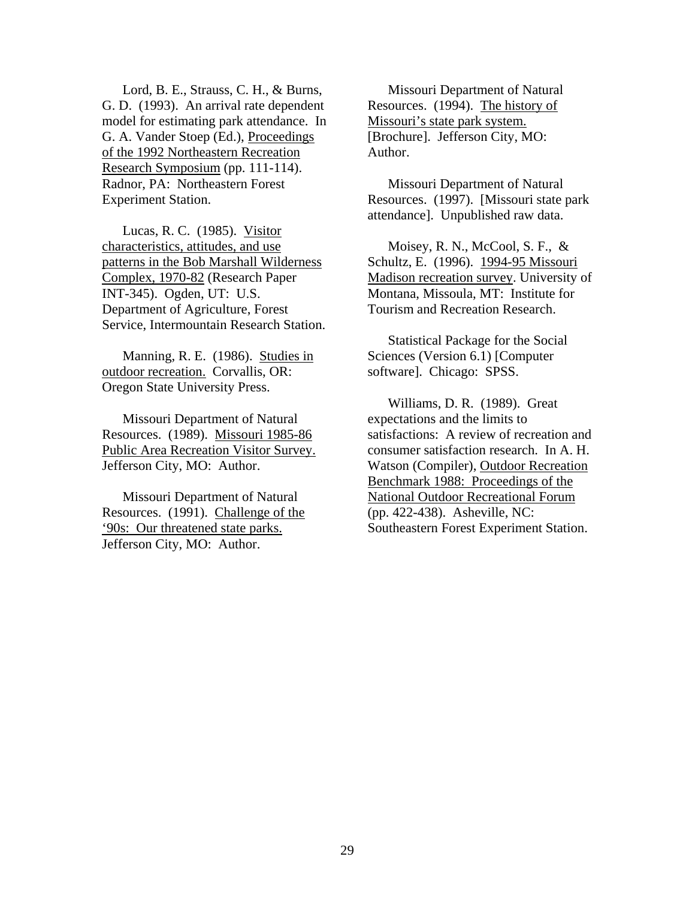Lord, B. E., Strauss, C. H., & Burns, G. D. (1993). An arrival rate dependent model for estimating park attendance. In G. A. Vander Stoep (Ed.), <u>Proceedings of the 1992 Northeastern Recreation Research Symposium</u> (pp. 111-114). Radnor, PA: Northeastern Forest Experiment Station.

Lucas, R. C. (1985). <u>Visitor characteristics, attitudes, and use patterns in the Bob Marshall Wilderness Complex, 1970-82</u> (Research Paper INT-345). Ogden, UT: U.S. Department of Agriculture, Forest Service, Intermountain Research Station.

Manning, R. E. (1986). <u>Studies in outdoor recreation.</u> Corvallis, OR: Oregon State University Press.

Missouri Department of Natural Resources. (1989). <u>Missouri 1985-86 Public Area Recreation Visitor Survey.</u> Jefferson City, MO: Author.

Missouri Department of Natural Resources. (1991). <u>Challenge of the '90s: Our threatened state parks.</u> Jefferson City, MO: Author.

Missouri Department of Natural Resources. (1994). <u>The history of Missouri's state park system.</u> [Brochure]. Jefferson City, MO: Author.

Missouri Department of Natural Resources. (1997). [Missouri state park attendance]. Unpublished raw data.

Moisey, R. N., McCool, S. F., & Schultz, E. (1996). <u>1994-95 Missouri Madison recreation survey</u>. University of Montana, Missoula, MT: Institute for Tourism and Recreation Research.

Statistical Package for the Social Sciences (Version 6.1) [Computer software]. Chicago: SPSS.

Williams, D. R. (1989). Great expectations and the limits to satisfactions: A review of recreation and consumer satisfaction research. In A. H. Watson (Compiler), <u>Outdoor Recreation Benchmark 1988: Proceedings of the National Outdoor Recreational Forum</u> (pp. 422-438). Asheville, NC: Southeastern Forest Experiment Station.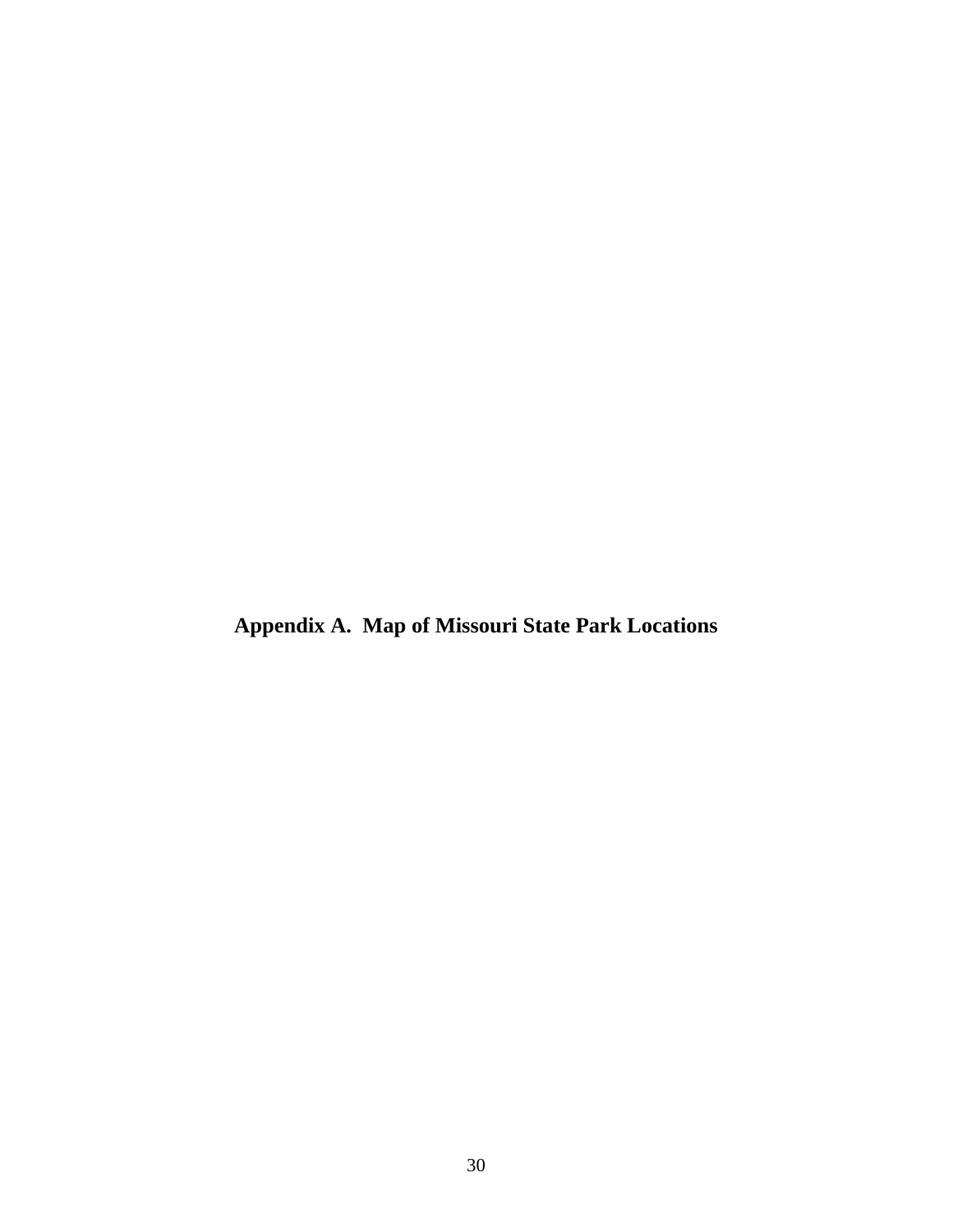## Appendix A. Map of Missouri State Park Locations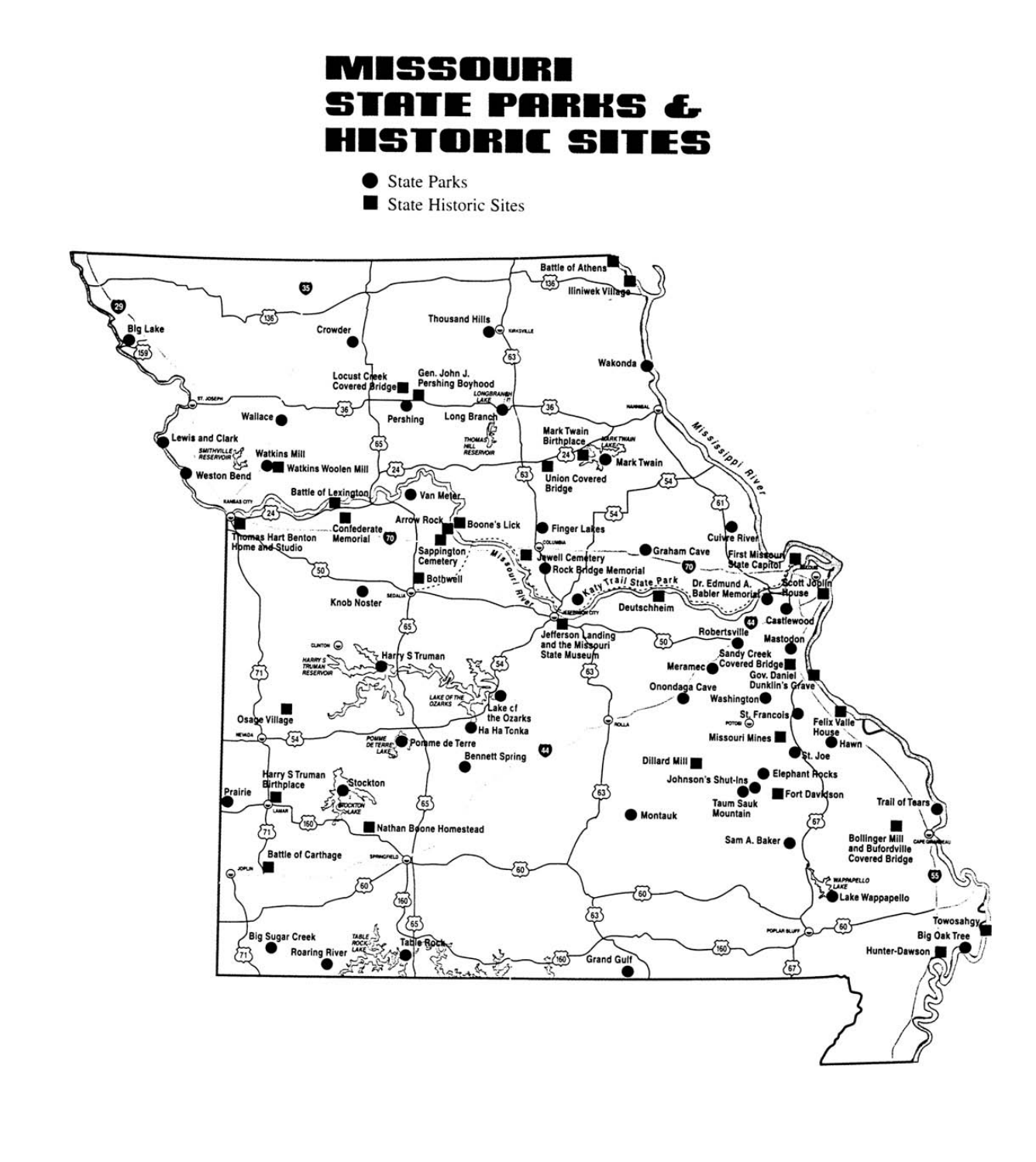# MISSOURI STATE PARKS & HISTORIC SITES

- ● State Parks
- ■ State Historic Sites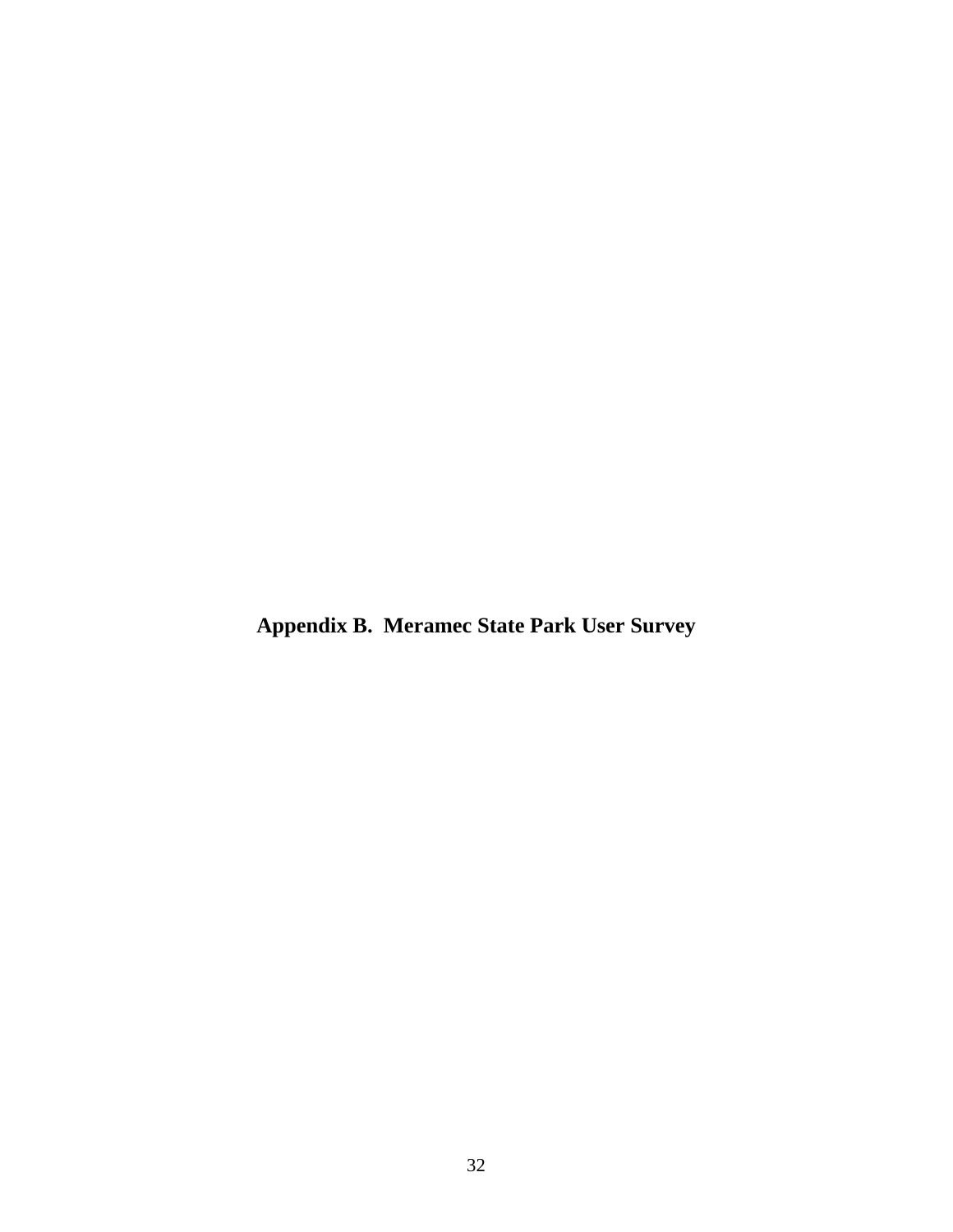# Appendix B. Meramec State Park User Survey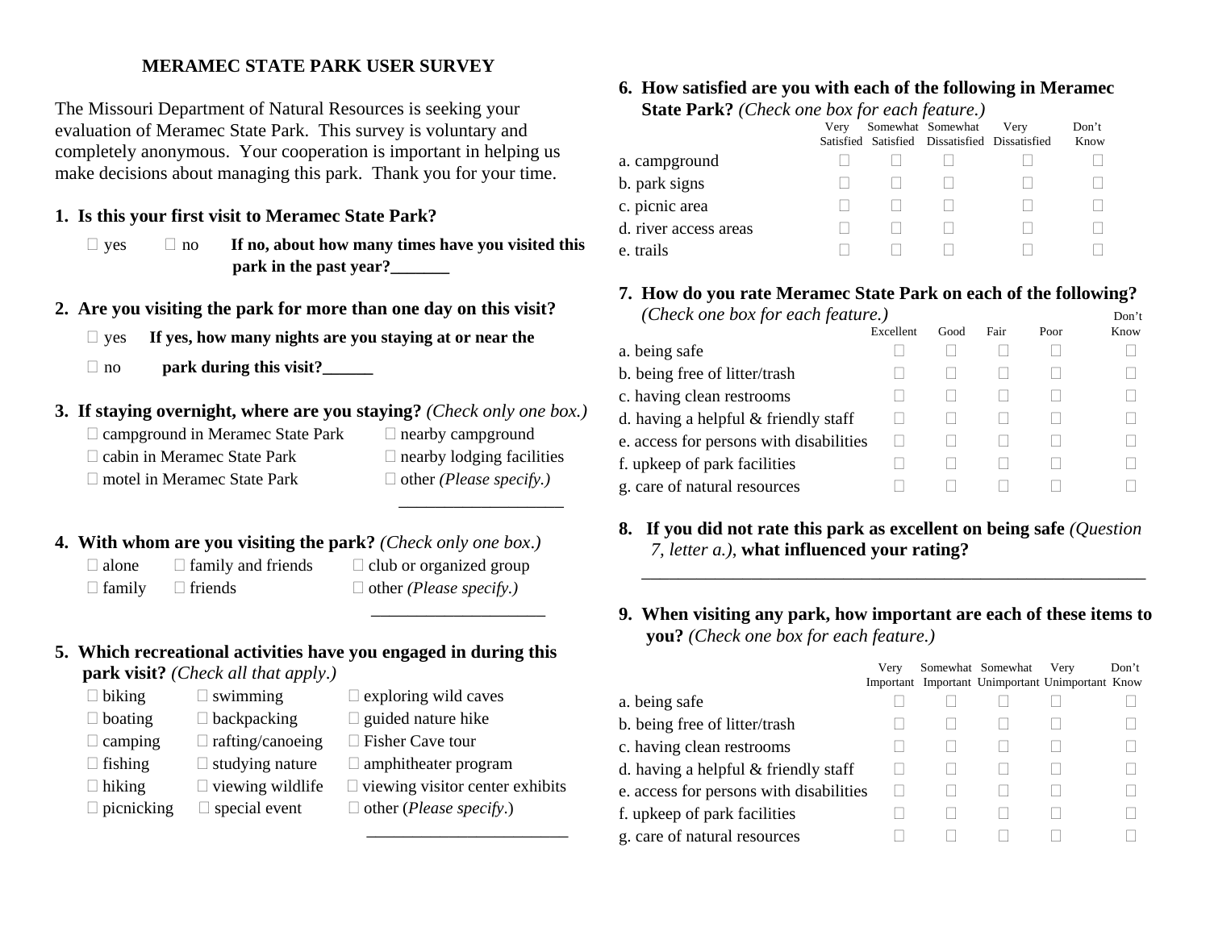# MERAMEC STATE PARK USER SURVEY

The Missouri Department of Natural Resources is seeking your evaluation of Meramec State Park. This survey is voluntary and completely anonymous. Your cooperation is important in helping us make decisions about managing this park. Thank you for your time.

**1. Is this your first visit to Meramec State Park?**

☐ yes ☐ no **If no, about how many times have you visited this park in the past year?_______**

**2. Are you visiting the park for more than one day on this visit?**

☐ yes **If yes, how many nights are you staying at or near the**

☐ no **park during this visit?______**

**3. If staying overnight, where are you staying?** *(Check only one box.)*

☐ campground in Meramec State Park
☐ cabin in Meramec State Park
☐ motel in Meramec State Park
☐ nearby campground
☐ nearby lodging facilities
☐ other *(Please specify.)* ___________________

**4. With whom are you visiting the park?** *(Check only one box.)*

☐ alone
☐ family
☐ family and friends
☐ friends
☐ club or organized group
☐ other *(Please specify.)* ____________________

**5. Which recreational activities have you engaged in during this park visit?** *(Check all that apply.)*

☐ biking
☐ boating
☐ camping
☐ fishing
☐ hiking
☐ picnicking
☐ swimming
☐ backpacking
☐ rafting/canoeing
☐ studying nature
☐ viewing wildlife
☐ special event
☐ exploring wild caves
☐ guided nature hike
☐ Fisher Cave tour
☐ amphitheater program
☐ viewing visitor center exhibits
☐ other (*Please specify*.) _______________________

**6. How satisfied are you with each of the following in Meramec State Park?** *(Check one box for each feature.)*

| | Very Satisfied | Somewhat Satisfied | Somewhat Dissatisfied | Very Dissatisfied | Don't Know |
|---|---|---|---|---|---|
| a. campground | ☐ | ☐ | ☐ | ☐ | ☐ |
| b. park signs | ☐ | ☐ | ☐ | ☐ | ☐ |
| c. picnic area | ☐ | ☐ | ☐ | ☐ | ☐ |
| d. river access areas | ☐ | ☐ | ☐ | ☐ | ☐ |
| e. trails | ☐ | ☐ | ☐ | ☐ | ☐ |

**7. How do you rate Meramec State Park on each of the following?** *(Check one box for each feature.)*

| | Excellent | Good | Fair | Poor | Don't Know |
|---|---|---|---|---|---|
| a. being safe | ☐ | ☐ | ☐ | ☐ | ☐ |
| b. being free of litter/trash | ☐ | ☐ | ☐ | ☐ | ☐ |
| c. having clean restrooms | ☐ | ☐ | ☐ | ☐ | ☐ |
| d. having a helpful & friendly staff | ☐ | ☐ | ☐ | ☐ | ☐ |
| e. access for persons with disabilities | ☐ | ☐ | ☐ | ☐ | ☐ |
| f. upkeep of park facilities | ☐ | ☐ | ☐ | ☐ | ☐ |
| g. care of natural resources | ☐ | ☐ | ☐ | ☐ | ☐ |

**8. If you did not rate this park as excellent on being safe** *(Question 7, letter a.)*, **what influenced your rating?**

____________________________________________________________

**9. When visiting any park, how important are each of these items to you?** *(Check one box for each feature.)*

| | Very Important | Somewhat Important | Somewhat Unimportant | Very Unimportant | Don't Know |
|---|---|---|---|---|---|
| a. being safe | ☐ | ☐ | ☐ | ☐ | ☐ |
| b. being free of litter/trash | ☐ | ☐ | ☐ | ☐ | ☐ |
| c. having clean restrooms | ☐ | ☐ | ☐ | ☐ | ☐ |
| d. having a helpful & friendly staff | ☐ | ☐ | ☐ | ☐ | ☐ |
| e. access for persons with disabilities | ☐ | ☐ | ☐ | ☐ | ☐ |
| f. upkeep of park facilities | ☐ | ☐ | ☐ | ☐ | ☐ |
| g. care of natural resources | ☐ | ☐ | ☐ | ☐ | ☐ |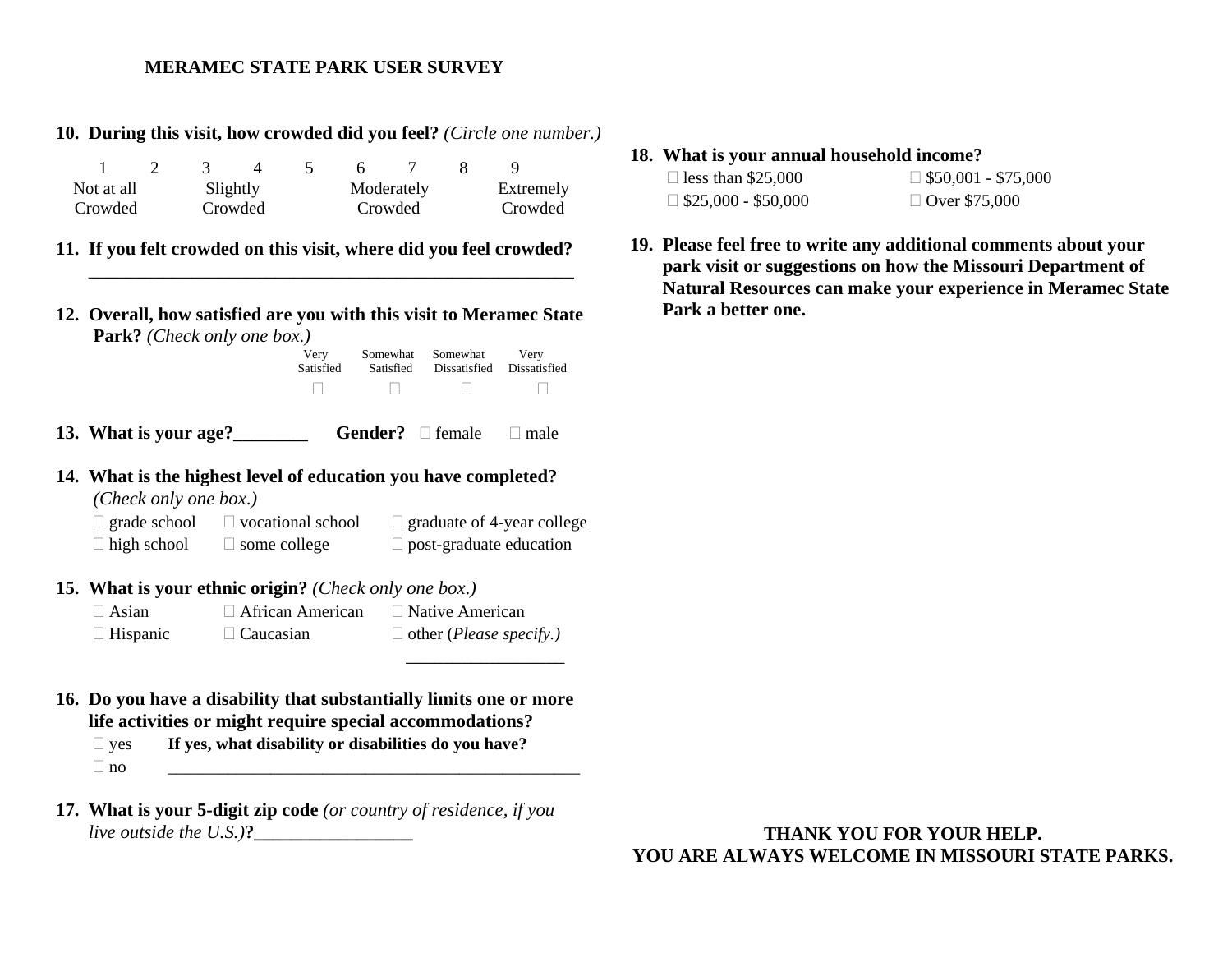**MERAMEC STATE PARK USER SURVEY**

**10. During this visit, how crowded did you feel?** *(Circle one number.)*

| 1 | 2 | 3 | 4 | 5 | 6 | 7 | 8 | 9 |
|---|---|---|---|---|---|---|---|---|
| Not at all Crowded | | Slightly Crowded | | | Moderately Crowded | | | Extremely Crowded |

**11. If you felt crowded on this visit, where did you feel crowded?**
_______________________________________________________

**12. Overall, how satisfied are you with this visit to Meramec State Park?** *(Check only one box.)*

| Very Satisfied | Somewhat Satisfied | Somewhat Dissatisfied | Very Dissatisfied |
|---|---|---|---|
| ☐ | ☐ | ☐ | ☐ |

**13. What is your age?________ Gender?** ☐ female ☐ male

**14. What is the highest level of education you have completed?** *(Check only one box.)*

☐ grade school ☐ vocational school ☐ graduate of 4-year college
☐ high school ☐ some college ☐ post-graduate education

**15. What is your ethnic origin?** *(Check only one box.)*

☐ Asian ☐ African American ☐ Native American
☐ Hispanic ☐ Caucasian ☐ other (*Please specify.)* __________________

**16. Do you have a disability that substantially limits one or more life activities or might require special accommodations?**

☐ yes **If yes, what disability or disabilities do you have?**
☐ no ________________________________________________

**17. What is your 5-digit zip code** *(or country of residence, if you live outside the U.S.)***?_________________**

**18. What is your annual household income?**

☐ less than $25,000 ☐ $50,001 - $75,000
☐ $25,000 - $50,000 ☐ Over $75,000

**19. Please feel free to write any additional comments about your park visit or suggestions on how the Missouri Department of Natural Resources can make your experience in Meramec State Park a better one.**

**THANK YOU FOR YOUR HELP.**
**YOU ARE ALWAYS WELCOME IN MISSOURI STATE PARKS.**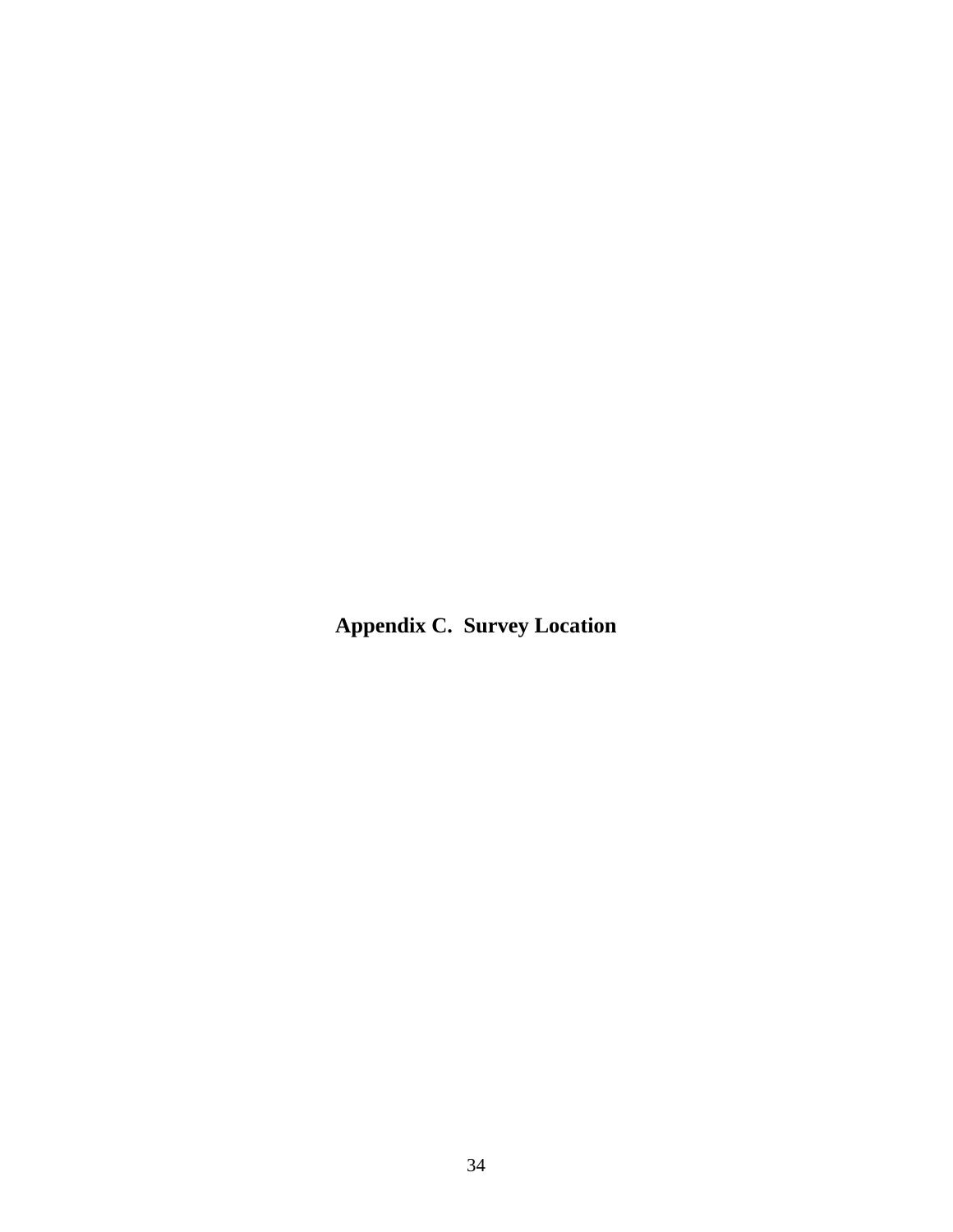# Appendix C. Survey Location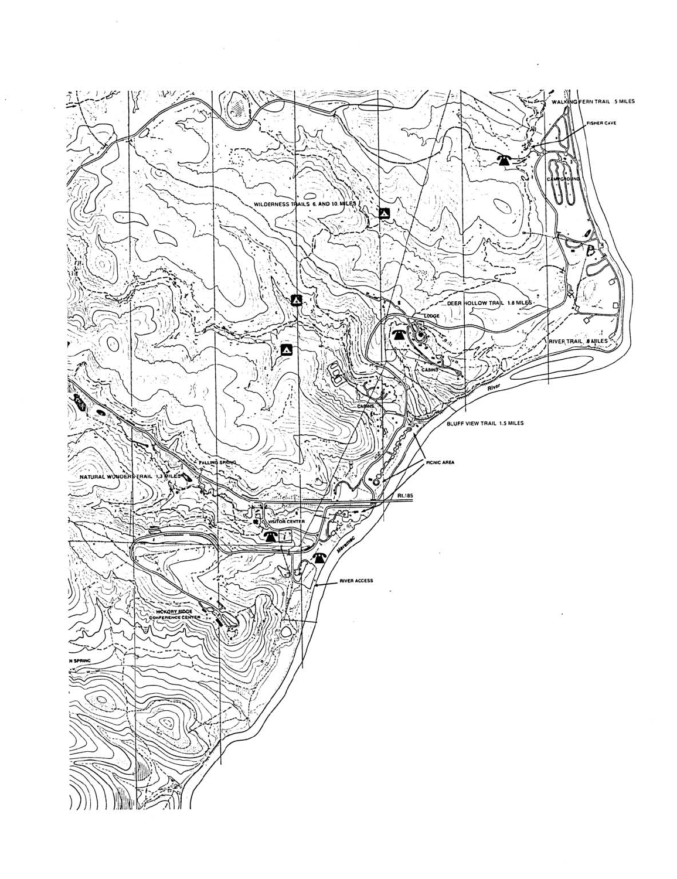WALKING FERN TRAIL .5 MILES

FISHER CAVE

CAMPGROUND

WILDERNESS TRAILS 6 AND 10 MILES

DEER HOLLOW TRAIL 1.8 MILES

LODGE

RIVER TRAIL 8 MILES

CABINS

CABINS

River

BLUFF VIEW TRAIL 1.5 MILES

PICNIC AREA

FALLING SPRING

NATURAL WONDERS TRAIL 1.3 MILES

Rt.185

VISITOR CENTER

Meramec

RIVER ACCESS

HICKORY RIDGE CONFERENCE CENTER

N SPRING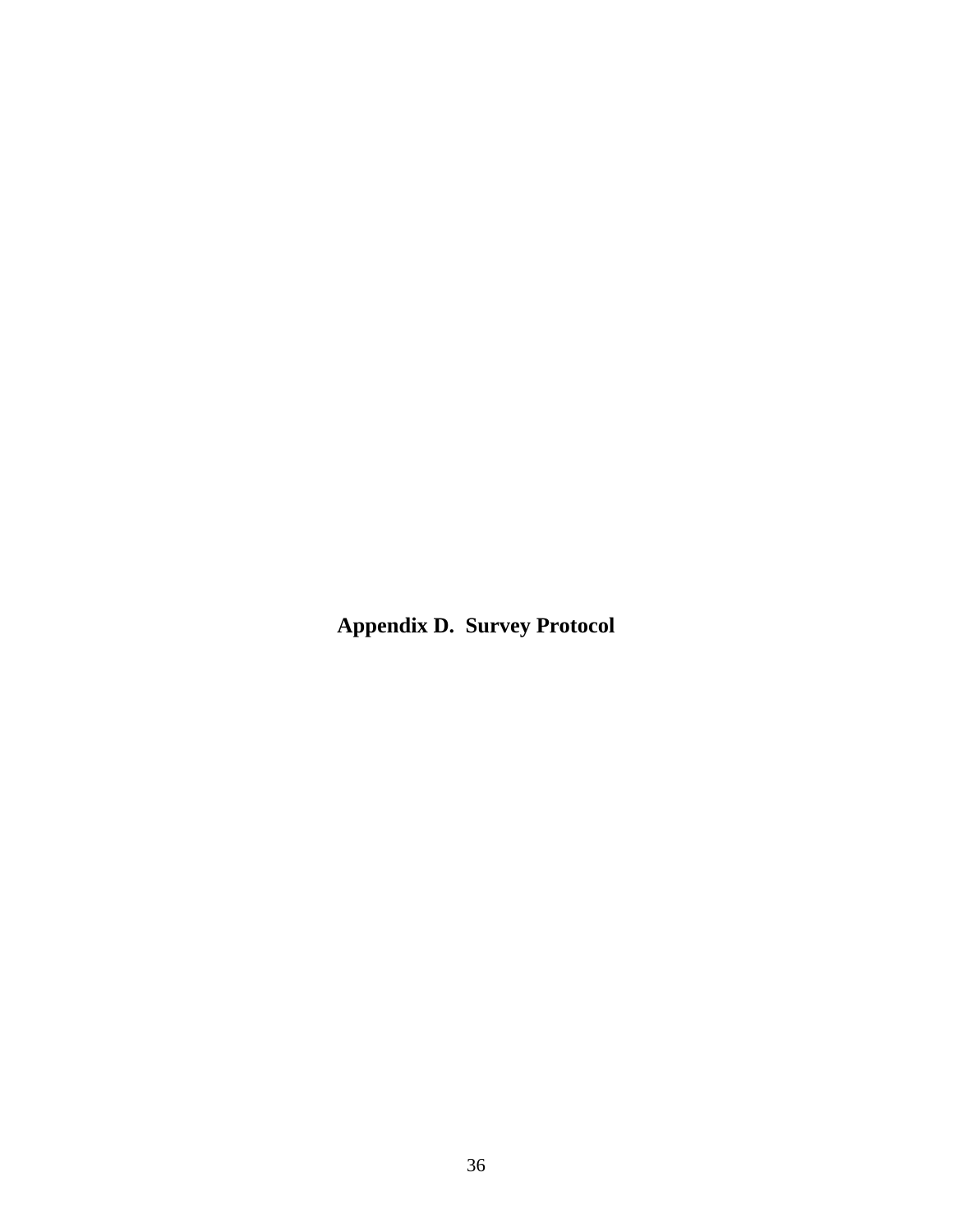# Appendix D. Survey Protocol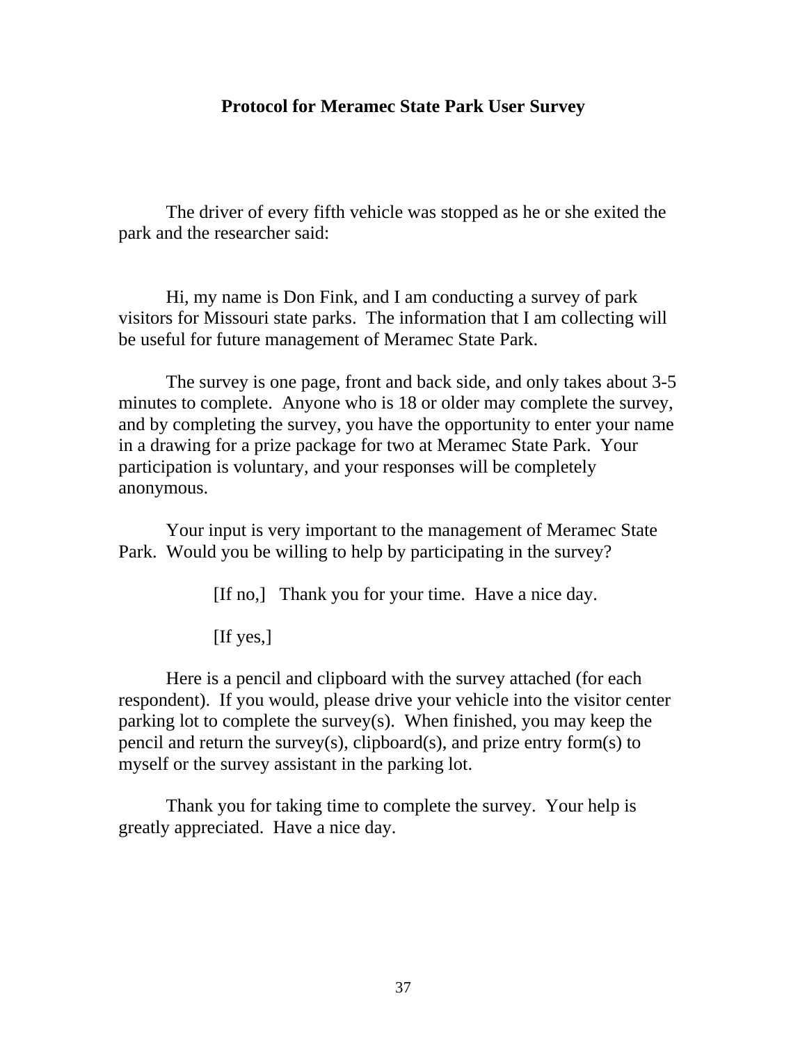## Protocol for Meramec State Park User Survey

The driver of every fifth vehicle was stopped as he or she exited the park and the researcher said:

Hi, my name is Don Fink, and I am conducting a survey of park visitors for Missouri state parks. The information that I am collecting will be useful for future management of Meramec State Park.

The survey is one page, front and back side, and only takes about 3-5 minutes to complete. Anyone who is 18 or older may complete the survey, and by completing the survey, you have the opportunity to enter your name in a drawing for a prize package for two at Meramec State Park. Your participation is voluntary, and your responses will be completely anonymous.

Your input is very important to the management of Meramec State Park. Would you be willing to help by participating in the survey?

[If no,] Thank you for your time. Have a nice day.

[If yes,]

Here is a pencil and clipboard with the survey attached (for each respondent). If you would, please drive your vehicle into the visitor center parking lot to complete the survey(s). When finished, you may keep the pencil and return the survey(s), clipboard(s), and prize entry form(s) to myself or the survey assistant in the parking lot.

Thank you for taking time to complete the survey. Your help is greatly appreciated. Have a nice day.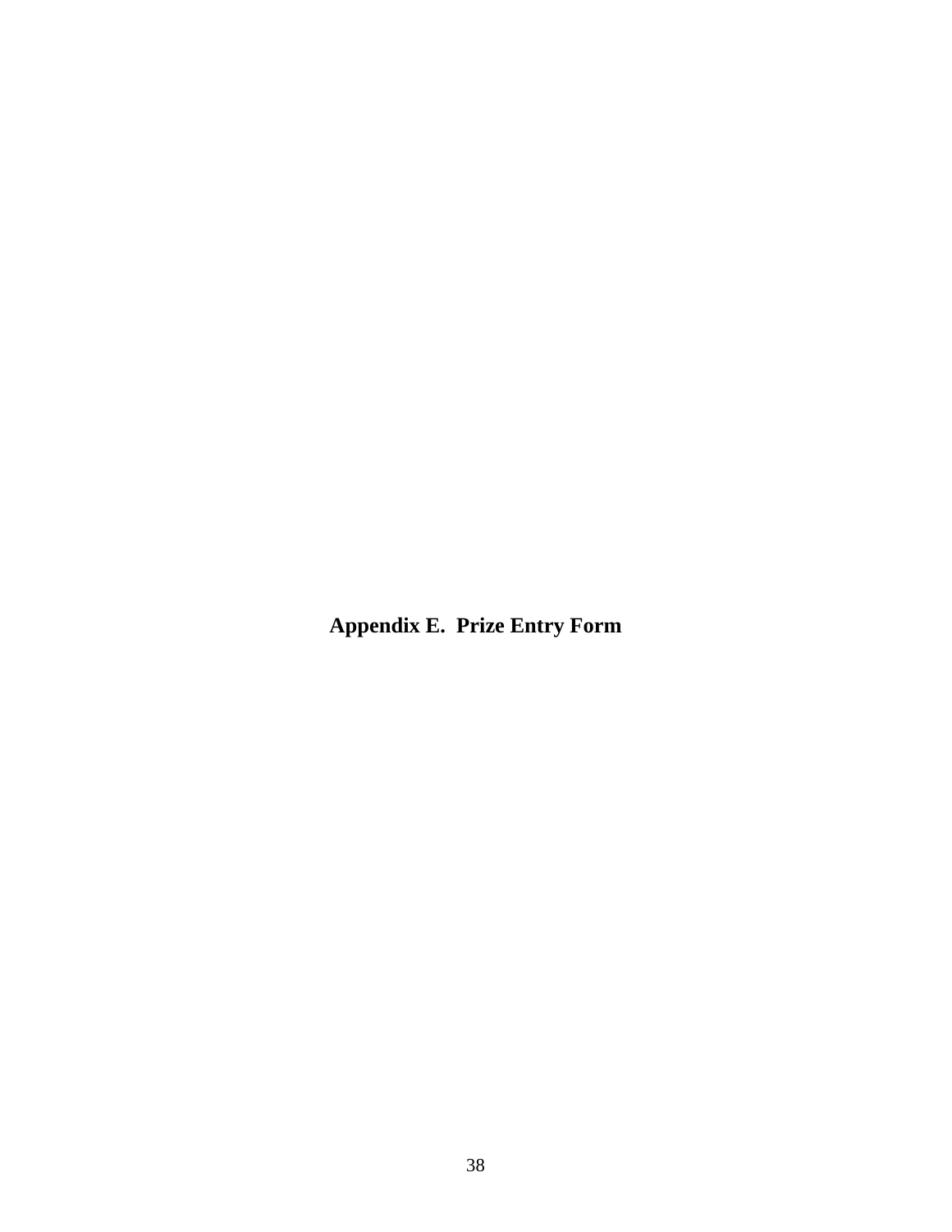# Appendix E. Prize Entry Form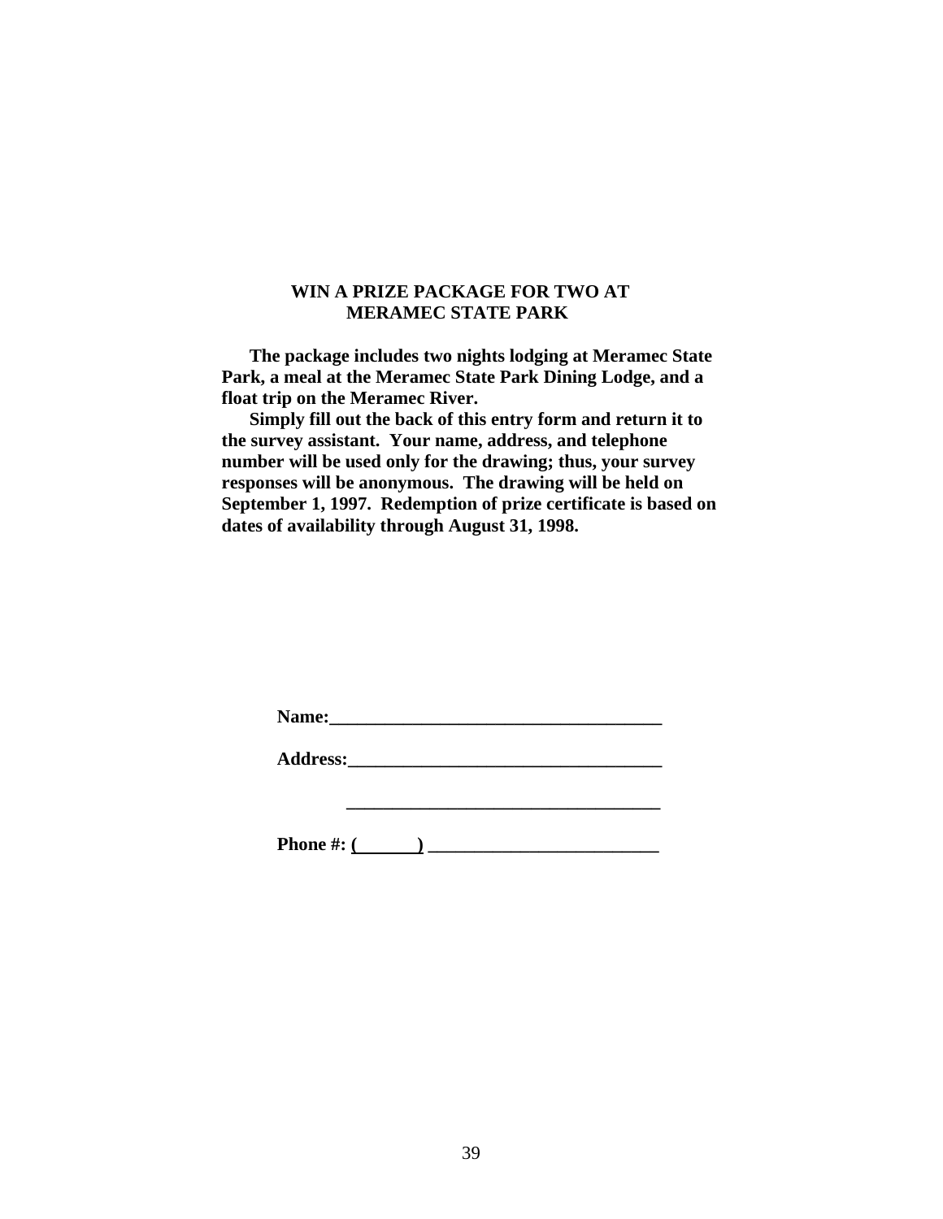**WIN A PRIZE PACKAGE FOR TWO AT MERAMEC STATE PARK**

**The package includes two nights lodging at Meramec State Park, a meal at the Meramec State Park Dining Lodge, and a float trip on the Meramec River.**

**Simply fill out the back of this entry form and return it to the survey assistant. Your name, address, and telephone number will be used only for the drawing; thus, your survey responses will be anonymous. The drawing will be held on September 1, 1997. Redemption of prize certificate is based on dates of availability through August 31, 1998.**

**Name:____________________________________**

**Address:__________________________________**

**__________________________________**

**Phone #: (______) ________________________**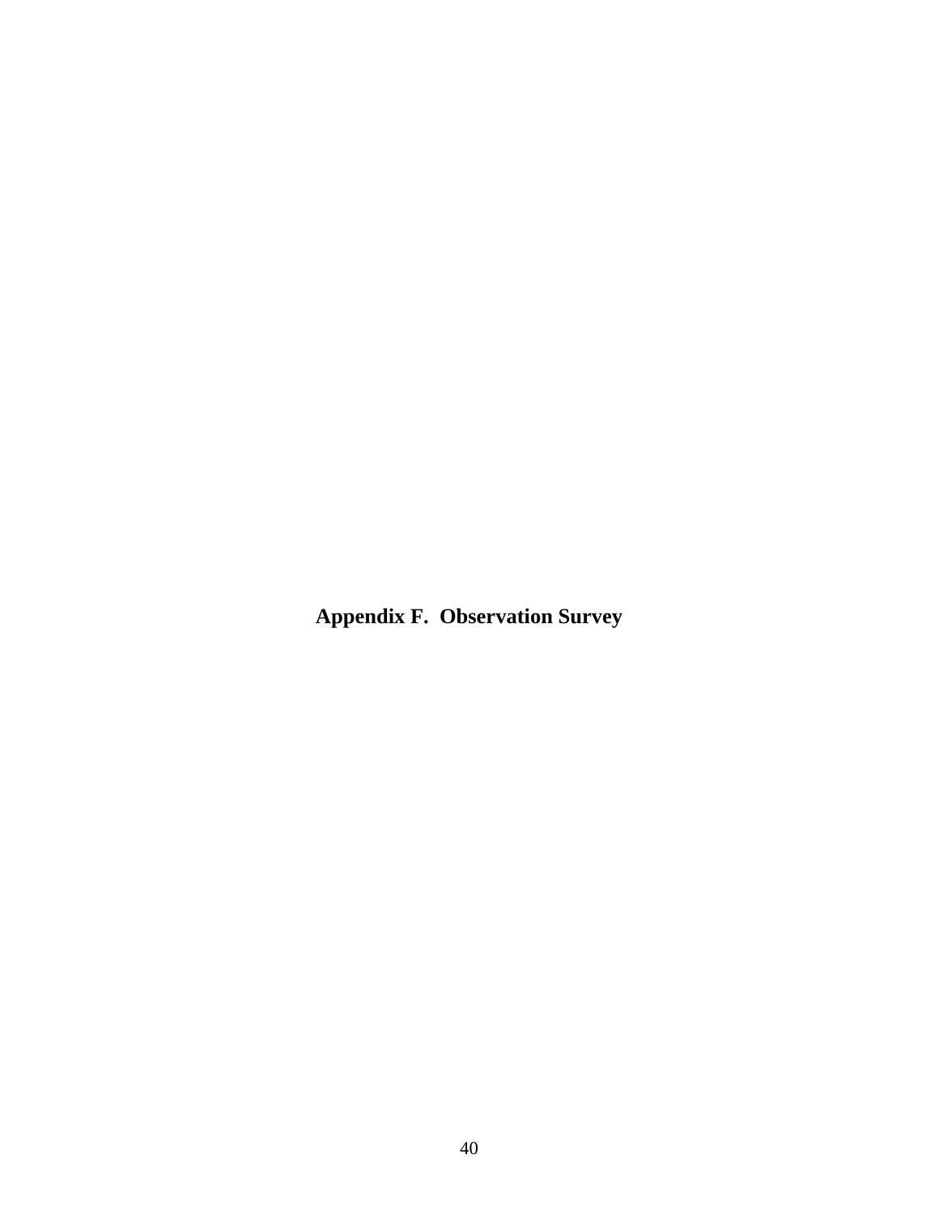# Appendix F.  Observation Survey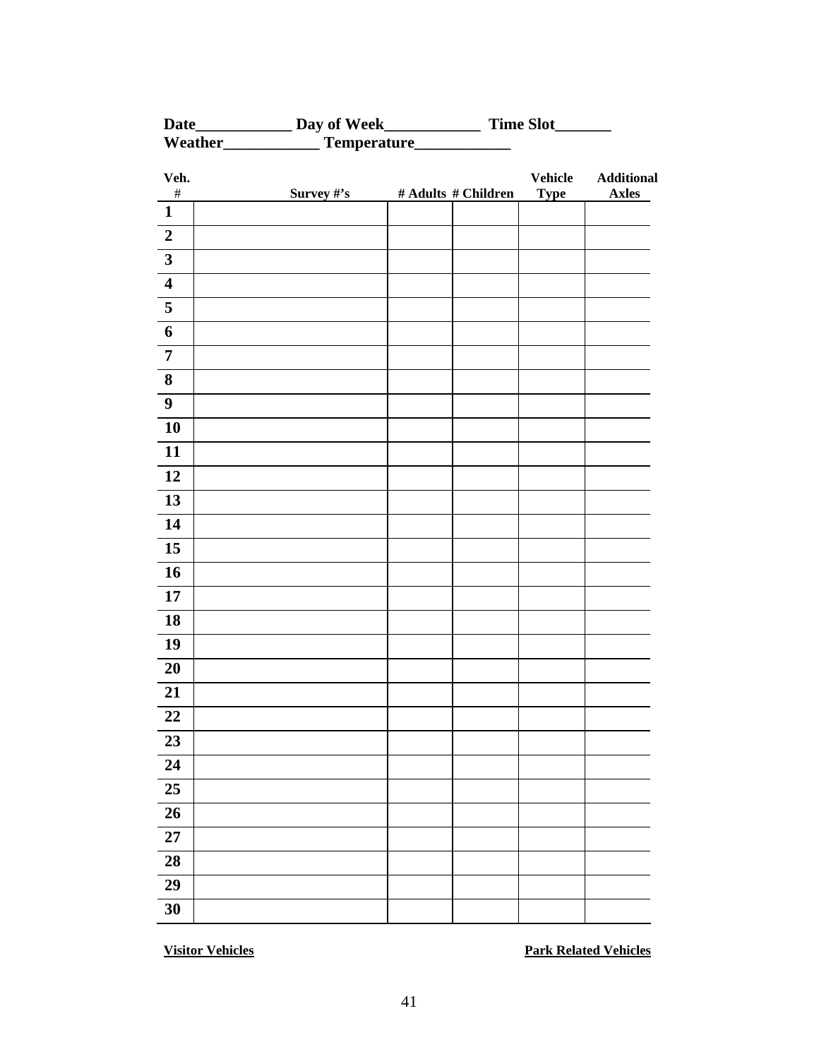**Date____________ Day of Week____________ Time Slot_______**
**Weather____________ Temperature____________**

| Veh. # | Survey #'s | # Adults | # Children | Vehicle Type | Additional Axles |
|---|---|---|---|---|---|
| **1** | | | | | |
| **2** | | | | | |
| **3** | | | | | |
| **4** | | | | | |
| **5** | | | | | |
| **6** | | | | | |
| **7** | | | | | |
| **8** | | | | | |
| **9** | | | | | |
| **10** | | | | | |
| **11** | | | | | |
| **12** | | | | | |
| **13** | | | | | |
| **14** | | | | | |
| **15** | | | | | |
| **16** | | | | | |
| **17** | | | | | |
| **18** | | | | | |
| **19** | | | | | |
| **20** | | | | | |
| **21** | | | | | |
| **22** | | | | | |
| **23** | | | | | |
| **24** | | | | | |
| **25** | | | | | |
| **26** | | | | | |
| **27** | | | | | |
| **28** | | | | | |
| **29** | | | | | |
| **30** | | | | | |

**Visitor Vehicles** **Park Related Vehicles**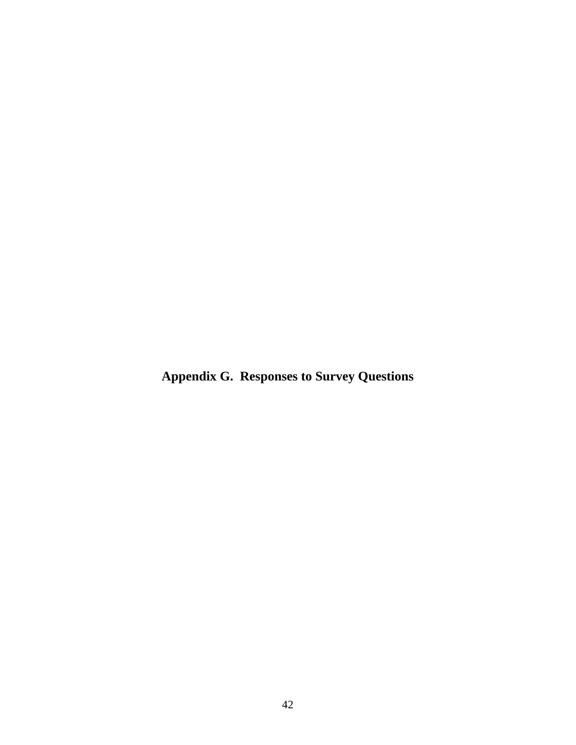# Appendix G. Responses to Survey Questions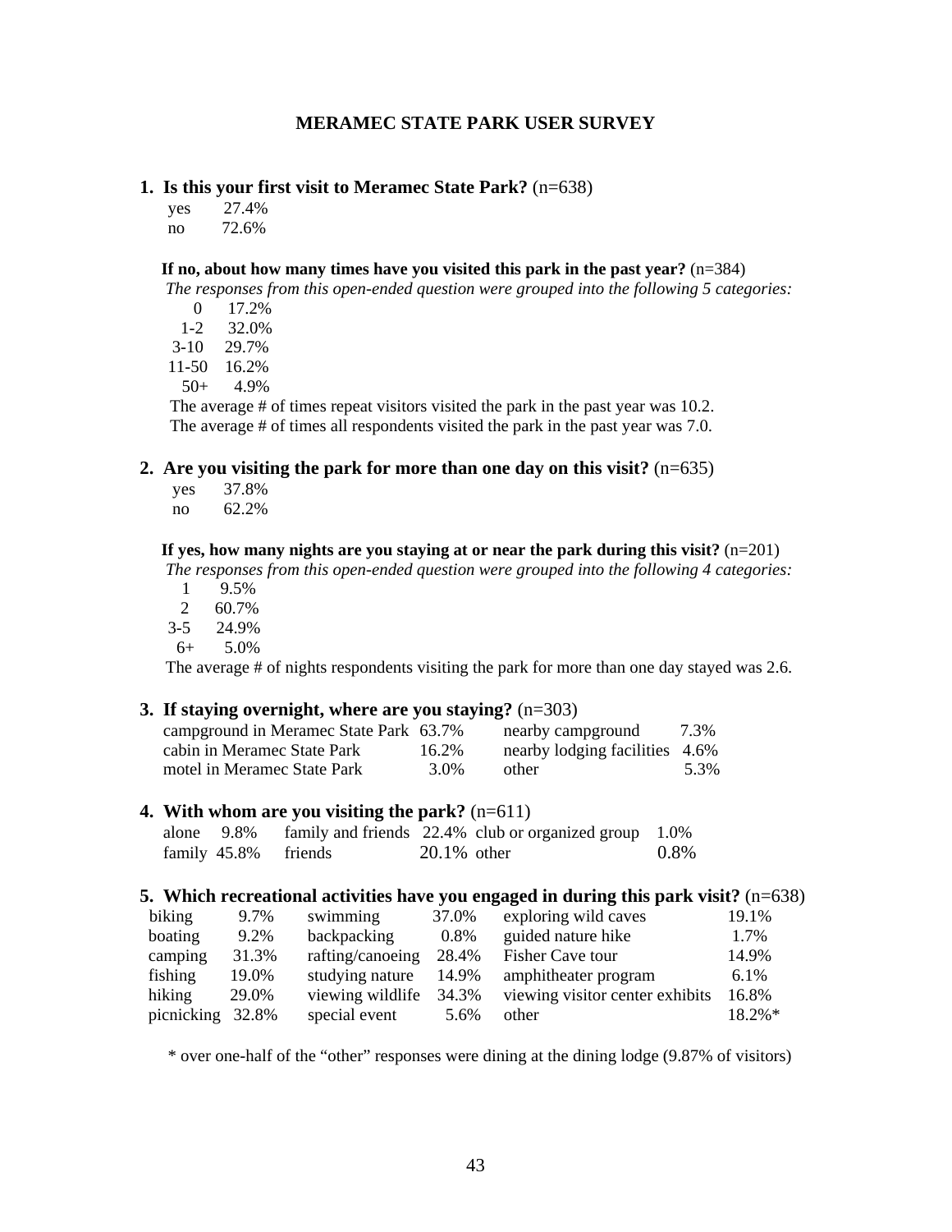# MERAMEC STATE PARK USER SURVEY

**1. Is this your first visit to Meramec State Park?** (n=638)

| | |
|---|---|
| yes | 27.4% |
| no | 72.6% |

**If no, about how many times have you visited this park in the past year?** (n=384)

*The responses from this open-ended question were grouped into the following 5 categories:*

| | |
|---|---|
| 0 | 17.2% |
| 1-2 | 32.0% |
| 3-10 | 29.7% |
| 11-50 | 16.2% |
| 50+ | 4.9% |

The average # of times repeat visitors visited the park in the past year was 10.2.
The average # of times all respondents visited the park in the past year was 7.0.

**2. Are you visiting the park for more than one day on this visit?** (n=635)

| | |
|---|---|
| yes | 37.8% |
| no | 62.2% |

**If yes, how many nights are you staying at or near the park during this visit?** (n=201)

*The responses from this open-ended question were grouped into the following 4 categories:*

| | |
|---|---|
| 1 | 9.5% |
| 2 | 60.7% |
| 3-5 | 24.9% |
| 6+ | 5.0% |

The average # of nights respondents visiting the park for more than one day stayed was 2.6.

**3. If staying overnight, where are you staying?** (n=303)

| | | | |
|---|---|---|---|
| campground in Meramec State Park | 63.7% | nearby campground | 7.3% |
| cabin in Meramec State Park | 16.2% | nearby lodging facilities | 4.6% |
| motel in Meramec State Park | 3.0% | other | 5.3% |

**4. With whom are you visiting the park?** (n=611)

| | | | | | |
|---|---|---|---|---|---|
| alone | 9.8% | family and friends | 22.4% | club or organized group | 1.0% |
| family | 45.8% | friends | 20.1% | other | 0.8% |

**5. Which recreational activities have you engaged in during this park visit?** (n=638)

| | | | | | |
|---|---|---|---|---|---|
| biking | 9.7% | swimming | 37.0% | exploring wild caves | 19.1% |
| boating | 9.2% | backpacking | 0.8% | guided nature hike | 1.7% |
| camping | 31.3% | rafting/canoeing | 28.4% | Fisher Cave tour | 14.9% |
| fishing | 19.0% | studying nature | 14.9% | amphitheater program | 6.1% |
| hiking | 29.0% | viewing wildlife | 34.3% | viewing visitor center exhibits | 16.8% |
| picnicking | 32.8% | special event | 5.6% | other | 18.2%* |

\* over one-half of the "other" responses were dining at the dining lodge (9.87% of visitors)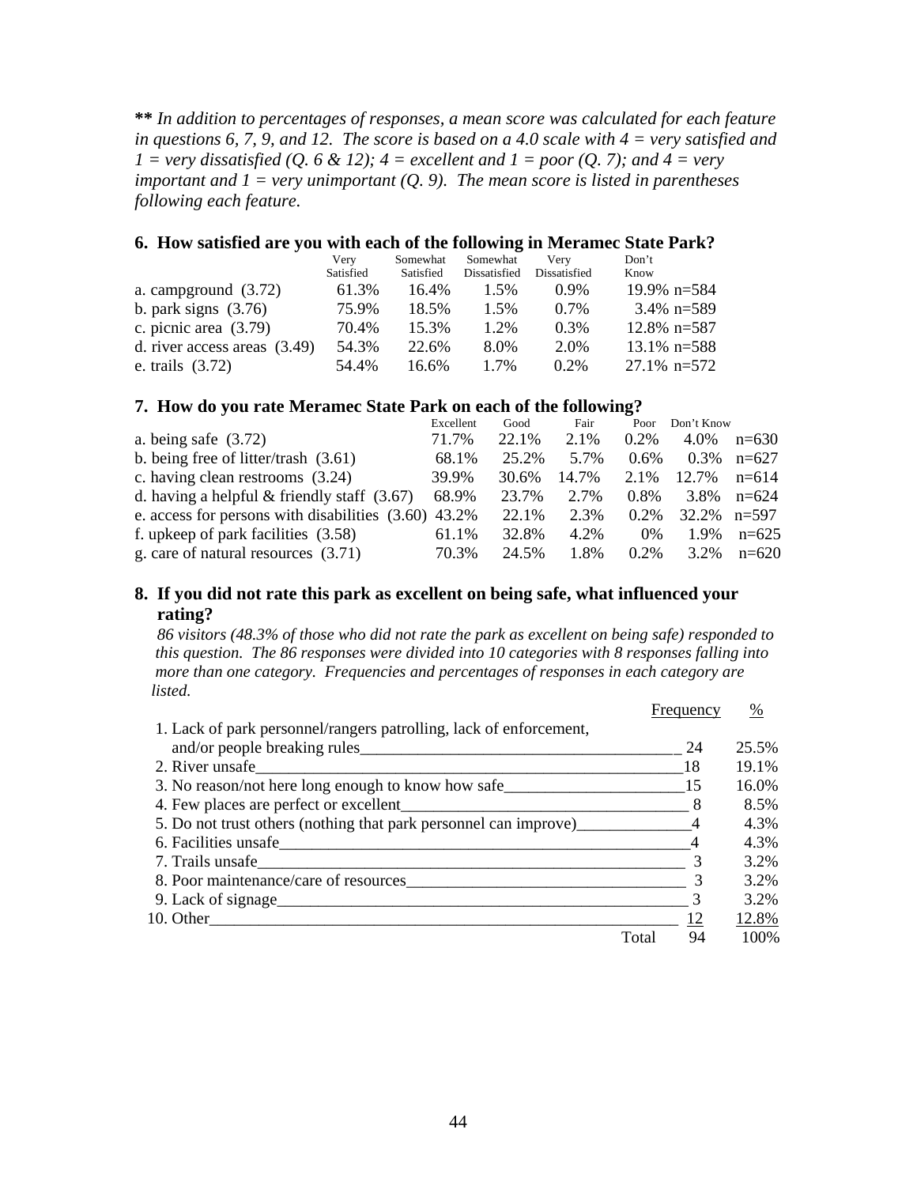***** *In addition to percentages of responses, a mean score was calculated for each feature in questions 6, 7, 9, and 12. The score is based on a 4.0 scale with 4 = very satisfied and 1 = very dissatisfied (Q. 6 & 12); 4 = excellent and 1 = poor (Q. 7); and 4 = very important and 1 = very unimportant (Q. 9). The mean score is listed in parentheses following each feature.*

### 6. How satisfied are you with each of the following in Meramec State Park?

| | Very Satisfied | Somewhat Satisfied | Somewhat Dissatisfied | Very Dissatisfied | Don't Know | |
|---|---|---|---|---|---|---|
| a. campground (3.72) | 61.3% | 16.4% | 1.5% | 0.9% | 19.9% | n=584 |
| b. park signs (3.76) | 75.9% | 18.5% | 1.5% | 0.7% | 3.4% | n=589 |
| c. picnic area (3.79) | 70.4% | 15.3% | 1.2% | 0.3% | 12.8% | n=587 |
| d. river access areas (3.49) | 54.3% | 22.6% | 8.0% | 2.0% | 13.1% | n=588 |
| e. trails (3.72) | 54.4% | 16.6% | 1.7% | 0.2% | 27.1% | n=572 |

### 7. How do you rate Meramec State Park on each of the following?

| | Excellent | Good | Fair | Poor | Don't Know | |
|---|---|---|---|---|---|---|
| a. being safe (3.72) | 71.7% | 22.1% | 2.1% | 0.2% | 4.0% | n=630 |
| b. being free of litter/trash (3.61) | 68.1% | 25.2% | 5.7% | 0.6% | 0.3% | n=627 |
| c. having clean restrooms (3.24) | 39.9% | 30.6% | 14.7% | 2.1% | 12.7% | n=614 |
| d. having a helpful & friendly staff (3.67) | 68.9% | 23.7% | 2.7% | 0.8% | 3.8% | n=624 |
| e. access for persons with disabilities (3.60) | 43.2% | 22.1% | 2.3% | 0.2% | 32.2% | n=597 |
| f. upkeep of park facilities (3.58) | 61.1% | 32.8% | 4.2% | 0% | 1.9% | n=625 |
| g. care of natural resources (3.71) | 70.3% | 24.5% | 1.8% | 0.2% | 3.2% | n=620 |

### 8. If you did not rate this park as excellent on being safe, what influenced your rating?

*86 visitors (48.3% of those who did not rate the park as excellent on being safe) responded to this question. The 86 responses were divided into 10 categories with 8 responses falling into more than one category. Frequencies and percentages of responses in each category are listed.*

| | Frequency | % |
|---|---|---|
| 1. Lack of park personnel/rangers patrolling, lack of enforcement, and/or people breaking rules | 24 | 25.5% |
| 2. River unsafe | 18 | 19.1% |
| 3. No reason/not here long enough to know how safe | 15 | 16.0% |
| 4. Few places are perfect or excellent | 8 | 8.5% |
| 5. Do not trust others (nothing that park personnel can improve) | 4 | 4.3% |
| 6. Facilities unsafe | 4 | 4.3% |
| 7. Trails unsafe | 3 | 3.2% |
| 8. Poor maintenance/care of resources | 3 | 3.2% |
| 9. Lack of signage | 3 | 3.2% |
| 10. Other | 12 | 12.8% |
| Total | 94 | 100% |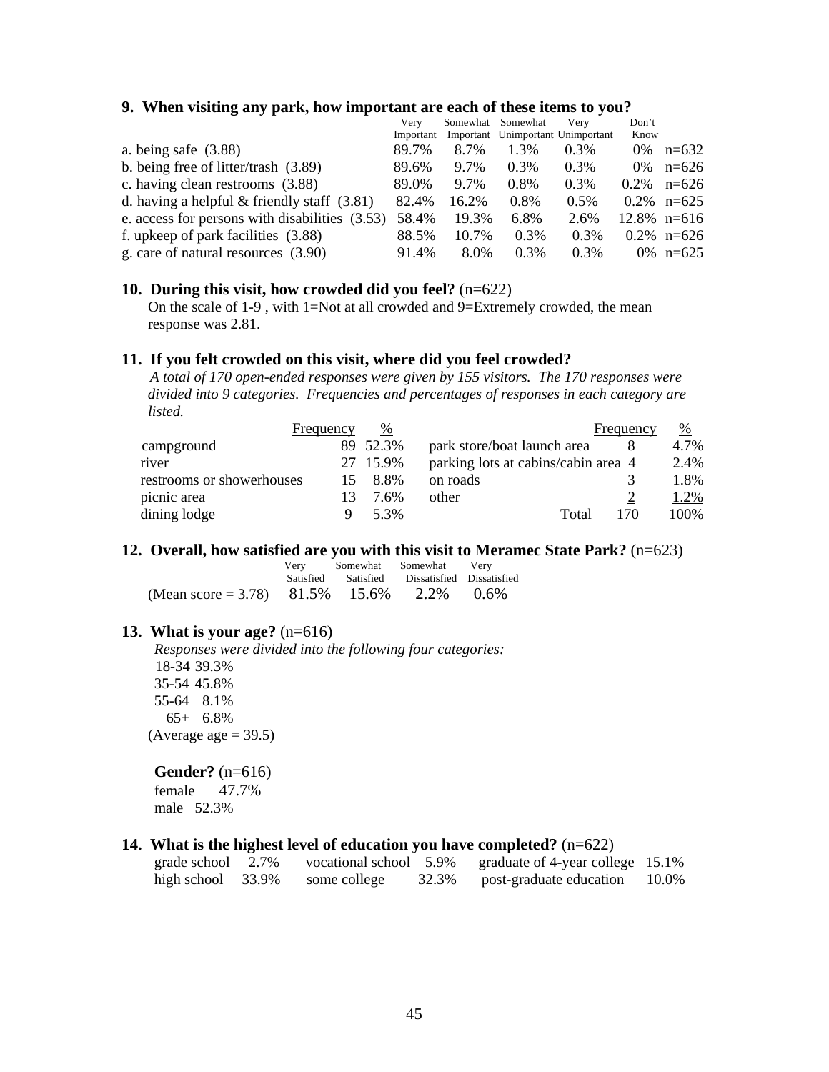**9. When visiting any park, how important are each of these items to you?**

| | Very Important | Somewhat Important | Somewhat Unimportant | Very Unimportant | Don't Know | |
|---|---|---|---|---|---|---|
| a. being safe (3.88) | 89.7% | 8.7% | 1.3% | 0.3% | 0% | n=632 |
| b. being free of litter/trash (3.89) | 89.6% | 9.7% | 0.3% | 0.3% | 0% | n=626 |
| c. having clean restrooms (3.88) | 89.0% | 9.7% | 0.8% | 0.3% | 0.2% | n=626 |
| d. having a helpful & friendly staff (3.81) | 82.4% | 16.2% | 0.8% | 0.5% | 0.2% | n=625 |
| e. access for persons with disabilities (3.53) | 58.4% | 19.3% | 6.8% | 2.6% | 12.8% | n=616 |
| f. upkeep of park facilities (3.88) | 88.5% | 10.7% | 0.3% | 0.3% | 0.2% | n=626 |
| g. care of natural resources (3.90) | 91.4% | 8.0% | 0.3% | 0.3% | 0% | n=625 |

**10. During this visit, how crowded did you feel?** (n=622)

On the scale of 1-9 , with 1=Not at all crowded and 9=Extremely crowded, the mean response was 2.81.

**11. If you felt crowded on this visit, where did you feel crowded?**

*A total of 170 open-ended responses were given by 155 visitors. The 170 responses were divided into 9 categories. Frequencies and percentages of responses in each category are listed.*

| | Frequency | % |
|---|---|---|
| campground | 89 | 52.3% |
| river | 27 | 15.9% |
| restrooms or showerhouses | 15 | 8.8% |
| picnic area | 13 | 7.6% |
| dining lodge | 9 | 5.3% |
| park store/boat launch area | 8 | 4.7% |
| parking lots at cabins/cabin area | 4 | 2.4% |
| on roads | 3 | 1.8% |
| other | 2 | 1.2% |
| Total | 170 | 100% |

**12. Overall, how satisfied are you with this visit to Meramec State Park?** (n=623)

| | Very Satisfied | Somewhat Satisfied | Somewhat Dissatisfied | Very Dissatisfied |
|---|---|---|---|---|
| (Mean score = 3.78) | 81.5% | 15.6% | 2.2% | 0.6% |

**13. What is your age?** (n=616)

*Responses were divided into the following four categories:*

18-34 39.3%
35-54 45.8%
55-64 8.1%
65+ 6.8%
(Average age = 39.5)

**Gender?** (n=616)

female 47.7%
male 52.3%

**14. What is the highest level of education you have completed?** (n=622)

| | | | | | |
|---|---|---|---|---|---|
| grade school | 2.7% | vocational school | 5.9% | graduate of 4-year college | 15.1% |
| high school | 33.9% | some college | 32.3% | post-graduate education | 10.0% |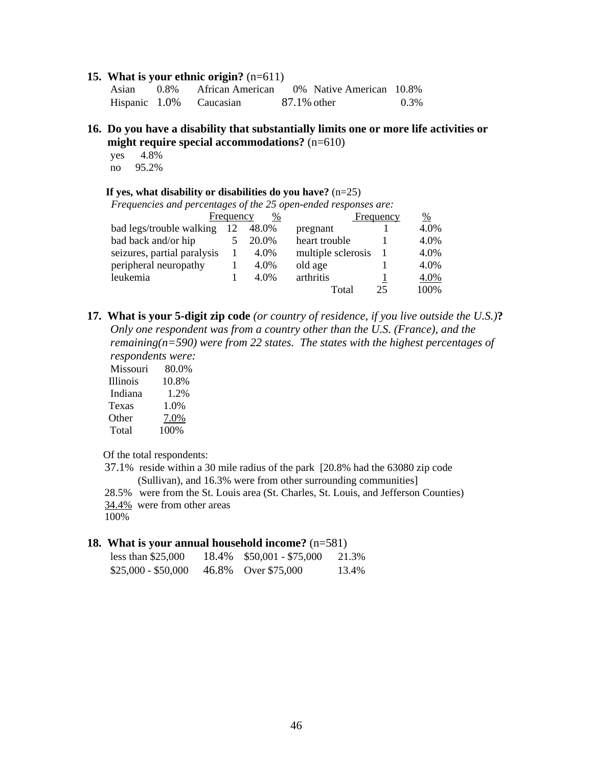**15. What is your ethnic origin?** (n=611)

| | | | | | |
|---|---|---|---|---|---|
| Asian | 0.8% | African American | 0% | Native American | 10.8% |
| Hispanic | 1.0% | Caucasian | 87.1% | other | 0.3% |

**16. Do you have a disability that substantially limits one or more life activities or might require special accommodations?** (n=610)

yes 4.8%
no 95.2%

**If yes, what disability or disabilities do you have?** (n=25)

*Frequencies and percentages of the 25 open-ended responses are:*

| | Frequency | % | | Frequency | % |
|---|---|---|---|---|---|
| bad legs/trouble walking | 12 | 48.0% | pregnant | 1 | 4.0% |
| bad back and/or hip | 5 | 20.0% | heart trouble | 1 | 4.0% |
| seizures, partial paralysis | 1 | 4.0% | multiple sclerosis | 1 | 4.0% |
| peripheral neuropathy | 1 | 4.0% | old age | 1 | 4.0% |
| leukemia | 1 | 4.0% | arthritis | 1 | 4.0% |
| | | | Total | 25 | 100% |

**17. What is your 5-digit zip code** *(or country of residence, if you live outside the U.S.)***?**

*Only one respondent was from a country other than the U.S. (France), and the remaining(n=590) were from 22 states. The states with the highest percentages of respondents were:*

| | |
|---|---|
| Missouri | 80.0% |
| Illinois | 10.8% |
| Indiana | 1.2% |
| Texas | 1.0% |
| Other | 7.0% |
| Total | 100% |

Of the total respondents:

37.1% reside within a 30 mile radius of the park [20.8% had the 63080 zip code (Sullivan), and 16.3% were from other surrounding communities]
28.5% were from the St. Louis area (St. Charles, St. Louis, and Jefferson Counties)
34.4% were from other areas
100%

**18. What is your annual household income?** (n=581)

| | | | |
|---|---|---|---|
| less than $25,000 | 18.4% | $50,001 - $75,000 | 21.3% |
| $25,000 - $50,000 | 46.8% | Over $75,000 | 13.4% |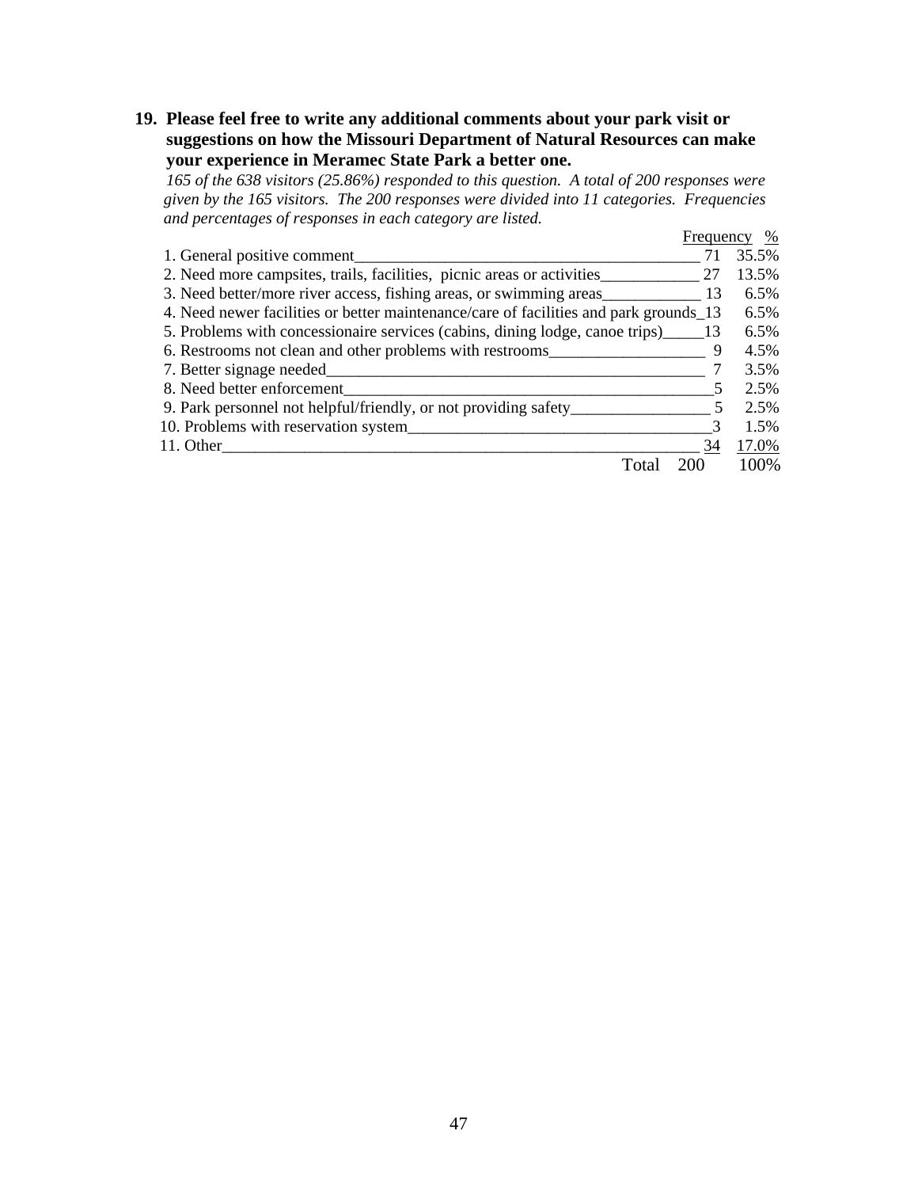**19. Please feel free to write any additional comments about your park visit or suggestions on how the Missouri Department of Natural Resources can make your experience in Meramec State Park a better one.**

*165 of the 638 visitors (25.86%) responded to this question. A total of 200 responses were given by the 165 visitors. The 200 responses were divided into 11 categories. Frequencies and percentages of responses in each category are listed.*

| | Frequency | % |
|---|---|---|
| 1. General positive comment | 71 | 35.5% |
| 2. Need more campsites, trails, facilities, picnic areas or activities | 27 | 13.5% |
| 3. Need better/more river access, fishing areas, or swimming areas | 13 | 6.5% |
| 4. Need newer facilities or better maintenance/care of facilities and park grounds | 13 | 6.5% |
| 5. Problems with concessionaire services (cabins, dining lodge, canoe trips) | 13 | 6.5% |
| 6. Restrooms not clean and other problems with restrooms | 9 | 4.5% |
| 7. Better signage needed | 7 | 3.5% |
| 8. Need better enforcement | 5 | 2.5% |
| 9. Park personnel not helpful/friendly, or not providing safety | 5 | 2.5% |
| 10. Problems with reservation system | 3 | 1.5% |
| 11. Other | 34 | 17.0% |
| Total | 200 | 100% |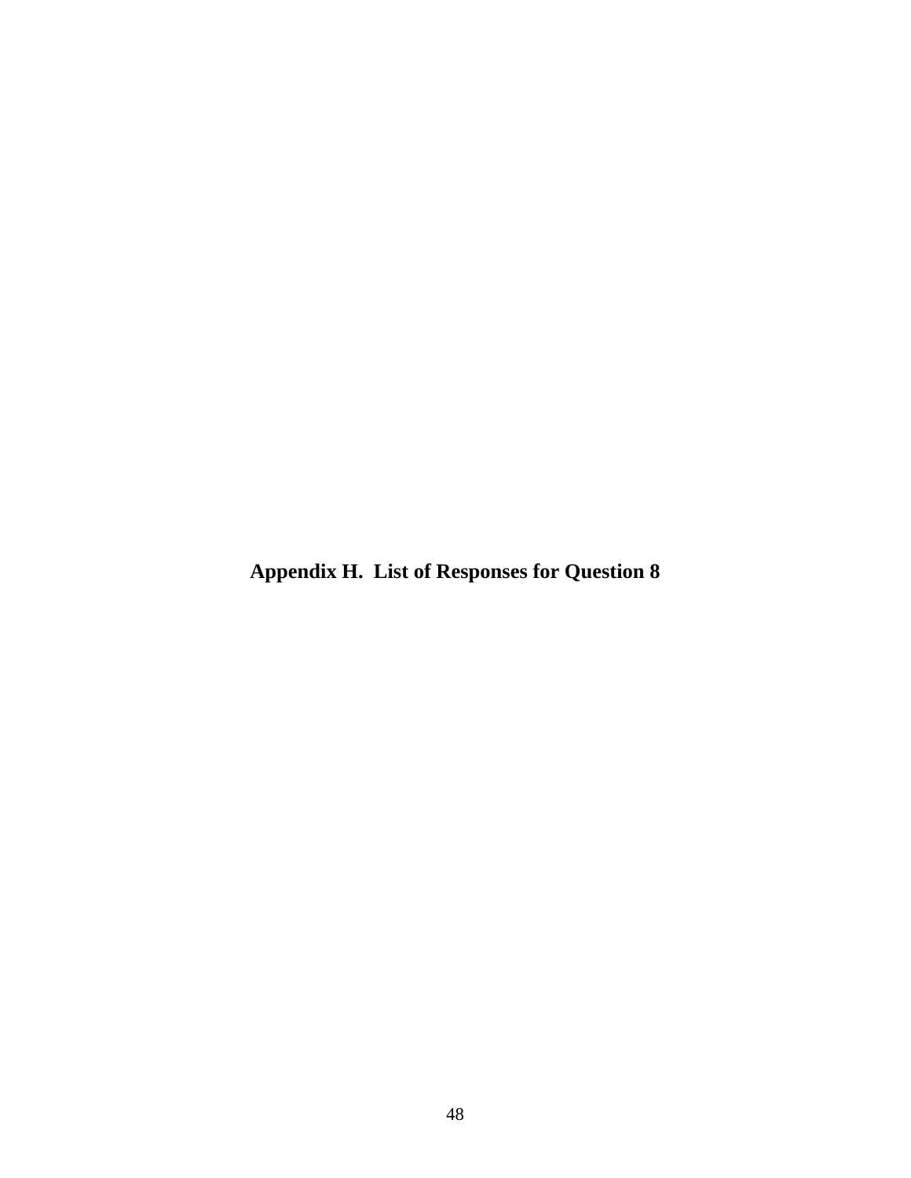# Appendix H.  List of Responses for Question 8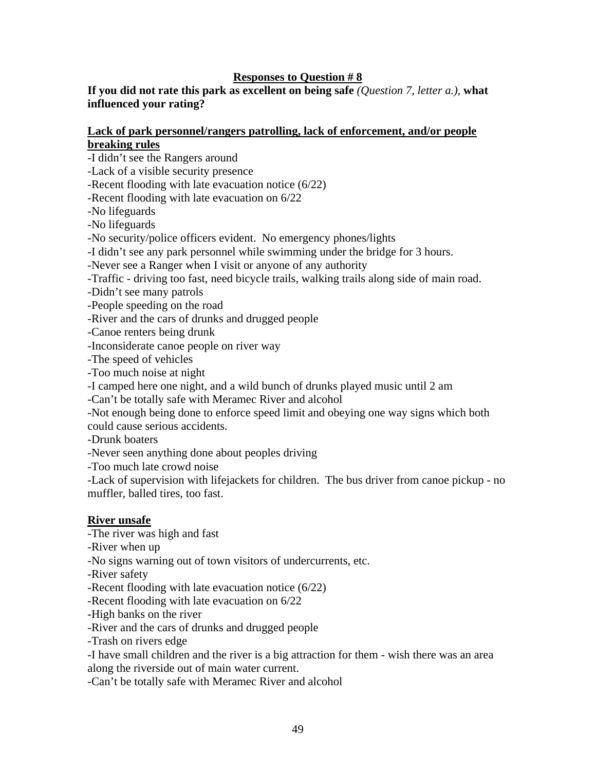**Responses to Question # 8**

**If you did not rate this park as excellent on being safe** *(Question 7, letter a.)*, **what influenced your rating?**

**Lack of park personnel/rangers patrolling, lack of enforcement, and/or people breaking rules**

-I didn't see the Rangers around
-Lack of a visible security presence
-Recent flooding with late evacuation notice (6/22)
-Recent flooding with late evacuation on 6/22
-No lifeguards
-No lifeguards
-No security/police officers evident. No emergency phones/lights
-I didn't see any park personnel while swimming under the bridge for 3 hours.
-Never see a Ranger when I visit or anyone of any authority
-Traffic - driving too fast, need bicycle trails, walking trails along side of main road.
-Didn't see many patrols
-People speeding on the road
-River and the cars of drunks and drugged people
-Canoe renters being drunk
-Inconsiderate canoe people on river way
-The speed of vehicles
-Too much noise at night
-I camped here one night, and a wild bunch of drunks played music until 2 am
-Can't be totally safe with Meramec River and alcohol
-Not enough being done to enforce speed limit and obeying one way signs which both could cause serious accidents.
-Drunk boaters
-Never seen anything done about peoples driving
-Too much late crowd noise
-Lack of supervision with lifejackets for children. The bus driver from canoe pickup - no muffler, balled tires, too fast.

**River unsafe**

-The river was high and fast
-River when up
-No signs warning out of town visitors of undercurrents, etc.
-River safety
-Recent flooding with late evacuation notice (6/22)
-Recent flooding with late evacuation on 6/22
-High banks on the river
-River and the cars of drunks and drugged people
-Trash on rivers edge
-I have small children and the river is a big attraction for them - wish there was an area along the riverside out of main water current.
-Can't be totally safe with Meramec River and alcohol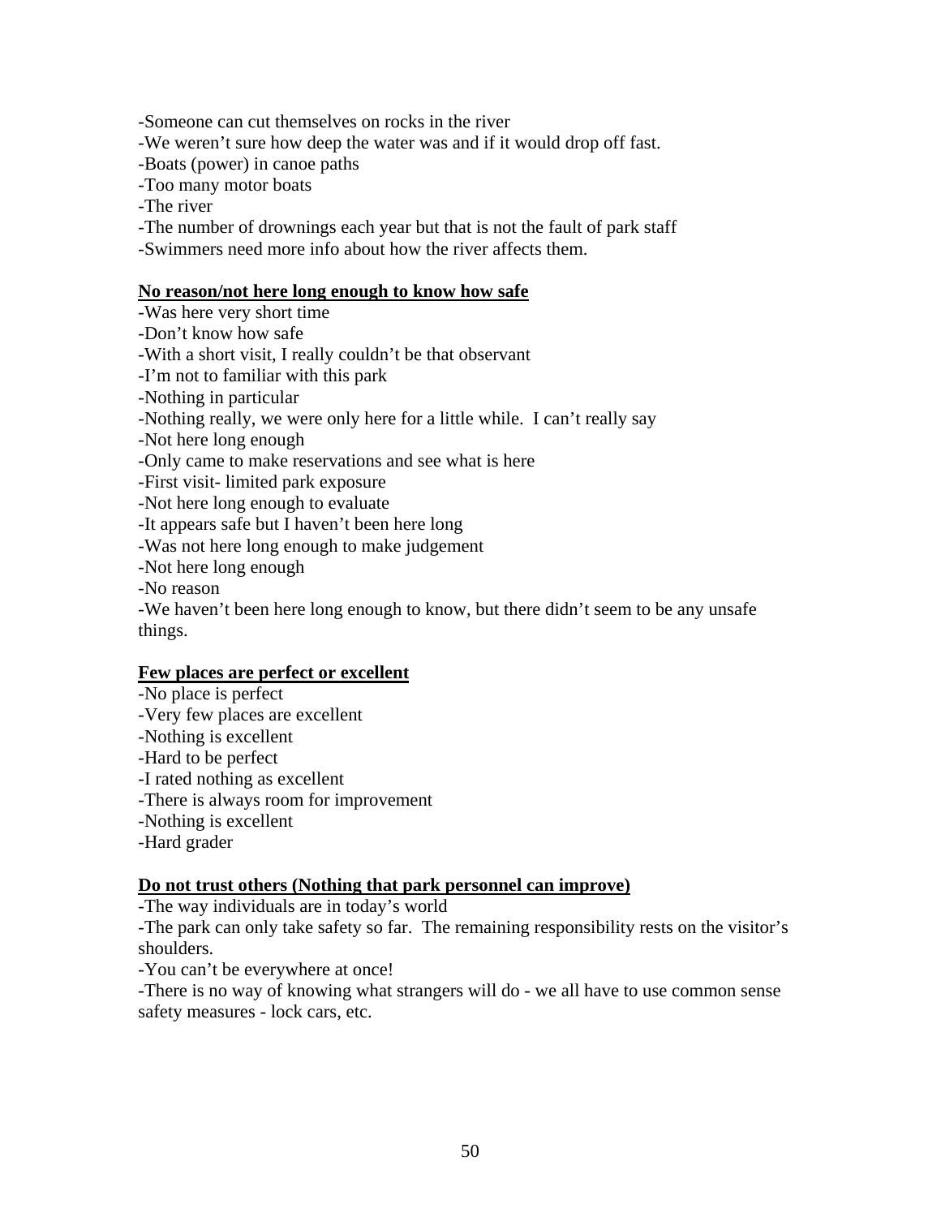-Someone can cut themselves on rocks in the river
-We weren't sure how deep the water was and if it would drop off fast.
-Boats (power) in canoe paths
-Too many motor boats
-The river
-The number of drownings each year but that is not the fault of park staff
-Swimmers need more info about how the river affects them.

**No reason/not here long enough to know how safe**

-Was here very short time
-Don't know how safe
-With a short visit, I really couldn't be that observant
-I'm not to familiar with this park
-Nothing in particular
-Nothing really, we were only here for a little while. I can't really say
-Not here long enough
-Only came to make reservations and see what is here
-First visit- limited park exposure
-Not here long enough to evaluate
-It appears safe but I haven't been here long
-Was not here long enough to make judgement
-Not here long enough
-No reason
-We haven't been here long enough to know, but there didn't seem to be any unsafe things.

**Few places are perfect or excellent**

-No place is perfect
-Very few places are excellent
-Nothing is excellent
-Hard to be perfect
-I rated nothing as excellent
-There is always room for improvement
-Nothing is excellent
-Hard grader

**Do not trust others (Nothing that park personnel can improve)**

-The way individuals are in today's world
-The park can only take safety so far. The remaining responsibility rests on the visitor's shoulders.
-You can't be everywhere at once!
-There is no way of knowing what strangers will do - we all have to use common sense safety measures - lock cars, etc.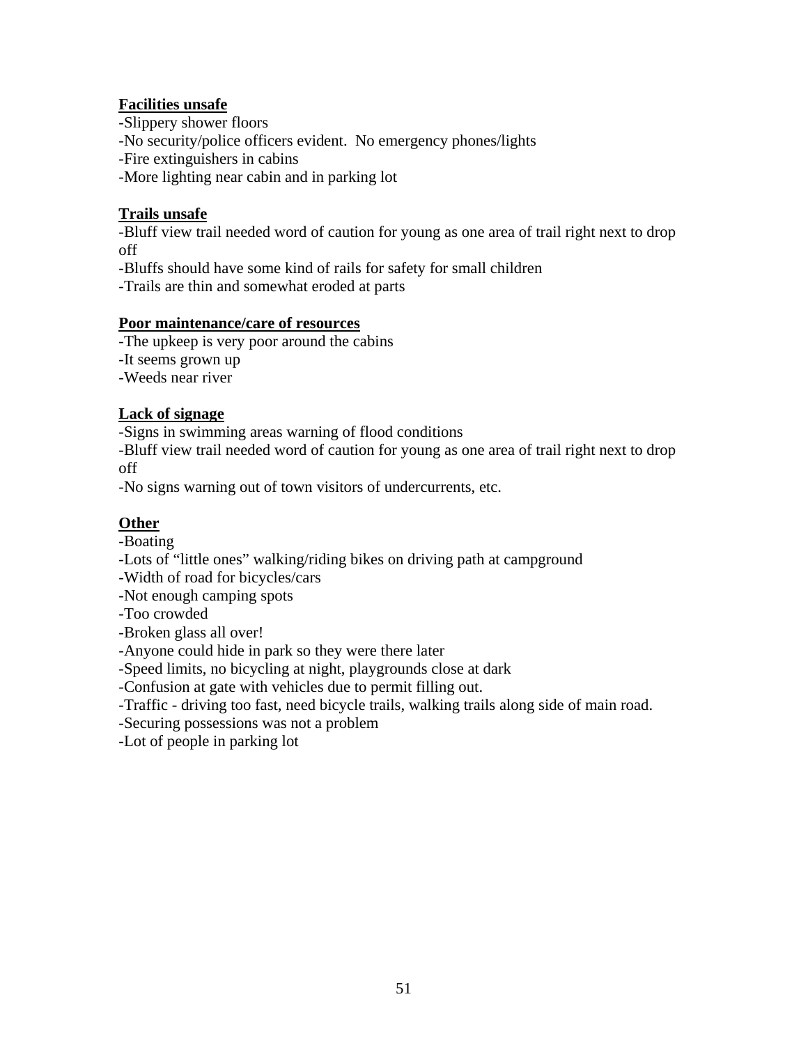**Facilities unsafe**

-Slippery shower floors
-No security/police officers evident.  No emergency phones/lights
-Fire extinguishers in cabins
-More lighting near cabin and in parking lot

**Trails unsafe**

-Bluff view trail needed word of caution for young as one area of trail right next to drop off
-Bluffs should have some kind of rails for safety for small children
-Trails are thin and somewhat eroded at parts

**Poor maintenance/care of resources**

-The upkeep is very poor around the cabins
-It seems grown up
-Weeds near river

**Lack of signage**

-Signs in swimming areas warning of flood conditions
-Bluff view trail needed word of caution for young as one area of trail right next to drop off
-No signs warning out of town visitors of undercurrents, etc.

**Other**

-Boating
-Lots of "little ones" walking/riding bikes on driving path at campground
-Width of road for bicycles/cars
-Not enough camping spots
-Too crowded
-Broken glass all over!
-Anyone could hide in park so they were there later
-Speed limits, no bicycling at night, playgrounds close at dark
-Confusion at gate with vehicles due to permit filling out.
-Traffic - driving too fast, need bicycle trails, walking trails along side of main road.
-Securing possessions was not a problem
-Lot of people in parking lot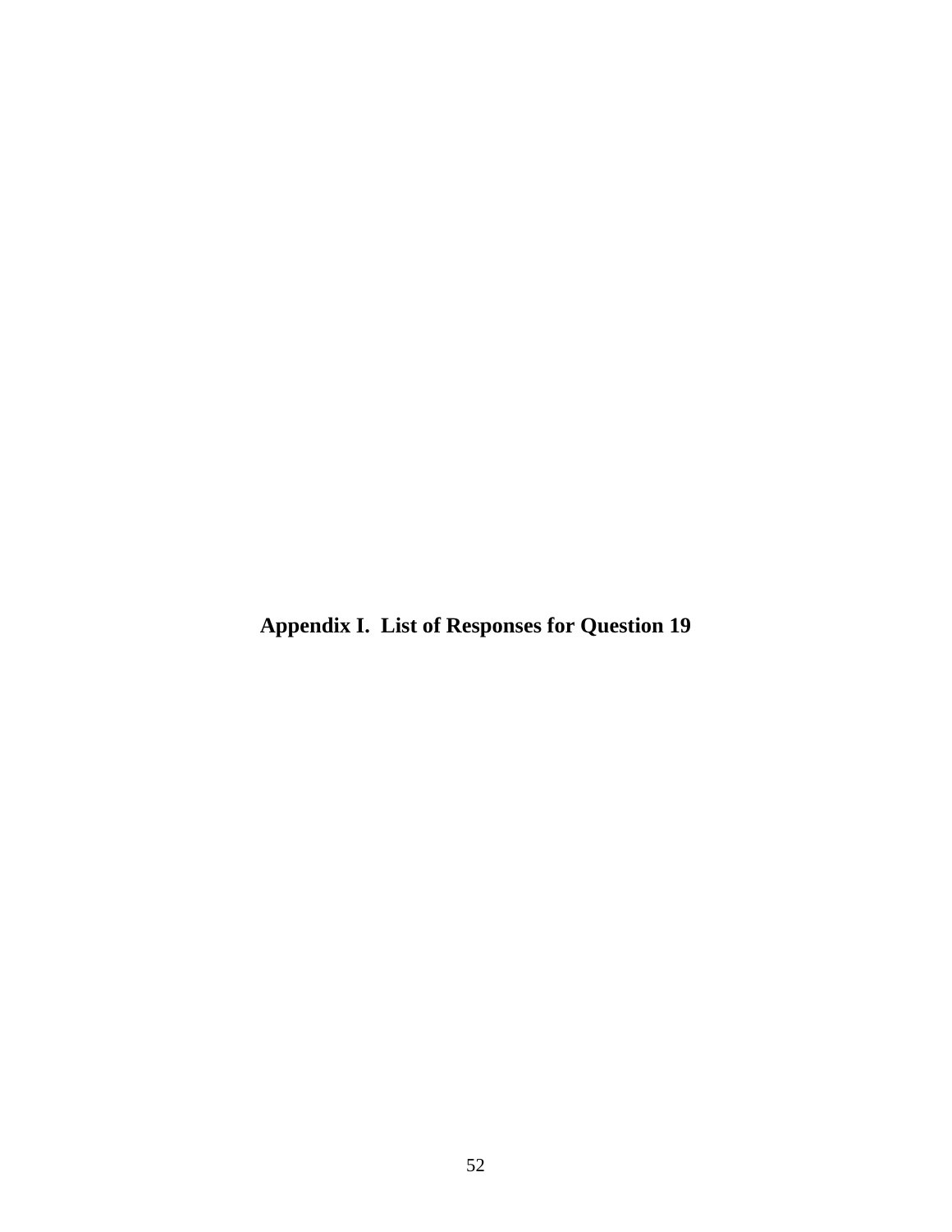# Appendix I.  List of Responses for Question 19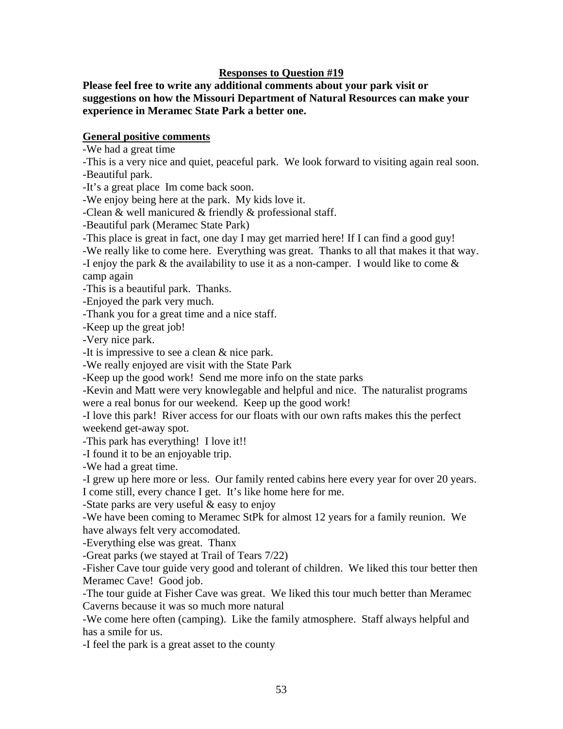**Responses to Question #19**

**Please feel free to write any additional comments about your park visit or suggestions on how the Missouri Department of Natural Resources can make your experience in Meramec State Park a better one.**

**General positive comments**

-We had a great time

-This is a very nice and quiet, peaceful park. We look forward to visiting again real soon.

-Beautiful park.

-It's a great place Im come back soon.

-We enjoy being here at the park. My kids love it.

-Clean & well manicured & friendly & professional staff.

-Beautiful park (Meramec State Park)

-This place is great in fact, one day I may get married here! If I can find a good guy!

-We really like to come here. Everything was great. Thanks to all that makes it that way.

-I enjoy the park & the availability to use it as a non-camper. I would like to come & camp again

-This is a beautiful park. Thanks.

-Enjoyed the park very much.

-Thank you for a great time and a nice staff.

-Keep up the great job!

-Very nice park.

-It is impressive to see a clean & nice park.

-We really enjoyed are visit with the State Park

-Keep up the good work! Send me more info on the state parks

-Kevin and Matt were very knowlegable and helpful and nice. The naturalist programs were a real bonus for our weekend. Keep up the good work!

-I love this park! River access for our floats with our own rafts makes this the perfect weekend get-away spot.

-This park has everything! I love it!!

-I found it to be an enjoyable trip.

-We had a great time.

-I grew up here more or less. Our family rented cabins here every year for over 20 years. I come still, every chance I get. It's like home here for me.

-State parks are very useful & easy to enjoy

-We have been coming to Meramec StPk for almost 12 years for a family reunion. We have always felt very accomodated.

-Everything else was great. Thanx

-Great parks (we stayed at Trail of Tears 7/22)

-Fisher Cave tour guide very good and tolerant of children. We liked this tour better then Meramec Cave! Good job.

-The tour guide at Fisher Cave was great. We liked this tour much better than Meramec Caverns because it was so much more natural

-We come here often (camping). Like the family atmosphere. Staff always helpful and has a smile for us.

-I feel the park is a great asset to the county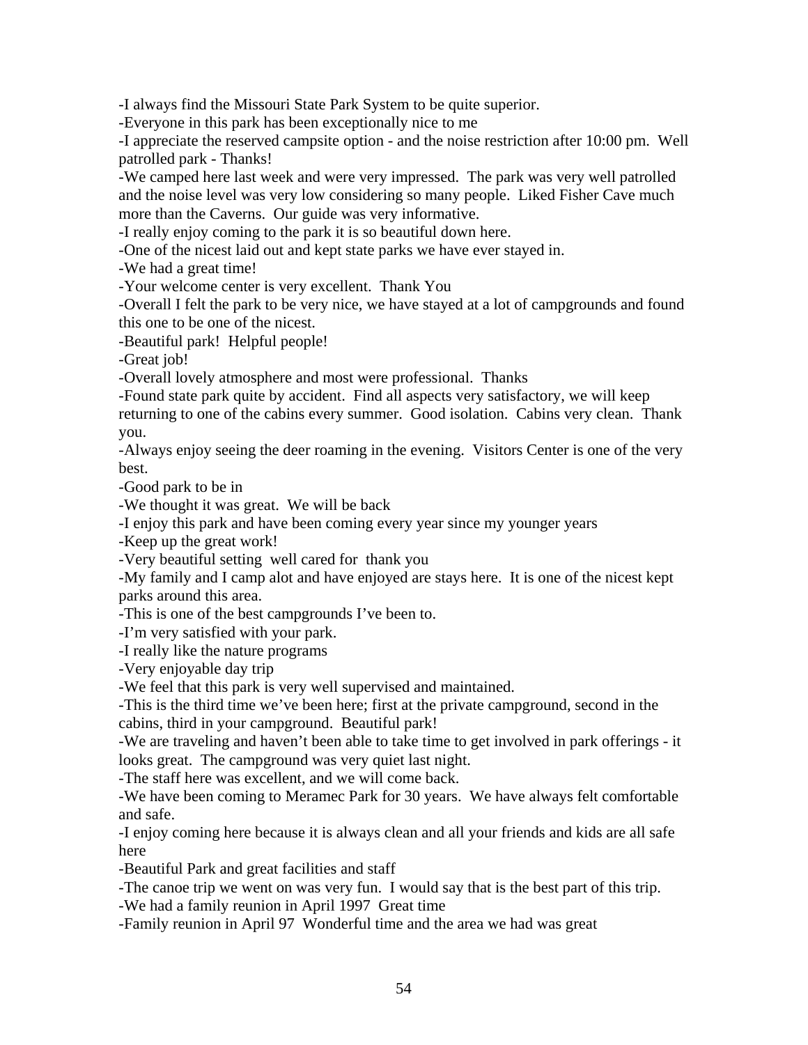-I always find the Missouri State Park System to be quite superior.
-Everyone in this park has been exceptionally nice to me
-I appreciate the reserved campsite option - and the noise restriction after 10:00 pm. Well patrolled park - Thanks!
-We camped here last week and were very impressed. The park was very well patrolled and the noise level was very low considering so many people. Liked Fisher Cave much more than the Caverns. Our guide was very informative.
-I really enjoy coming to the park it is so beautiful down here.
-One of the nicest laid out and kept state parks we have ever stayed in.
-We had a great time!
-Your welcome center is very excellent. Thank You
-Overall I felt the park to be very nice, we have stayed at a lot of campgrounds and found this one to be one of the nicest.
-Beautiful park! Helpful people!
-Great job!
-Overall lovely atmosphere and most were professional. Thanks
-Found state park quite by accident. Find all aspects very satisfactory, we will keep returning to one of the cabins every summer. Good isolation. Cabins very clean. Thank you.
-Always enjoy seeing the deer roaming in the evening. Visitors Center is one of the very best.
-Good park to be in
-We thought it was great. We will be back
-I enjoy this park and have been coming every year since my younger years
-Keep up the great work!
-Very beautiful setting well cared for thank you
-My family and I camp alot and have enjoyed are stays here. It is one of the nicest kept parks around this area.
-This is one of the best campgrounds I've been to.
-I'm very satisfied with your park.
-I really like the nature programs
-Very enjoyable day trip
-We feel that this park is very well supervised and maintained.
-This is the third time we've been here; first at the private campground, second in the cabins, third in your campground. Beautiful park!
-We are traveling and haven't been able to take time to get involved in park offerings - it looks great. The campground was very quiet last night.
-The staff here was excellent, and we will come back.
-We have been coming to Meramec Park for 30 years. We have always felt comfortable and safe.
-I enjoy coming here because it is always clean and all your friends and kids are all safe here
-Beautiful Park and great facilities and staff
-The canoe trip we went on was very fun. I would say that is the best part of this trip.
-We had a family reunion in April 1997 Great time
-Family reunion in April 97 Wonderful time and the area we had was great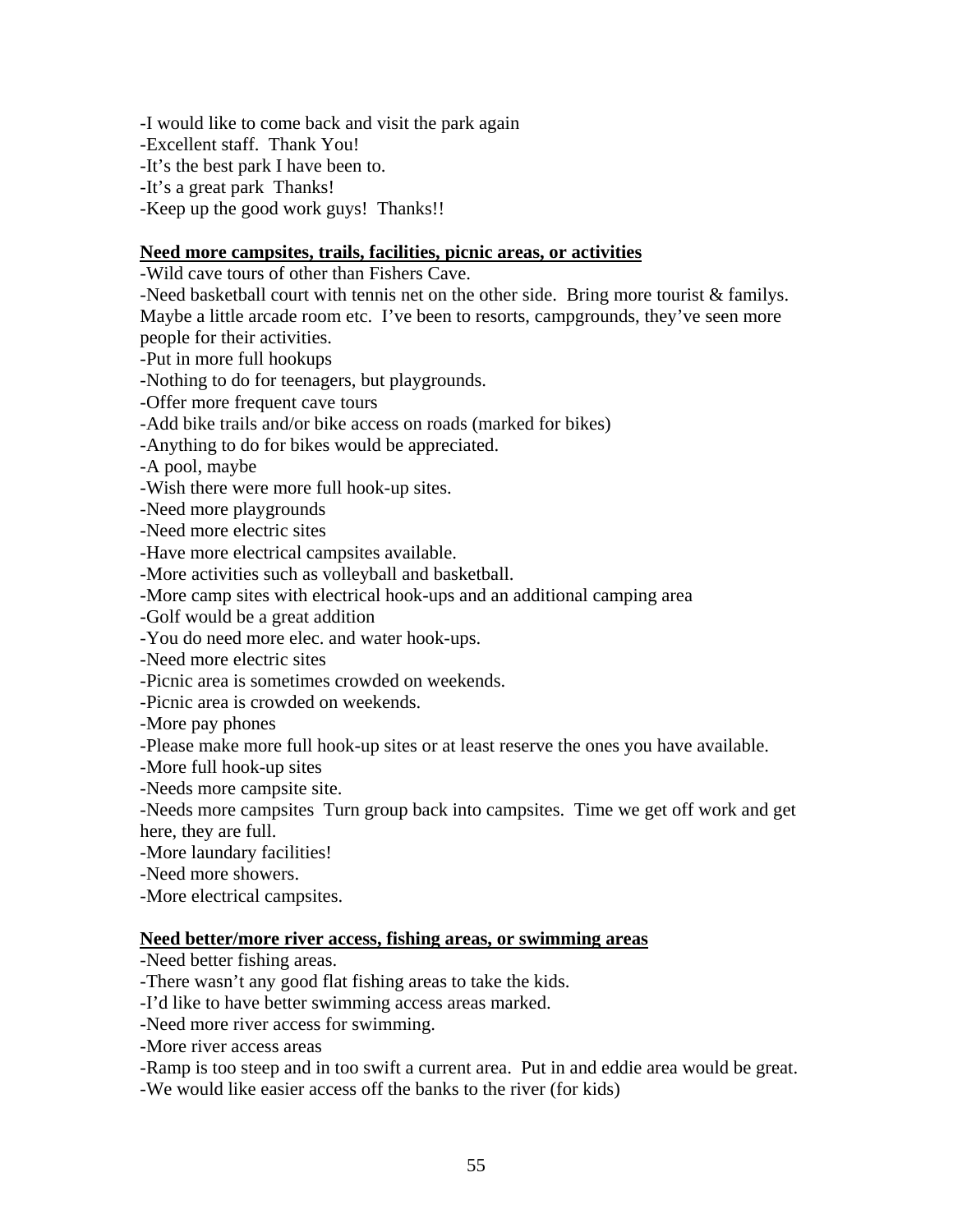-I would like to come back and visit the park again
-Excellent staff.  Thank You!
-It's the best park I have been to.
-It's a great park  Thanks!
-Keep up the good work guys!  Thanks!!

**<u>Need more campsites, trails, facilities, picnic areas, or activities</u>**

-Wild cave tours of other than Fishers Cave.
-Need basketball court with tennis net on the other side.  Bring more tourist & familys. Maybe a little arcade room etc.  I've been to resorts, campgrounds, they've seen more people for their activities.
-Put in more full hookups
-Nothing to do for teenagers, but playgrounds.
-Offer more frequent cave tours
-Add bike trails and/or bike access on roads (marked for bikes)
-Anything to do for bikes would be appreciated.
-A pool, maybe
-Wish there were more full hook-up sites.
-Need more playgrounds
-Need more electric sites
-Have more electrical campsites available.
-More activities such as volleyball and basketball.
-More camp sites with electrical hook-ups and an additional camping area
-Golf would be a great addition
-You do need more elec. and water hook-ups.
-Need more electric sites
-Picnic area is sometimes crowded on weekends.
-Picnic area is crowded on weekends.
-More pay phones
-Please make more full hook-up sites or at least reserve the ones you have available.
-More full hook-up sites
-Needs more campsite site.
-Needs more campsites  Turn group back into campsites.  Time we get off work and get here, they are full.
-More laundary facilities!
-Need more showers.
-More electrical campsites.

**<u>Need better/more river access, fishing areas, or swimming areas</u>**

-Need better fishing areas.
-There wasn't any good flat fishing areas to take the kids.
-I'd like to have better swimming access areas marked.
-Need more river access for swimming.
-More river access areas
-Ramp is too steep and in too swift a current area.  Put in and eddie area would be great.
-We would like easier access off the banks to the river (for kids)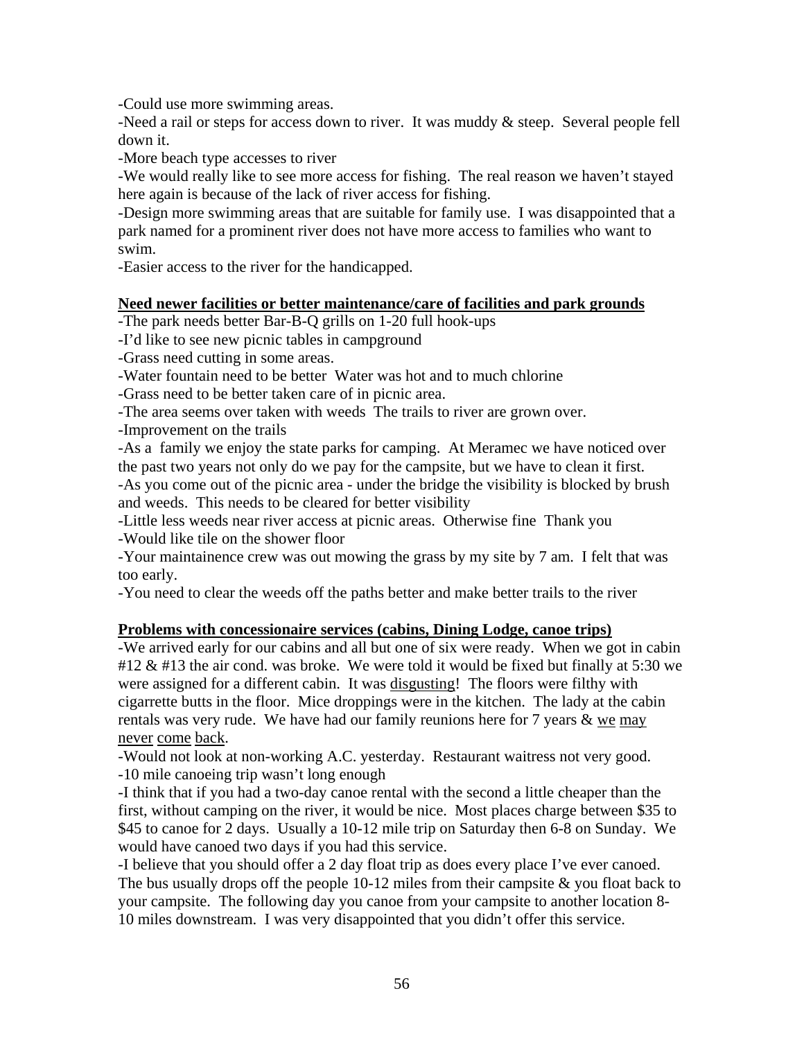-Could use more swimming areas.

-Need a rail or steps for access down to river. It was muddy & steep. Several people fell down it.

-More beach type accesses to river

-We would really like to see more access for fishing. The real reason we haven't stayed here again is because of the lack of river access for fishing.

-Design more swimming areas that are suitable for family use. I was disappointed that a park named for a prominent river does not have more access to families who want to swim.

-Easier access to the river for the handicapped.

**<u>Need newer facilities or better maintenance/care of facilities and park grounds</u>**

-The park needs better Bar-B-Q grills on 1-20 full hook-ups

-I'd like to see new picnic tables in campground

-Grass need cutting in some areas.

-Water fountain need to be better Water was hot and to much chlorine

-Grass need to be better taken care of in picnic area.

-The area seems over taken with weeds The trails to river are grown over.

-Improvement on the trails

-As a family we enjoy the state parks for camping. At Meramec we have noticed over the past two years not only do we pay for the campsite, but we have to clean it first.

-As you come out of the picnic area - under the bridge the visibility is blocked by brush and weeds. This needs to be cleared for better visibility

-Little less weeds near river access at picnic areas. Otherwise fine Thank you

-Would like tile on the shower floor

-Your maintainence crew was out mowing the grass by my site by 7 am. I felt that was too early.

-You need to clear the weeds off the paths better and make better trails to the river

**<u>Problems with concessionaire services (cabins, Dining Lodge, canoe trips)</u>**

-We arrived early for our cabins and all but one of six were ready. When we got in cabin #12 & #13 the air cond. was broke. We were told it would be fixed but finally at 5:30 we were assigned for a different cabin. It was <u>disgusting</u>! The floors were filthy with cigarrette butts in the floor. Mice droppings were in the kitchen. The lady at the cabin rentals was very rude. We have had our family reunions here for 7 years & <u>we may never come back</u>.

-Would not look at non-working A.C. yesterday. Restaurant waitress not very good.

-10 mile canoeing trip wasn't long enough

-I think that if you had a two-day canoe rental with the second a little cheaper than the first, without camping on the river, it would be nice. Most places charge between $35 to $45 to canoe for 2 days. Usually a 10-12 mile trip on Saturday then 6-8 on Sunday. We would have canoed two days if you had this service.

-I believe that you should offer a 2 day float trip as does every place I've ever canoed. The bus usually drops off the people 10-12 miles from their campsite & you float back to your campsite. The following day you canoe from your campsite to another location 8-10 miles downstream. I was very disappointed that you didn't offer this service.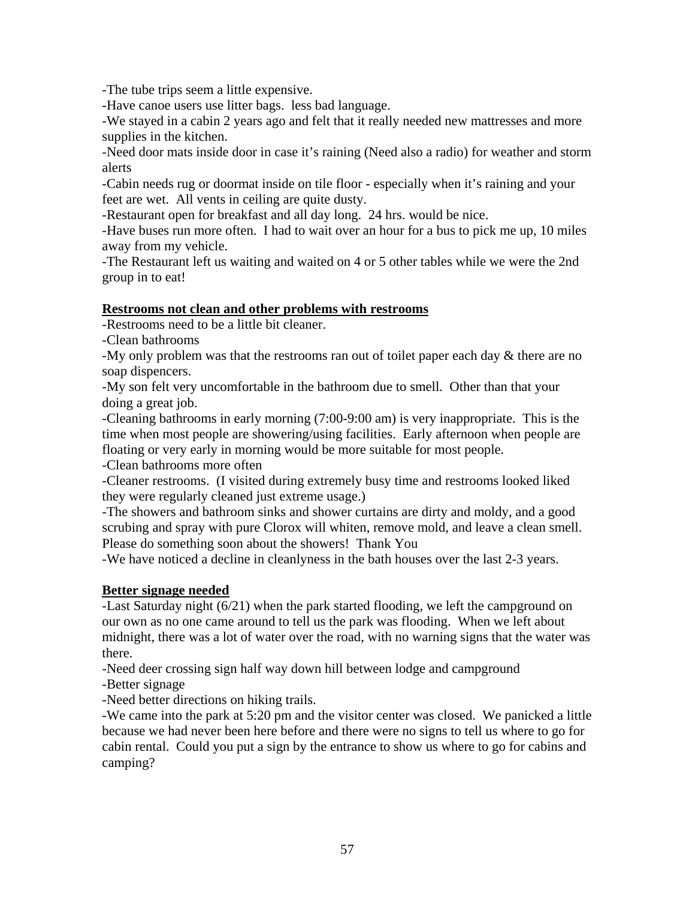-The tube trips seem a little expensive.

-Have canoe users use litter bags. less bad language.

-We stayed in a cabin 2 years ago and felt that it really needed new mattresses and more supplies in the kitchen.

-Need door mats inside door in case it's raining (Need also a radio) for weather and storm alerts

-Cabin needs rug or doormat inside on tile floor - especially when it's raining and your feet are wet. All vents in ceiling are quite dusty.

-Restaurant open for breakfast and all day long. 24 hrs. would be nice.

-Have buses run more often. I had to wait over an hour for a bus to pick me up, 10 miles away from my vehicle.

-The Restaurant left us waiting and waited on 4 or 5 other tables while we were the 2nd group in to eat!

**<u>Restrooms not clean and other problems with restrooms</u>**

-Restrooms need to be a little bit cleaner.

-Clean bathrooms

-My only problem was that the restrooms ran out of toilet paper each day & there are no soap dispencers.

-My son felt very uncomfortable in the bathroom due to smell. Other than that your doing a great job.

-Cleaning bathrooms in early morning (7:00-9:00 am) is very inappropriate. This is the time when most people are showering/using facilities. Early afternoon when people are floating or very early in morning would be more suitable for most people.

-Clean bathrooms more often

-Cleaner restrooms. (I visited during extremely busy time and restrooms looked liked they were regularly cleaned just extreme usage.)

-The showers and bathroom sinks and shower curtains are dirty and moldy, and a good scrubing and spray with pure Clorox will whiten, remove mold, and leave a clean smell. Please do something soon about the showers! Thank You

-We have noticed a decline in cleanlyness in the bath houses over the last 2-3 years.

**<u>Better signage needed</u>**

-Last Saturday night (6/21) when the park started flooding, we left the campground on our own as no one came around to tell us the park was flooding. When we left about midnight, there was a lot of water over the road, with no warning signs that the water was there.

-Need deer crossing sign half way down hill between lodge and campground

-Better signage

-Need better directions on hiking trails.

-We came into the park at 5:20 pm and the visitor center was closed. We panicked a little because we had never been here before and there were no signs to tell us where to go for cabin rental. Could you put a sign by the entrance to show us where to go for cabins and camping?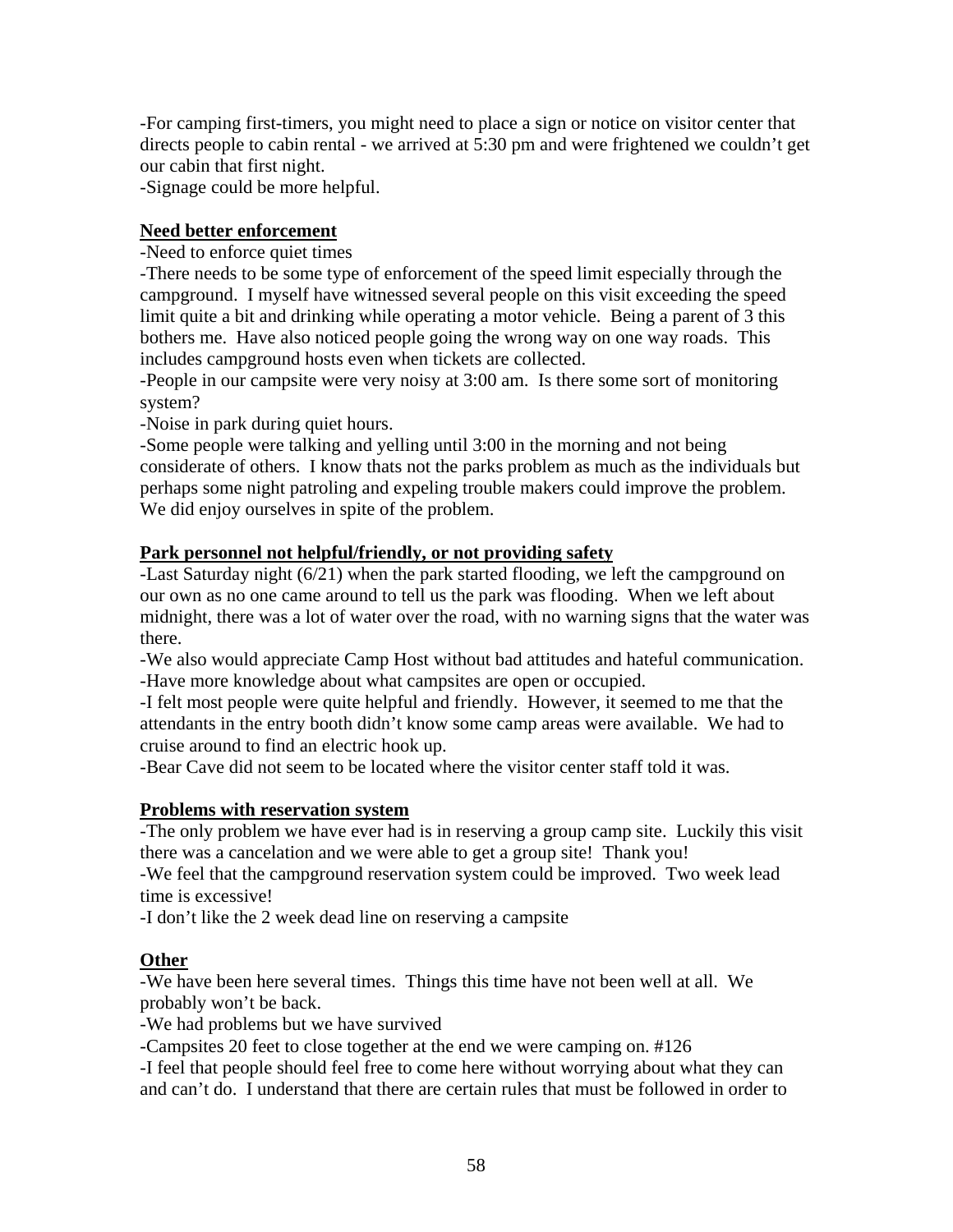-For camping first-timers, you might need to place a sign or notice on visitor center that directs people to cabin rental - we arrived at 5:30 pm and were frightened we couldn't get our cabin that first night.
-Signage could be more helpful.

**Need better enforcement**

-Need to enforce quiet times
-There needs to be some type of enforcement of the speed limit especially through the campground. I myself have witnessed several people on this visit exceeding the speed limit quite a bit and drinking while operating a motor vehicle. Being a parent of 3 this bothers me. Have also noticed people going the wrong way on one way roads. This includes campground hosts even when tickets are collected.
-People in our campsite were very noisy at 3:00 am. Is there some sort of monitoring system?
-Noise in park during quiet hours.
-Some people were talking and yelling until 3:00 in the morning and not being considerate of others. I know thats not the parks problem as much as the individuals but perhaps some night patroling and expeling trouble makers could improve the problem. We did enjoy ourselves in spite of the problem.

**Park personnel not helpful/friendly, or not providing safety**

-Last Saturday night (6/21) when the park started flooding, we left the campground on our own as no one came around to tell us the park was flooding. When we left about midnight, there was a lot of water over the road, with no warning signs that the water was there.
-We also would appreciate Camp Host without bad attitudes and hateful communication.
-Have more knowledge about what campsites are open or occupied.
-I felt most people were quite helpful and friendly. However, it seemed to me that the attendants in the entry booth didn't know some camp areas were available. We had to cruise around to find an electric hook up.
-Bear Cave did not seem to be located where the visitor center staff told it was.

**Problems with reservation system**

-The only problem we have ever had is in reserving a group camp site. Luckily this visit there was a cancelation and we were able to get a group site! Thank you!
-We feel that the campground reservation system could be improved. Two week lead time is excessive!
-I don't like the 2 week dead line on reserving a campsite

**Other**

-We have been here several times. Things this time have not been well at all. We probably won't be back.
-We had problems but we have survived
-Campsites 20 feet to close together at the end we were camping on. #126
-I feel that people should feel free to come here without worrying about what they can and can't do. I understand that there are certain rules that must be followed in order to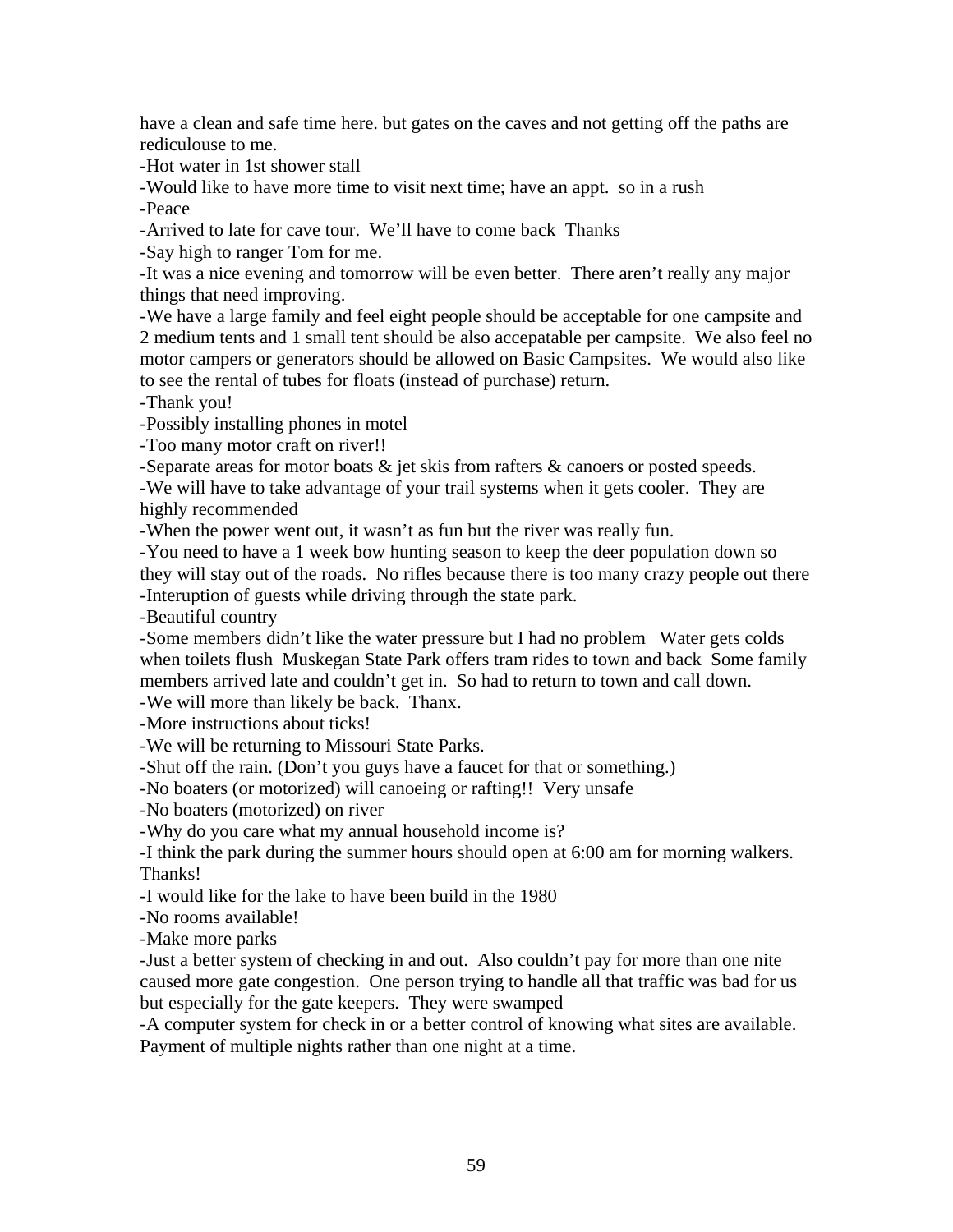have a clean and safe time here. but gates on the caves and not getting off the paths are rediculouse to me.

-Hot water in 1st shower stall

-Would like to have more time to visit next time; have an appt. so in a rush

-Peace

-Arrived to late for cave tour. We'll have to come back Thanks

-Say high to ranger Tom for me.

-It was a nice evening and tomorrow will be even better. There aren't really any major things that need improving.

-We have a large family and feel eight people should be acceptable for one campsite and 2 medium tents and 1 small tent should be also accepatable per campsite. We also feel no motor campers or generators should be allowed on Basic Campsites. We would also like to see the rental of tubes for floats (instead of purchase) return.

-Thank you!

-Possibly installing phones in motel

-Too many motor craft on river!!

-Separate areas for motor boats & jet skis from rafters & canoers or posted speeds.

-We will have to take advantage of your trail systems when it gets cooler. They are highly recommended

-When the power went out, it wasn't as fun but the river was really fun.

-You need to have a 1 week bow hunting season to keep the deer population down so they will stay out of the roads. No rifles because there is too many crazy people out there

-Interuption of guests while driving through the state park.

-Beautiful country

-Some members didn't like the water pressure but I had no problem Water gets colds when toilets flush Muskegan State Park offers tram rides to town and back Some family members arrived late and couldn't get in. So had to return to town and call down.

-We will more than likely be back. Thanx.

-More instructions about ticks!

-We will be returning to Missouri State Parks.

-Shut off the rain. (Don't you guys have a faucet for that or something.)

-No boaters (or motorized) will canoeing or rafting!! Very unsafe

-No boaters (motorized) on river

-Why do you care what my annual household income is?

-I think the park during the summer hours should open at 6:00 am for morning walkers. Thanks!

-I would like for the lake to have been build in the 1980

-No rooms available!

-Make more parks

-Just a better system of checking in and out. Also couldn't pay for more than one nite caused more gate congestion. One person trying to handle all that traffic was bad for us but especially for the gate keepers. They were swamped

-A computer system for check in or a better control of knowing what sites are available. Payment of multiple nights rather than one night at a time.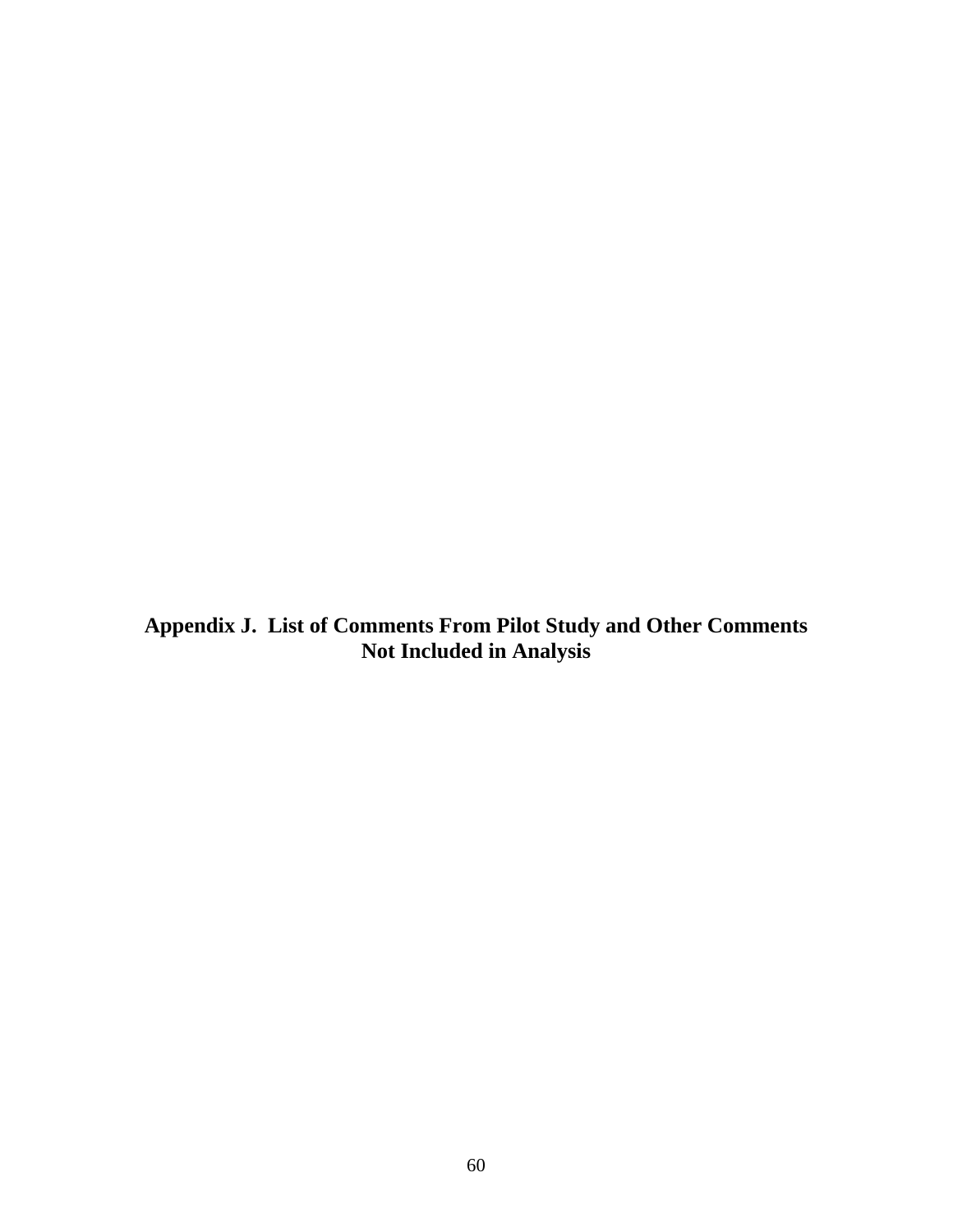# Appendix J. List of Comments From Pilot Study and Other Comments Not Included in Analysis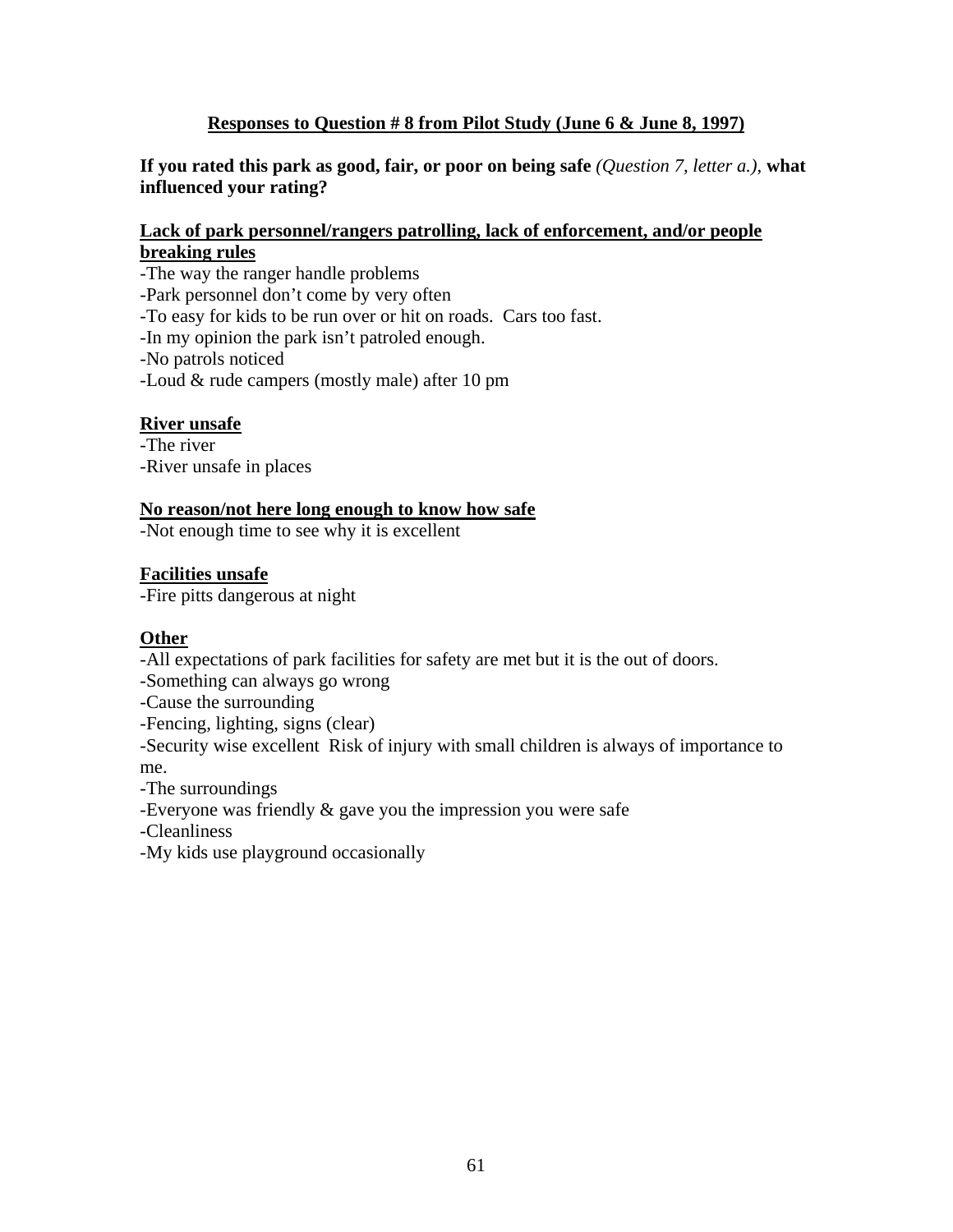## Responses to Question # 8 from Pilot Study (June 6 & June 8, 1997)

**If you rated this park as good, fair, or poor on being safe** *(Question 7, letter a.),* **what influenced your rating?**

**Lack of park personnel/rangers patrolling, lack of enforcement, and/or people breaking rules**

-The way the ranger handle problems
-Park personnel don't come by very often
-To easy for kids to be run over or hit on roads. Cars too fast.
-In my opinion the park isn't patroled enough.
-No patrols noticed
-Loud & rude campers (mostly male) after 10 pm

**River unsafe**

-The river
-River unsafe in places

**No reason/not here long enough to know how safe**

-Not enough time to see why it is excellent

**Facilities unsafe**

-Fire pitts dangerous at night

**Other**

-All expectations of park facilities for safety are met but it is the out of doors.
-Something can always go wrong
-Cause the surrounding
-Fencing, lighting, signs (clear)
-Security wise excellent Risk of injury with small children is always of importance to me.
-The surroundings
-Everyone was friendly & gave you the impression you were safe
-Cleanliness
-My kids use playground occasionally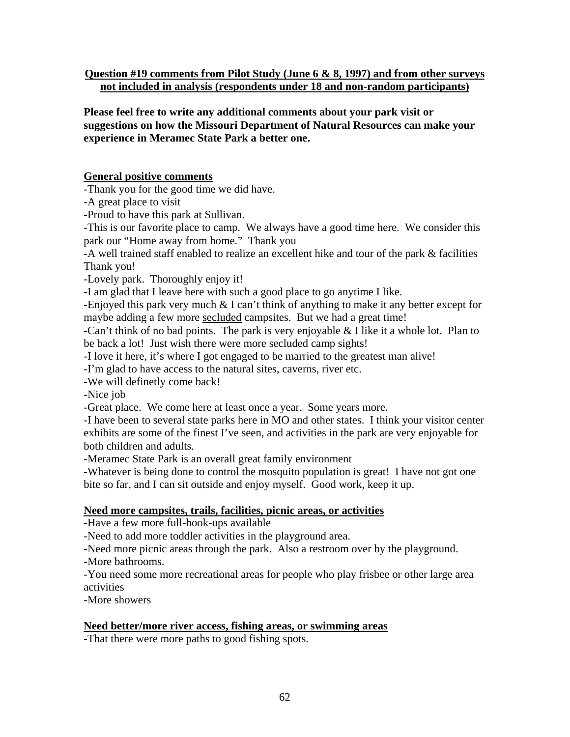**Question #19 comments from Pilot Study (June 6 & 8, 1997) and from other surveys not included in analysis (respondents under 18 and non-random participants)**

**Please feel free to write any additional comments about your park visit or suggestions on how the Missouri Department of Natural Resources can make your experience in Meramec State Park a better one.**

**General positive comments**

-Thank you for the good time we did have.

-A great place to visit

-Proud to have this park at Sullivan.

-This is our favorite place to camp. We always have a good time here. We consider this park our "Home away from home." Thank you

-A well trained staff enabled to realize an excellent hike and tour of the park & facilities Thank you!

-Lovely park. Thoroughly enjoy it!

-I am glad that I leave here with such a good place to go anytime I like.

-Enjoyed this park very much & I can't think of anything to make it any better except for maybe adding a few more secluded campsites. But we had a great time!

-Can't think of no bad points. The park is very enjoyable & I like it a whole lot. Plan to be back a lot! Just wish there were more secluded camp sights!

-I love it here, it's where I got engaged to be married to the greatest man alive!

-I'm glad to have access to the natural sites, caverns, river etc.

-We will definetly come back!

-Nice job

-Great place. We come here at least once a year. Some years more.

-I have been to several state parks here in MO and other states. I think your visitor center exhibits are some of the finest I've seen, and activities in the park are very enjoyable for both children and adults.

-Meramec State Park is an overall great family environment

-Whatever is being done to control the mosquito population is great! I have not got one bite so far, and I can sit outside and enjoy myself. Good work, keep it up.

**Need more campsites, trails, facilities, picnic areas, or activities**

-Have a few more full-hook-ups available

-Need to add more toddler activities in the playground area.

-Need more picnic areas through the park. Also a restroom over by the playground.

-More bathrooms.

-You need some more recreational areas for people who play frisbee or other large area activities

-More showers

**Need better/more river access, fishing areas, or swimming areas**

-That there were more paths to good fishing spots.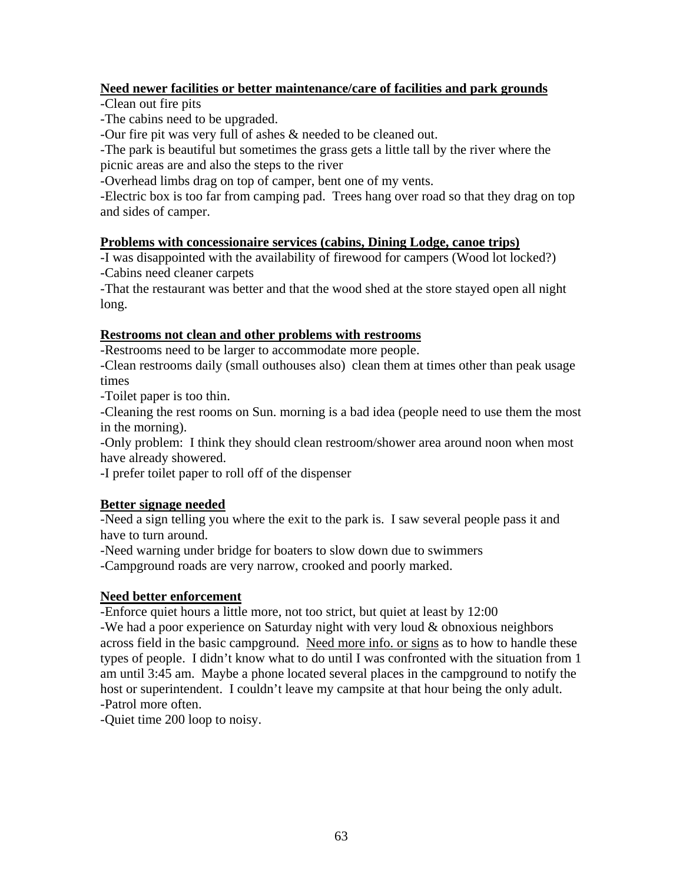**<u>Need newer facilities or better maintenance/care of facilities and park grounds</u>**

-Clean out fire pits

-The cabins need to be upgraded.

-Our fire pit was very full of ashes & needed to be cleaned out.

-The park is beautiful but sometimes the grass gets a little tall by the river where the picnic areas are and also the steps to the river

-Overhead limbs drag on top of camper, bent one of my vents.

-Electric box is too far from camping pad. Trees hang over road so that they drag on top and sides of camper.

**<u>Problems with concessionaire services (cabins, Dining Lodge, canoe trips)</u>**

-I was disappointed with the availability of firewood for campers (Wood lot locked?)

-Cabins need cleaner carpets

-That the restaurant was better and that the wood shed at the store stayed open all night long.

**<u>Restrooms not clean and other problems with restrooms</u>**

-Restrooms need to be larger to accommodate more people.

-Clean restrooms daily (small outhouses also) clean them at times other than peak usage times

-Toilet paper is too thin.

-Cleaning the rest rooms on Sun. morning is a bad idea (people need to use them the most in the morning).

-Only problem: I think they should clean restroom/shower area around noon when most have already showered.

-I prefer toilet paper to roll off of the dispenser

**<u>Better signage needed</u>**

-Need a sign telling you where the exit to the park is. I saw several people pass it and have to turn around.

-Need warning under bridge for boaters to slow down due to swimmers

-Campground roads are very narrow, crooked and poorly marked.

**<u>Need better enforcement</u>**

-Enforce quiet hours a little more, not too strict, but quiet at least by 12:00

-We had a poor experience on Saturday night with very loud & obnoxious neighbors across field in the basic campground. <u>Need more info. or signs</u> as to how to handle these types of people. I didn't know what to do until I was confronted with the situation from 1 am until 3:45 am. Maybe a phone located several places in the campground to notify the host or superintendent. I couldn't leave my campsite at that hour being the only adult.

-Patrol more often.

-Quiet time 200 loop to noisy.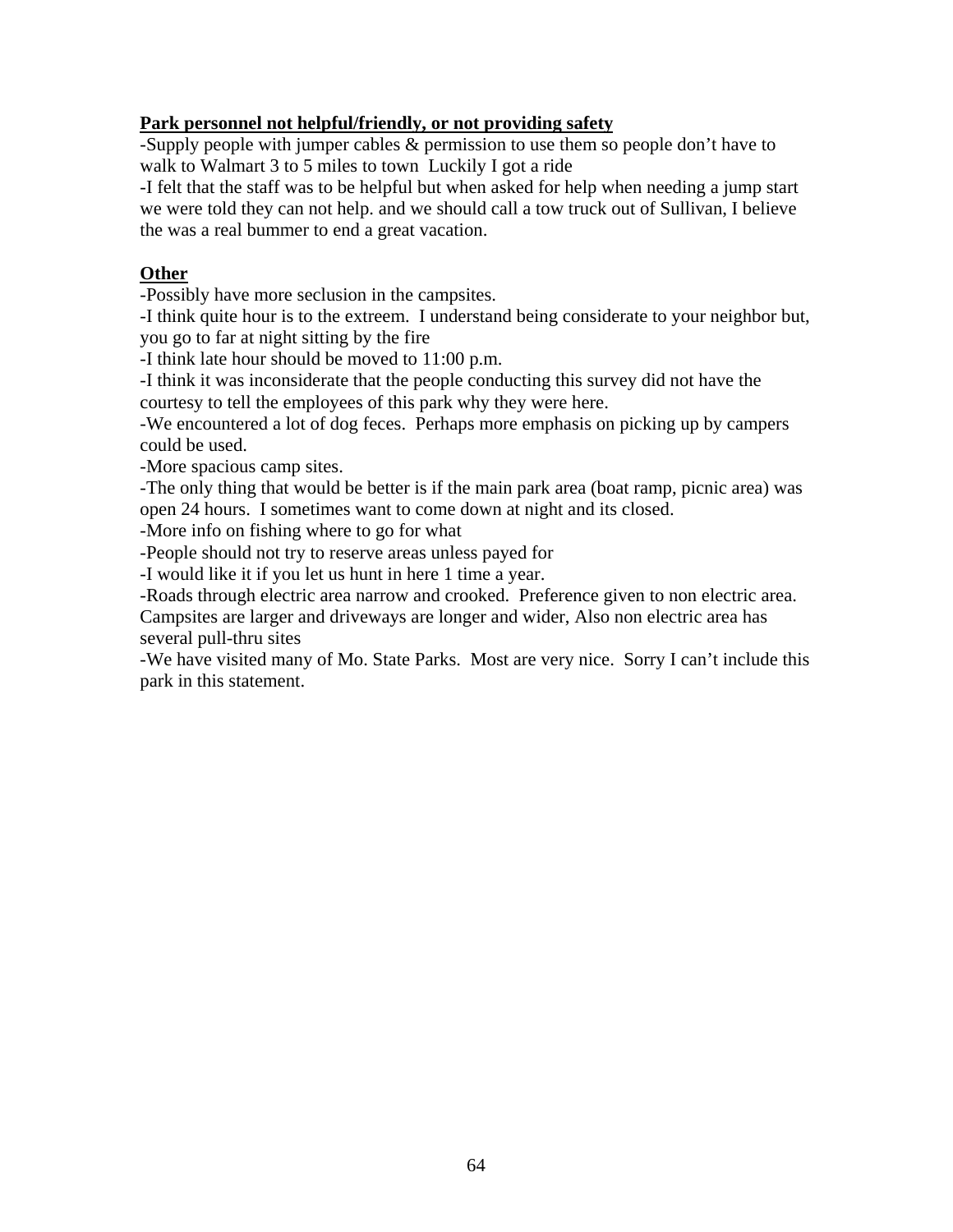**Park personnel not helpful/friendly, or not providing safety**

-Supply people with jumper cables & permission to use them so people don't have to walk to Walmart 3 to 5 miles to town  Luckily I got a ride

-I felt that the staff was to be helpful but when asked for help when needing a jump start we were told they can not help. and we should call a tow truck out of Sullivan, I believe the was a real bummer to end a great vacation.

**Other**

-Possibly have more seclusion in the campsites.

-I think quite hour is to the extreem.  I understand being considerate to your neighbor but, you go to far at night sitting by the fire

-I think late hour should be moved to 11:00 p.m.

-I think it was inconsiderate that the people conducting this survey did not have the courtesy to tell the employees of this park why they were here.

-We encountered a lot of dog feces.  Perhaps more emphasis on picking up by campers could be used.

-More spacious camp sites.

-The only thing that would be better is if the main park area (boat ramp, picnic area) was open 24 hours.  I sometimes want to come down at night and its closed.

-More info on fishing where to go for what

-People should not try to reserve areas unless payed for

-I would like it if you let us hunt in here 1 time a year.

-Roads through electric area narrow and crooked.  Preference given to non electric area. Campsites are larger and driveways are longer and wider, Also non electric area has several pull-thru sites

-We have visited many of Mo. State Parks.  Most are very nice.  Sorry I can't include this park in this statement.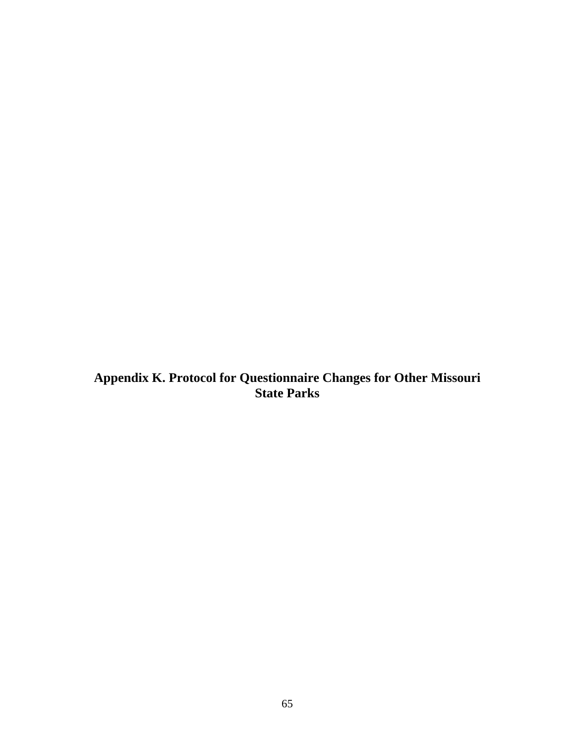# Appendix K. Protocol for Questionnaire Changes for Other Missouri State Parks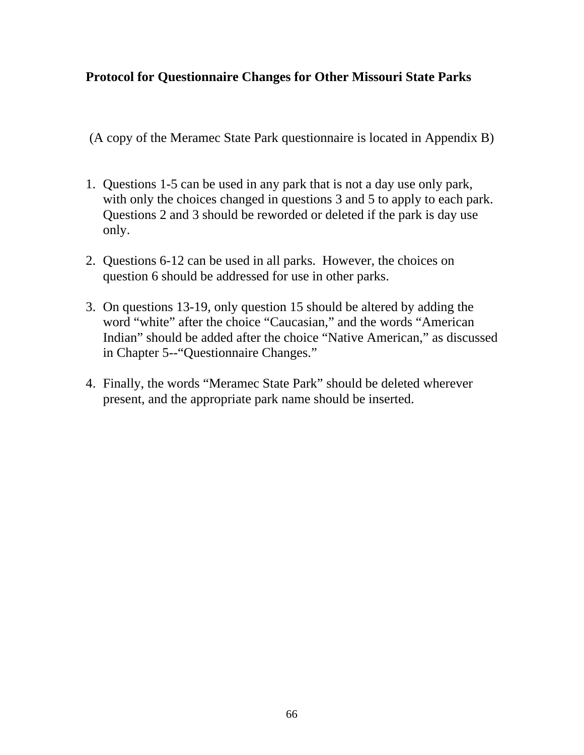**Protocol for Questionnaire Changes for Other Missouri State Parks**

(A copy of the Meramec State Park questionnaire is located in Appendix B)

1. Questions 1-5 can be used in any park that is not a day use only park, with only the choices changed in questions 3 and 5 to apply to each park. Questions 2 and 3 should be reworded or deleted if the park is day use only.

2. Questions 6-12 can be used in all parks. However, the choices on question 6 should be addressed for use in other parks.

3. On questions 13-19, only question 15 should be altered by adding the word "white" after the choice "Caucasian," and the words "American Indian" should be added after the choice "Native American," as discussed in Chapter 5--"Questionnaire Changes."

4. Finally, the words "Meramec State Park" should be deleted wherever present, and the appropriate park name should be inserted.